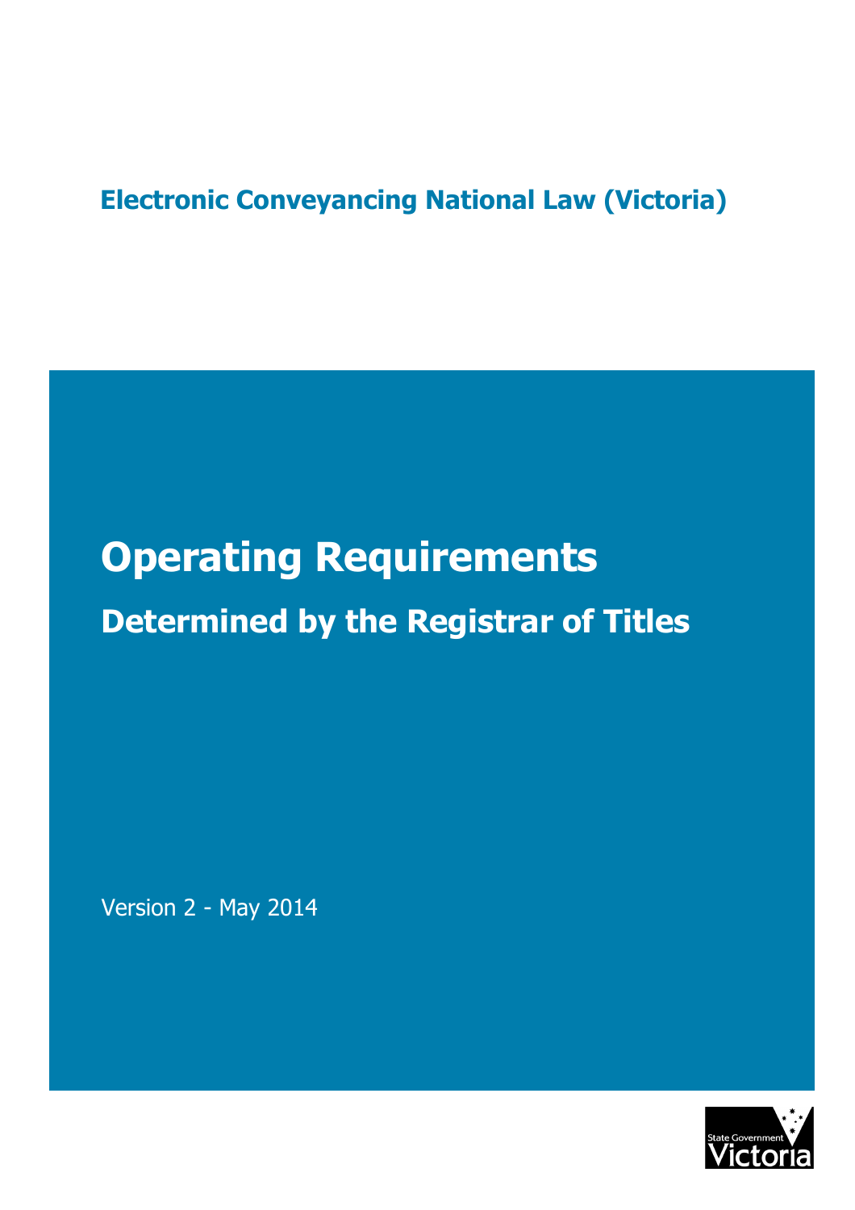**Electronic Conveyancing National Law (Victoria)**

# Operating Requirements

## Determined by the Registrar of Titles

Version 2 - May 2014

State Government Victoria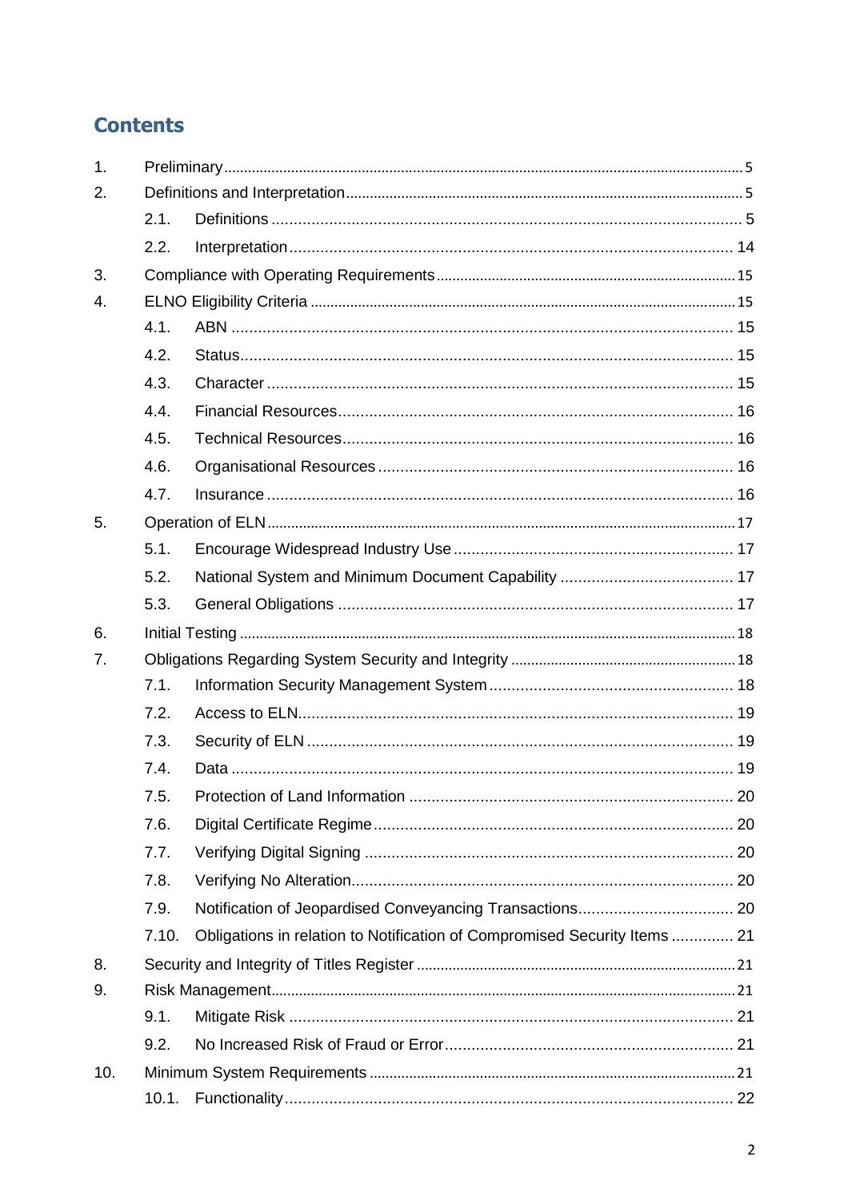# Contents

1. Preliminary ........ 5
2. Definitions and Interpretation ........ 5
   - 2.1. Definitions ........ 5
   - 2.2. Interpretation ........ 14
3. Compliance with Operating Requirements ........ 15
4. ELNO Eligibility Criteria ........ 15
   - 4.1. ABN ........ 15
   - 4.2. Status ........ 15
   - 4.3. Character ........ 15
   - 4.4. Financial Resources ........ 16
   - 4.5. Technical Resources ........ 16
   - 4.6. Organisational Resources ........ 16
   - 4.7. Insurance ........ 16
5. Operation of ELN ........ 17
   - 5.1. Encourage Widespread Industry Use ........ 17
   - 5.2. National System and Minimum Document Capability ........ 17
   - 5.3. General Obligations ........ 17
6. Initial Testing ........ 18
7. Obligations Regarding System Security and Integrity ........ 18
   - 7.1. Information Security Management System ........ 18
   - 7.2. Access to ELN ........ 19
   - 7.3. Security of ELN ........ 19
   - 7.4. Data ........ 19
   - 7.5. Protection of Land Information ........ 20
   - 7.6. Digital Certificate Regime ........ 20
   - 7.7. Verifying Digital Signing ........ 20
   - 7.8. Verifying No Alteration ........ 20
   - 7.9. Notification of Jeopardised Conveyancing Transactions ........ 20
   - 7.10. Obligations in relation to Notification of Compromised Security Items ........ 21
8. Security and Integrity of Titles Register ........ 21
9. Risk Management ........ 21
   - 9.1. Mitigate Risk ........ 21
   - 9.2. No Increased Risk of Fraud or Error ........ 21
10. Minimum System Requirements ........ 21
    - 10.1. Functionality ........ 22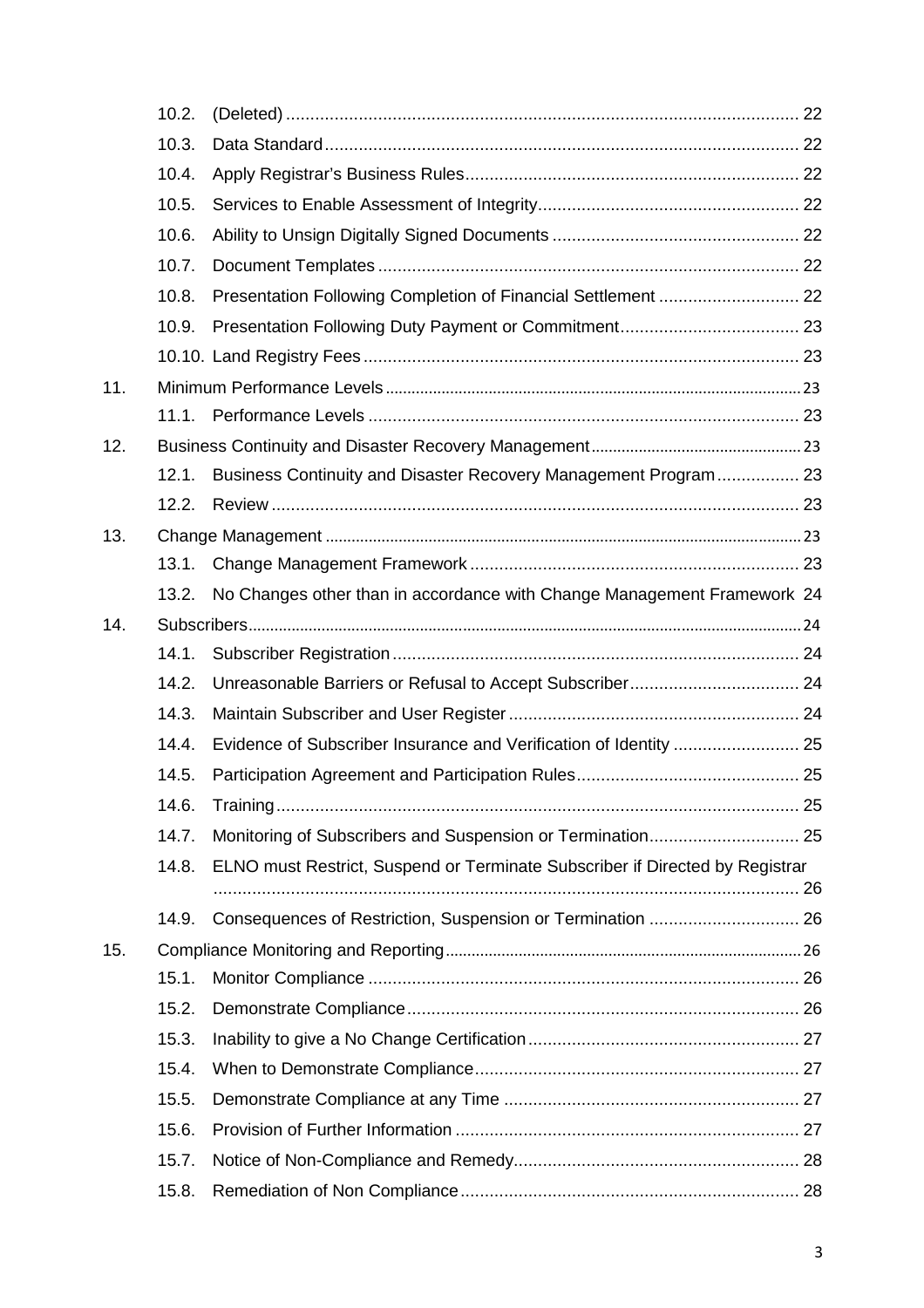| | | | |
|---|---|---|---|
| | 10.2. | (Deleted) | 22 |
| | 10.3. | Data Standard | 22 |
| | 10.4. | Apply Registrar's Business Rules | 22 |
| | 10.5. | Services to Enable Assessment of Integrity | 22 |
| | 10.6. | Ability to Unsign Digitally Signed Documents | 22 |
| | 10.7. | Document Templates | 22 |
| | 10.8. | Presentation Following Completion of Financial Settlement | 22 |
| | 10.9. | Presentation Following Duty Payment or Commitment | 23 |
| | 10.10. | Land Registry Fees | 23 |
| 11. | Minimum Performance Levels | | 23 |
| | 11.1. | Performance Levels | 23 |
| 12. | Business Continuity and Disaster Recovery Management | | 23 |
| | 12.1. | Business Continuity and Disaster Recovery Management Program | 23 |
| | 12.2. | Review | 23 |
| 13. | Change Management | | 23 |
| | 13.1. | Change Management Framework | 23 |
| | 13.2. | No Changes other than in accordance with Change Management Framework | 24 |
| 14. | Subscribers | | 24 |
| | 14.1. | Subscriber Registration | 24 |
| | 14.2. | Unreasonable Barriers or Refusal to Accept Subscriber | 24 |
| | 14.3. | Maintain Subscriber and User Register | 24 |
| | 14.4. | Evidence of Subscriber Insurance and Verification of Identity | 25 |
| | 14.5. | Participation Agreement and Participation Rules | 25 |
| | 14.6. | Training | 25 |
| | 14.7. | Monitoring of Subscribers and Suspension or Termination | 25 |
| | 14.8. | ELNO must Restrict, Suspend or Terminate Subscriber if Directed by Registrar | 26 |
| | 14.9. | Consequences of Restriction, Suspension or Termination | 26 |
| 15. | Compliance Monitoring and Reporting | | 26 |
| | 15.1. | Monitor Compliance | 26 |
| | 15.2. | Demonstrate Compliance | 26 |
| | 15.3. | Inability to give a No Change Certification | 27 |
| | 15.4. | When to Demonstrate Compliance | 27 |
| | 15.5. | Demonstrate Compliance at any Time | 27 |
| | 15.6. | Provision of Further Information | 27 |
| | 15.7. | Notice of Non-Compliance and Remedy | 28 |
| | 15.8. | Remediation of Non Compliance | 28 |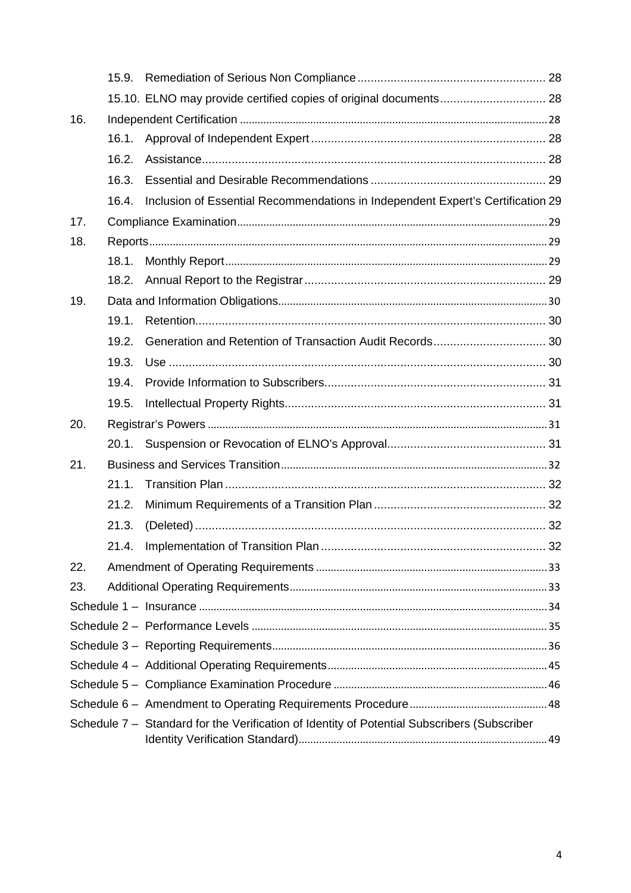| | | |
|---|---|---|
| 15.9. | Remediation of Serious Non Compliance | 28 |
| 15.10. | ELNO may provide certified copies of original documents | 28 |
| 16. | Independent Certification | 28 |
| 16.1. | Approval of Independent Expert | 28 |
| 16.2. | Assistance | 28 |
| 16.3. | Essential and Desirable Recommendations | 29 |
| 16.4. | Inclusion of Essential Recommendations in Independent Expert's Certification | 29 |
| 17. | Compliance Examination | 29 |
| 18. | Reports | 29 |
| 18.1. | Monthly Report | 29 |
| 18.2. | Annual Report to the Registrar | 29 |
| 19. | Data and Information Obligations | 30 |
| 19.1. | Retention | 30 |
| 19.2. | Generation and Retention of Transaction Audit Records | 30 |
| 19.3. | Use | 30 |
| 19.4. | Provide Information to Subscribers | 31 |
| 19.5. | Intellectual Property Rights | 31 |
| 20. | Registrar's Powers | 31 |
| 20.1. | Suspension or Revocation of ELNO's Approval | 31 |
| 21. | Business and Services Transition | 32 |
| 21.1. | Transition Plan | 32 |
| 21.2. | Minimum Requirements of a Transition Plan | 32 |
| 21.3. | (Deleted) | 32 |
| 21.4. | Implementation of Transition Plan | 32 |
| 22. | Amendment of Operating Requirements | 33 |
| 23. | Additional Operating Requirements | 33 |
| Schedule 1 – | Insurance | 34 |
| Schedule 2 – | Performance Levels | 35 |
| Schedule 3 – | Reporting Requirements | 36 |
| Schedule 4 – | Additional Operating Requirements | 45 |
| Schedule 5 – | Compliance Examination Procedure | 46 |
| Schedule 6 – | Amendment to Operating Requirements Procedure | 48 |
| Schedule 7 – | Standard for the Verification of Identity of Potential Subscribers (Subscriber Identity Verification Standard) | 49 |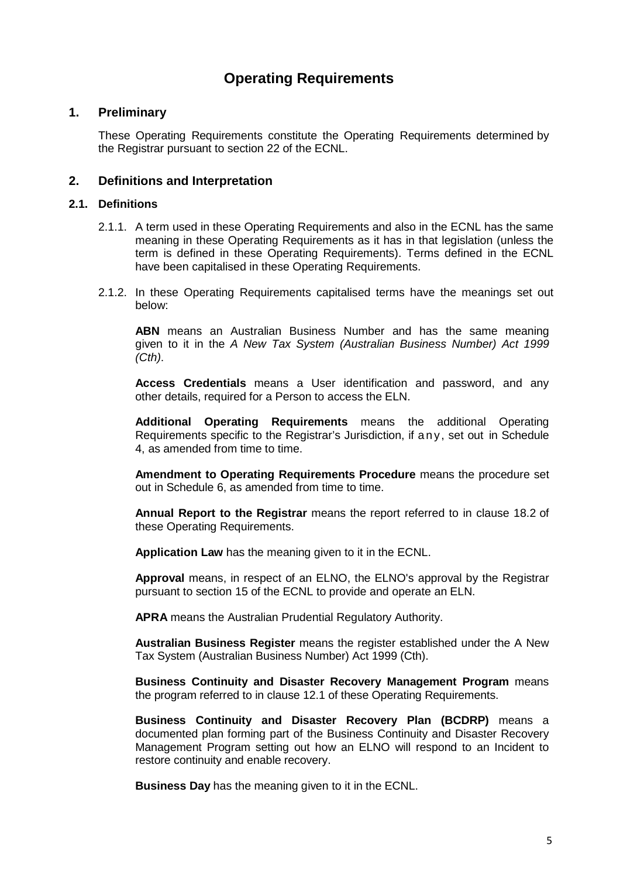# Operating Requirements

## 1. Preliminary

These Operating Requirements constitute the Operating Requirements determined by the Registrar pursuant to section 22 of the ECNL.

## 2. Definitions and Interpretation

### 2.1. Definitions

2.1.1. A term used in these Operating Requirements and also in the ECNL has the same meaning in these Operating Requirements as it has in that legislation (unless the term is defined in these Operating Requirements). Terms defined in the ECNL have been capitalised in these Operating Requirements.

2.1.2. In these Operating Requirements capitalised terms have the meanings set out below:

**ABN** means an Australian Business Number and has the same meaning given to it in the *A New Tax System (Australian Business Number) Act 1999 (Cth)*.

**Access Credentials** means a User identification and password, and any other details, required for a Person to access the ELN.

**Additional Operating Requirements** means the additional Operating Requirements specific to the Registrar's Jurisdiction, if any, set out in Schedule 4, as amended from time to time.

**Amendment to Operating Requirements Procedure** means the procedure set out in Schedule 6, as amended from time to time.

**Annual Report to the Registrar** means the report referred to in clause 18.2 of these Operating Requirements.

**Application Law** has the meaning given to it in the ECNL.

**Approval** means, in respect of an ELNO, the ELNO's approval by the Registrar pursuant to section 15 of the ECNL to provide and operate an ELN.

**APRA** means the Australian Prudential Regulatory Authority.

**Australian Business Register** means the register established under the A New Tax System (Australian Business Number) Act 1999 (Cth).

**Business Continuity and Disaster Recovery Management Program** means the program referred to in clause 12.1 of these Operating Requirements.

**Business Continuity and Disaster Recovery Plan (BCDRP)** means a documented plan forming part of the Business Continuity and Disaster Recovery Management Program setting out how an ELNO will respond to an Incident to restore continuity and enable recovery.

**Business Day** has the meaning given to it in the ECNL.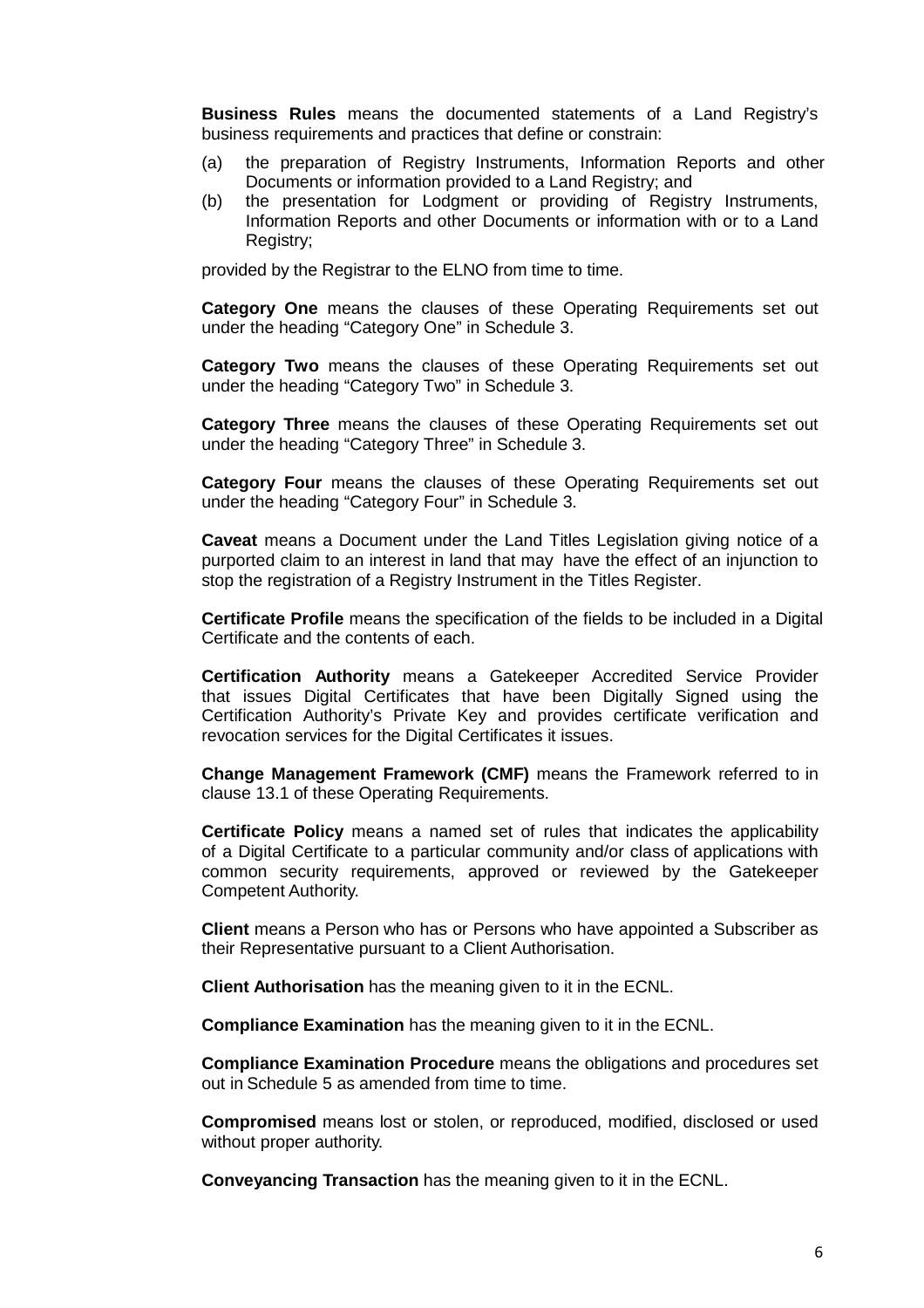**Business Rules** means the documented statements of a Land Registry's business requirements and practices that define or constrain:

(a) the preparation of Registry Instruments, Information Reports and other Documents or information provided to a Land Registry; and

(b) the presentation for Lodgment or providing of Registry Instruments, Information Reports and other Documents or information with or to a Land Registry;

provided by the Registrar to the ELNO from time to time.

**Category One** means the clauses of these Operating Requirements set out under the heading "Category One" in Schedule 3.

**Category Two** means the clauses of these Operating Requirements set out under the heading "Category Two" in Schedule 3.

**Category Three** means the clauses of these Operating Requirements set out under the heading "Category Three" in Schedule 3.

**Category Four** means the clauses of these Operating Requirements set out under the heading "Category Four" in Schedule 3.

**Caveat** means a Document under the Land Titles Legislation giving notice of a purported claim to an interest in land that may have the effect of an injunction to stop the registration of a Registry Instrument in the Titles Register.

**Certificate Profile** means the specification of the fields to be included in a Digital Certificate and the contents of each.

**Certification Authority** means a Gatekeeper Accredited Service Provider that issues Digital Certificates that have been Digitally Signed using the Certification Authority's Private Key and provides certificate verification and revocation services for the Digital Certificates it issues.

**Change Management Framework (CMF)** means the Framework referred to in clause 13.1 of these Operating Requirements.

**Certificate Policy** means a named set of rules that indicates the applicability of a Digital Certificate to a particular community and/or class of applications with common security requirements, approved or reviewed by the Gatekeeper Competent Authority.

**Client** means a Person who has or Persons who have appointed a Subscriber as their Representative pursuant to a Client Authorisation.

**Client Authorisation** has the meaning given to it in the ECNL.

**Compliance Examination** has the meaning given to it in the ECNL.

**Compliance Examination Procedure** means the obligations and procedures set out in Schedule 5 as amended from time to time.

**Compromised** means lost or stolen, or reproduced, modified, disclosed or used without proper authority.

**Conveyancing Transaction** has the meaning given to it in the ECNL.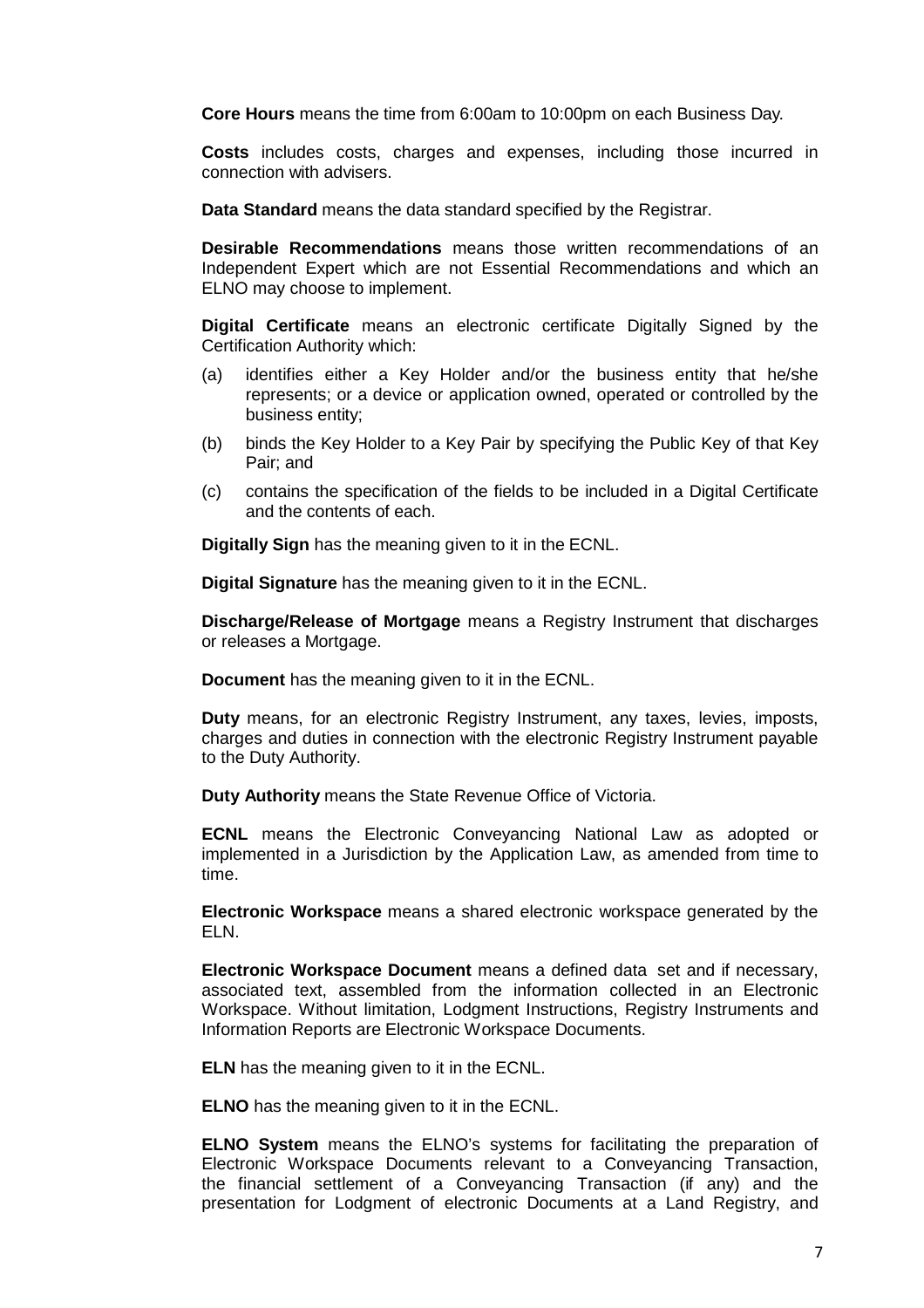**Core Hours** means the time from 6:00am to 10:00pm on each Business Day.

**Costs** includes costs, charges and expenses, including those incurred in connection with advisers.

**Data Standard** means the data standard specified by the Registrar.

**Desirable Recommendations** means those written recommendations of an Independent Expert which are not Essential Recommendations and which an ELNO may choose to implement.

**Digital Certificate** means an electronic certificate Digitally Signed by the Certification Authority which:

(a) identifies either a Key Holder and/or the business entity that he/she represents; or a device or application owned, operated or controlled by the business entity;

(b) binds the Key Holder to a Key Pair by specifying the Public Key of that Key Pair; and

(c) contains the specification of the fields to be included in a Digital Certificate and the contents of each.

**Digitally Sign** has the meaning given to it in the ECNL.

**Digital Signature** has the meaning given to it in the ECNL.

**Discharge/Release of Mortgage** means a Registry Instrument that discharges or releases a Mortgage.

**Document** has the meaning given to it in the ECNL.

**Duty** means, for an electronic Registry Instrument, any taxes, levies, imposts, charges and duties in connection with the electronic Registry Instrument payable to the Duty Authority.

**Duty Authority** means the State Revenue Office of Victoria.

**ECNL** means the Electronic Conveyancing National Law as adopted or implemented in a Jurisdiction by the Application Law, as amended from time to time.

**Electronic Workspace** means a shared electronic workspace generated by the ELN.

**Electronic Workspace Document** means a defined data set and if necessary, associated text, assembled from the information collected in an Electronic Workspace. Without limitation, Lodgment Instructions, Registry Instruments and Information Reports are Electronic Workspace Documents.

**ELN** has the meaning given to it in the ECNL.

**ELNO** has the meaning given to it in the ECNL.

**ELNO System** means the ELNO's systems for facilitating the preparation of Electronic Workspace Documents relevant to a Conveyancing Transaction, the financial settlement of a Conveyancing Transaction (if any) and the presentation for Lodgment of electronic Documents at a Land Registry, and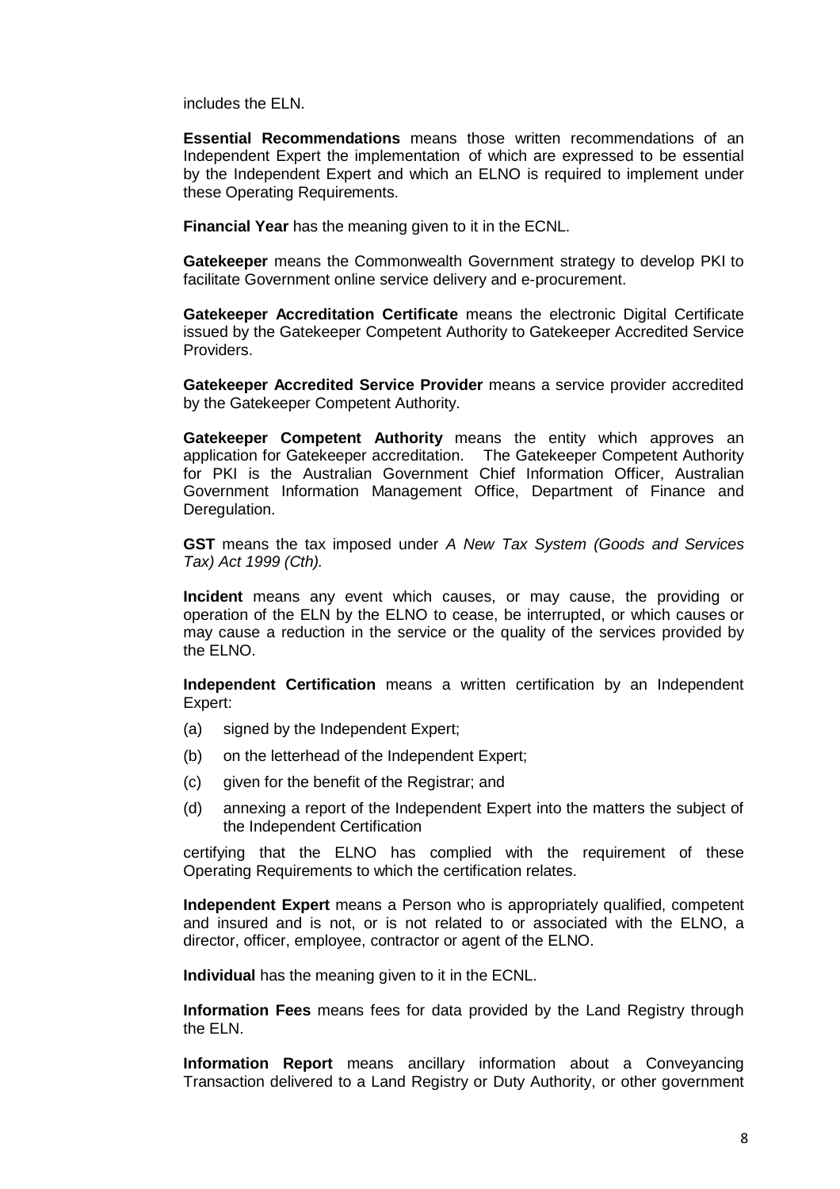includes the ELN.

**Essential Recommendations** means those written recommendations of an Independent Expert the implementation of which are expressed to be essential by the Independent Expert and which an ELNO is required to implement under these Operating Requirements.

**Financial Year** has the meaning given to it in the ECNL.

**Gatekeeper** means the Commonwealth Government strategy to develop PKI to facilitate Government online service delivery and e-procurement.

**Gatekeeper Accreditation Certificate** means the electronic Digital Certificate issued by the Gatekeeper Competent Authority to Gatekeeper Accredited Service Providers.

**Gatekeeper Accredited Service Provider** means a service provider accredited by the Gatekeeper Competent Authority.

**Gatekeeper Competent Authority** means the entity which approves an application for Gatekeeper accreditation. The Gatekeeper Competent Authority for PKI is the Australian Government Chief Information Officer, Australian Government Information Management Office, Department of Finance and Deregulation.

**GST** means the tax imposed under *A New Tax System (Goods and Services Tax) Act 1999 (Cth).*

**Incident** means any event which causes, or may cause, the providing or operation of the ELN by the ELNO to cease, be interrupted, or which causes or may cause a reduction in the service or the quality of the services provided by the ELNO.

**Independent Certification** means a written certification by an Independent Expert:

(a) signed by the Independent Expert;

(b) on the letterhead of the Independent Expert;

(c) given for the benefit of the Registrar; and

(d) annexing a report of the Independent Expert into the matters the subject of the Independent Certification

certifying that the ELNO has complied with the requirement of these Operating Requirements to which the certification relates.

**Independent Expert** means a Person who is appropriately qualified, competent and insured and is not, or is not related to or associated with the ELNO, a director, officer, employee, contractor or agent of the ELNO.

**Individual** has the meaning given to it in the ECNL.

**Information Fees** means fees for data provided by the Land Registry through the ELN.

**Information Report** means ancillary information about a Conveyancing Transaction delivered to a Land Registry or Duty Authority, or other government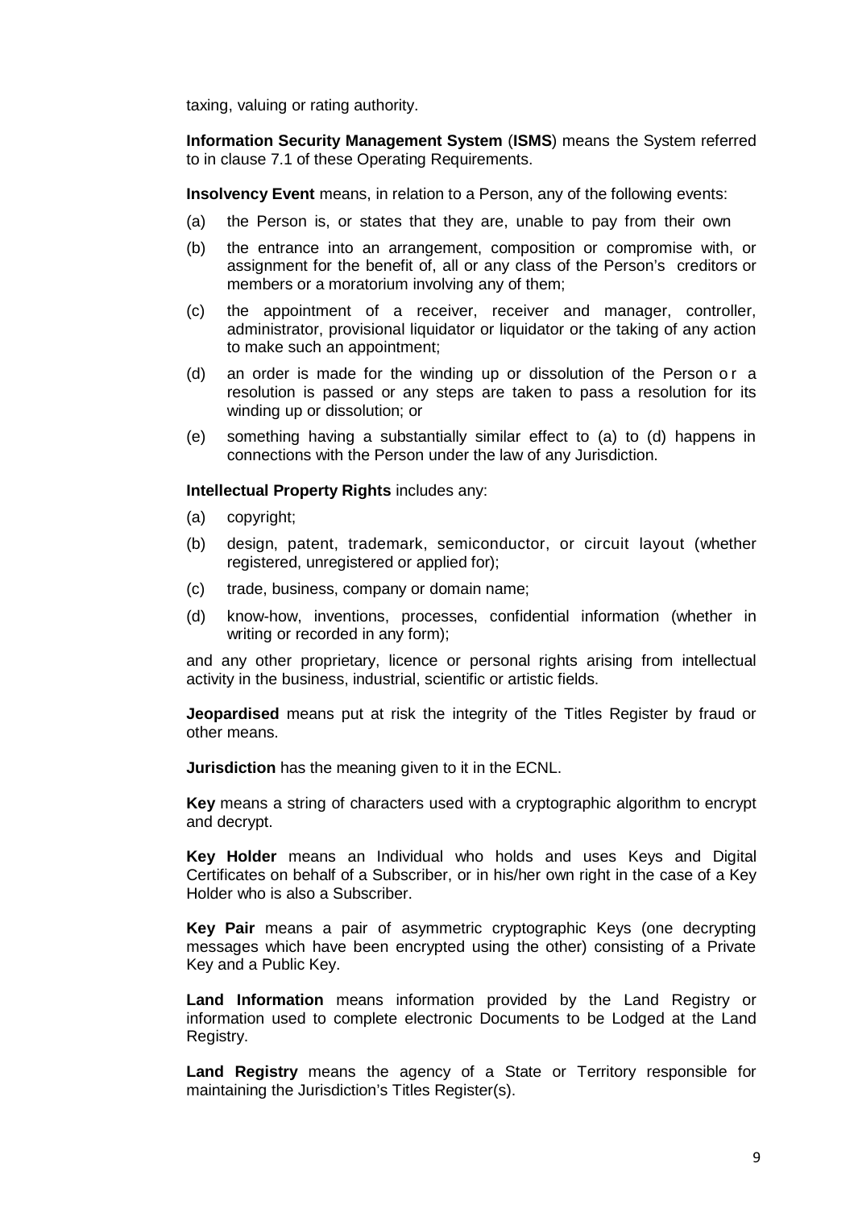taxing, valuing or rating authority.

**Information Security Management System** (**ISMS**) means the System referred to in clause 7.1 of these Operating Requirements.

**Insolvency Event** means, in relation to a Person, any of the following events:

(a) the Person is, or states that they are, unable to pay from their own

(b) the entrance into an arrangement, composition or compromise with, or assignment for the benefit of, all or any class of the Person's creditors or members or a moratorium involving any of them;

(c) the appointment of a receiver, receiver and manager, controller, administrator, provisional liquidator or liquidator or the taking of any action to make such an appointment;

(d) an order is made for the winding up or dissolution of the Person or a resolution is passed or any steps are taken to pass a resolution for its winding up or dissolution; or

(e) something having a substantially similar effect to (a) to (d) happens in connections with the Person under the law of any Jurisdiction.

**Intellectual Property Rights** includes any:

(a) copyright;

(b) design, patent, trademark, semiconductor, or circuit layout (whether registered, unregistered or applied for);

(c) trade, business, company or domain name;

(d) know-how, inventions, processes, confidential information (whether in writing or recorded in any form);

and any other proprietary, licence or personal rights arising from intellectual activity in the business, industrial, scientific or artistic fields.

**Jeopardised** means put at risk the integrity of the Titles Register by fraud or other means.

**Jurisdiction** has the meaning given to it in the ECNL.

**Key** means a string of characters used with a cryptographic algorithm to encrypt and decrypt.

**Key Holder** means an Individual who holds and uses Keys and Digital Certificates on behalf of a Subscriber, or in his/her own right in the case of a Key Holder who is also a Subscriber.

**Key Pair** means a pair of asymmetric cryptographic Keys (one decrypting messages which have been encrypted using the other) consisting of a Private Key and a Public Key.

**Land Information** means information provided by the Land Registry or information used to complete electronic Documents to be Lodged at the Land Registry.

**Land Registry** means the agency of a State or Territory responsible for maintaining the Jurisdiction's Titles Register(s).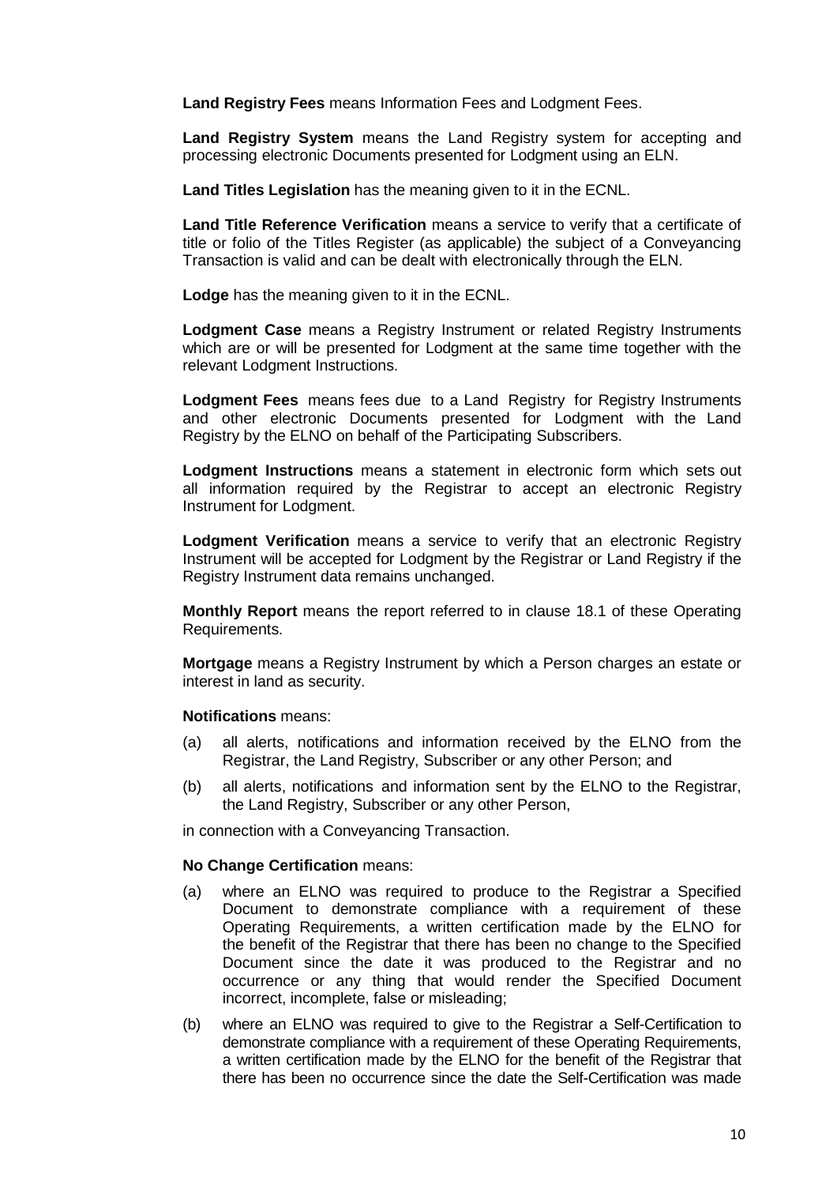**Land Registry Fees** means Information Fees and Lodgment Fees.

**Land Registry System** means the Land Registry system for accepting and processing electronic Documents presented for Lodgment using an ELN.

**Land Titles Legislation** has the meaning given to it in the ECNL.

**Land Title Reference Verification** means a service to verify that a certificate of title or folio of the Titles Register (as applicable) the subject of a Conveyancing Transaction is valid and can be dealt with electronically through the ELN.

**Lodge** has the meaning given to it in the ECNL.

**Lodgment Case** means a Registry Instrument or related Registry Instruments which are or will be presented for Lodgment at the same time together with the relevant Lodgment Instructions.

**Lodgment Fees** means fees due to a Land Registry for Registry Instruments and other electronic Documents presented for Lodgment with the Land Registry by the ELNO on behalf of the Participating Subscribers.

**Lodgment Instructions** means a statement in electronic form which sets out all information required by the Registrar to accept an electronic Registry Instrument for Lodgment.

**Lodgment Verification** means a service to verify that an electronic Registry Instrument will be accepted for Lodgment by the Registrar or Land Registry if the Registry Instrument data remains unchanged.

**Monthly Report** means the report referred to in clause 18.1 of these Operating Requirements.

**Mortgage** means a Registry Instrument by which a Person charges an estate or interest in land as security.

**Notifications** means:

(a) all alerts, notifications and information received by the ELNO from the Registrar, the Land Registry, Subscriber or any other Person; and

(b) all alerts, notifications and information sent by the ELNO to the Registrar, the Land Registry, Subscriber or any other Person,

in connection with a Conveyancing Transaction.

**No Change Certification** means:

(a) where an ELNO was required to produce to the Registrar a Specified Document to demonstrate compliance with a requirement of these Operating Requirements, a written certification made by the ELNO for the benefit of the Registrar that there has been no change to the Specified Document since the date it was produced to the Registrar and no occurrence or any thing that would render the Specified Document incorrect, incomplete, false or misleading;

(b) where an ELNO was required to give to the Registrar a Self-Certification to demonstrate compliance with a requirement of these Operating Requirements, a written certification made by the ELNO for the benefit of the Registrar that there has been no occurrence since the date the Self-Certification was made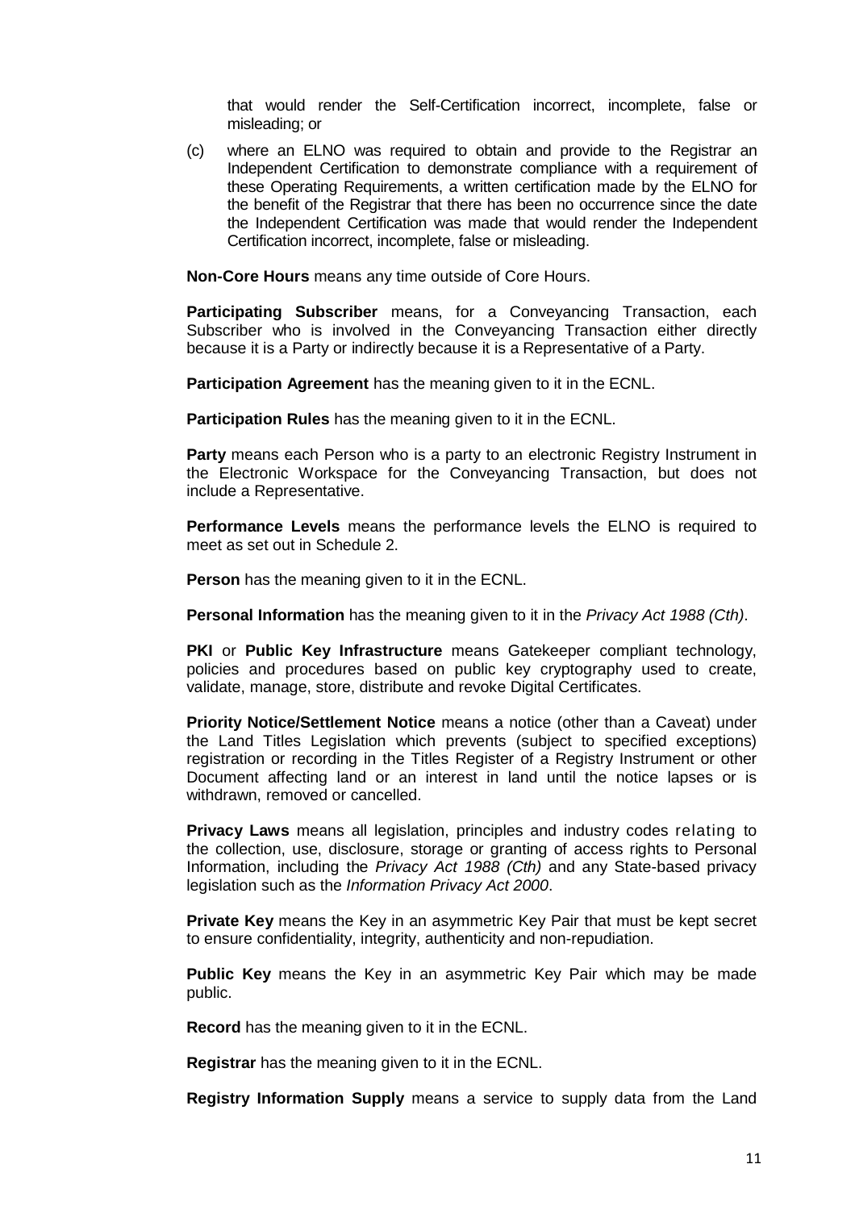that would render the Self-Certification incorrect, incomplete, false or misleading; or

(c) where an ELNO was required to obtain and provide to the Registrar an Independent Certification to demonstrate compliance with a requirement of these Operating Requirements, a written certification made by the ELNO for the benefit of the Registrar that there has been no occurrence since the date the Independent Certification was made that would render the Independent Certification incorrect, incomplete, false or misleading.

**Non-Core Hours** means any time outside of Core Hours.

**Participating Subscriber** means, for a Conveyancing Transaction, each Subscriber who is involved in the Conveyancing Transaction either directly because it is a Party or indirectly because it is a Representative of a Party.

**Participation Agreement** has the meaning given to it in the ECNL.

**Participation Rules** has the meaning given to it in the ECNL.

**Party** means each Person who is a party to an electronic Registry Instrument in the Electronic Workspace for the Conveyancing Transaction, but does not include a Representative.

**Performance Levels** means the performance levels the ELNO is required to meet as set out in Schedule 2.

**Person** has the meaning given to it in the ECNL.

**Personal Information** has the meaning given to it in the *Privacy Act 1988 (Cth)*.

**PKI** or **Public Key Infrastructure** means Gatekeeper compliant technology, policies and procedures based on public key cryptography used to create, validate, manage, store, distribute and revoke Digital Certificates.

**Priority Notice/Settlement Notice** means a notice (other than a Caveat) under the Land Titles Legislation which prevents (subject to specified exceptions) registration or recording in the Titles Register of a Registry Instrument or other Document affecting land or an interest in land until the notice lapses or is withdrawn, removed or cancelled.

**Privacy Laws** means all legislation, principles and industry codes relating to the collection, use, disclosure, storage or granting of access rights to Personal Information, including the *Privacy Act 1988 (Cth)* and any State-based privacy legislation such as the *Information Privacy Act 2000*.

**Private Key** means the Key in an asymmetric Key Pair that must be kept secret to ensure confidentiality, integrity, authenticity and non-repudiation.

**Public Key** means the Key in an asymmetric Key Pair which may be made public.

**Record** has the meaning given to it in the ECNL.

**Registrar** has the meaning given to it in the ECNL.

**Registry Information Supply** means a service to supply data from the Land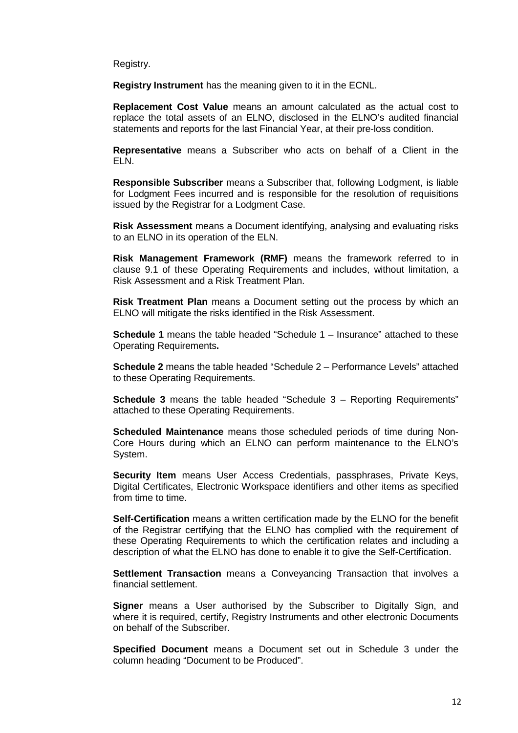Registry.

**Registry Instrument** has the meaning given to it in the ECNL.

**Replacement Cost Value** means an amount calculated as the actual cost to replace the total assets of an ELNO, disclosed in the ELNO's audited financial statements and reports for the last Financial Year, at their pre-loss condition.

**Representative** means a Subscriber who acts on behalf of a Client in the ELN.

**Responsible Subscriber** means a Subscriber that, following Lodgment, is liable for Lodgment Fees incurred and is responsible for the resolution of requisitions issued by the Registrar for a Lodgment Case.

**Risk Assessment** means a Document identifying, analysing and evaluating risks to an ELNO in its operation of the ELN.

**Risk Management Framework (RMF)** means the framework referred to in clause 9.1 of these Operating Requirements and includes, without limitation, a Risk Assessment and a Risk Treatment Plan.

**Risk Treatment Plan** means a Document setting out the process by which an ELNO will mitigate the risks identified in the Risk Assessment.

**Schedule 1** means the table headed "Schedule 1 – Insurance" attached to these Operating Requirements**.**

**Schedule 2** means the table headed "Schedule 2 – Performance Levels" attached to these Operating Requirements.

**Schedule 3** means the table headed "Schedule 3 – Reporting Requirements" attached to these Operating Requirements.

**Scheduled Maintenance** means those scheduled periods of time during Non-Core Hours during which an ELNO can perform maintenance to the ELNO's System.

**Security Item** means User Access Credentials, passphrases, Private Keys, Digital Certificates, Electronic Workspace identifiers and other items as specified from time to time.

**Self-Certification** means a written certification made by the ELNO for the benefit of the Registrar certifying that the ELNO has complied with the requirement of these Operating Requirements to which the certification relates and including a description of what the ELNO has done to enable it to give the Self-Certification.

**Settlement Transaction** means a Conveyancing Transaction that involves a financial settlement.

**Signer** means a User authorised by the Subscriber to Digitally Sign, and where it is required, certify, Registry Instruments and other electronic Documents on behalf of the Subscriber.

**Specified Document** means a Document set out in Schedule 3 under the column heading "Document to be Produced".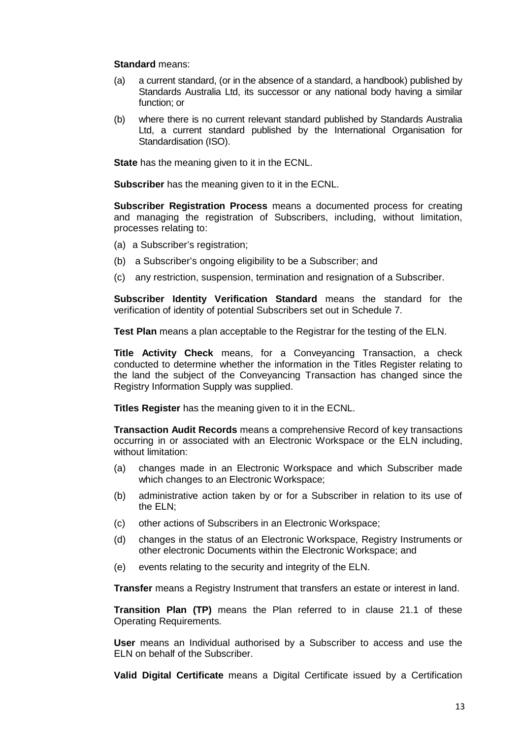**Standard** means:

(a) a current standard, (or in the absence of a standard, a handbook) published by Standards Australia Ltd, its successor or any national body having a similar function; or

(b) where there is no current relevant standard published by Standards Australia Ltd, a current standard published by the International Organisation for Standardisation (ISO).

**State** has the meaning given to it in the ECNL.

**Subscriber** has the meaning given to it in the ECNL.

**Subscriber Registration Process** means a documented process for creating and managing the registration of Subscribers, including, without limitation, processes relating to:

(a) a Subscriber's registration;

(b) a Subscriber's ongoing eligibility to be a Subscriber; and

(c) any restriction, suspension, termination and resignation of a Subscriber.

**Subscriber Identity Verification Standard** means the standard for the verification of identity of potential Subscribers set out in Schedule 7.

**Test Plan** means a plan acceptable to the Registrar for the testing of the ELN.

**Title Activity Check** means, for a Conveyancing Transaction, a check conducted to determine whether the information in the Titles Register relating to the land the subject of the Conveyancing Transaction has changed since the Registry Information Supply was supplied.

**Titles Register** has the meaning given to it in the ECNL.

**Transaction Audit Records** means a comprehensive Record of key transactions occurring in or associated with an Electronic Workspace or the ELN including, without limitation:

(a) changes made in an Electronic Workspace and which Subscriber made which changes to an Electronic Workspace;

(b) administrative action taken by or for a Subscriber in relation to its use of the ELN;

(c) other actions of Subscribers in an Electronic Workspace;

(d) changes in the status of an Electronic Workspace, Registry Instruments or other electronic Documents within the Electronic Workspace; and

(e) events relating to the security and integrity of the ELN.

**Transfer** means a Registry Instrument that transfers an estate or interest in land.

**Transition Plan (TP)** means the Plan referred to in clause 21.1 of these Operating Requirements.

**User** means an Individual authorised by a Subscriber to access and use the ELN on behalf of the Subscriber.

**Valid Digital Certificate** means a Digital Certificate issued by a Certification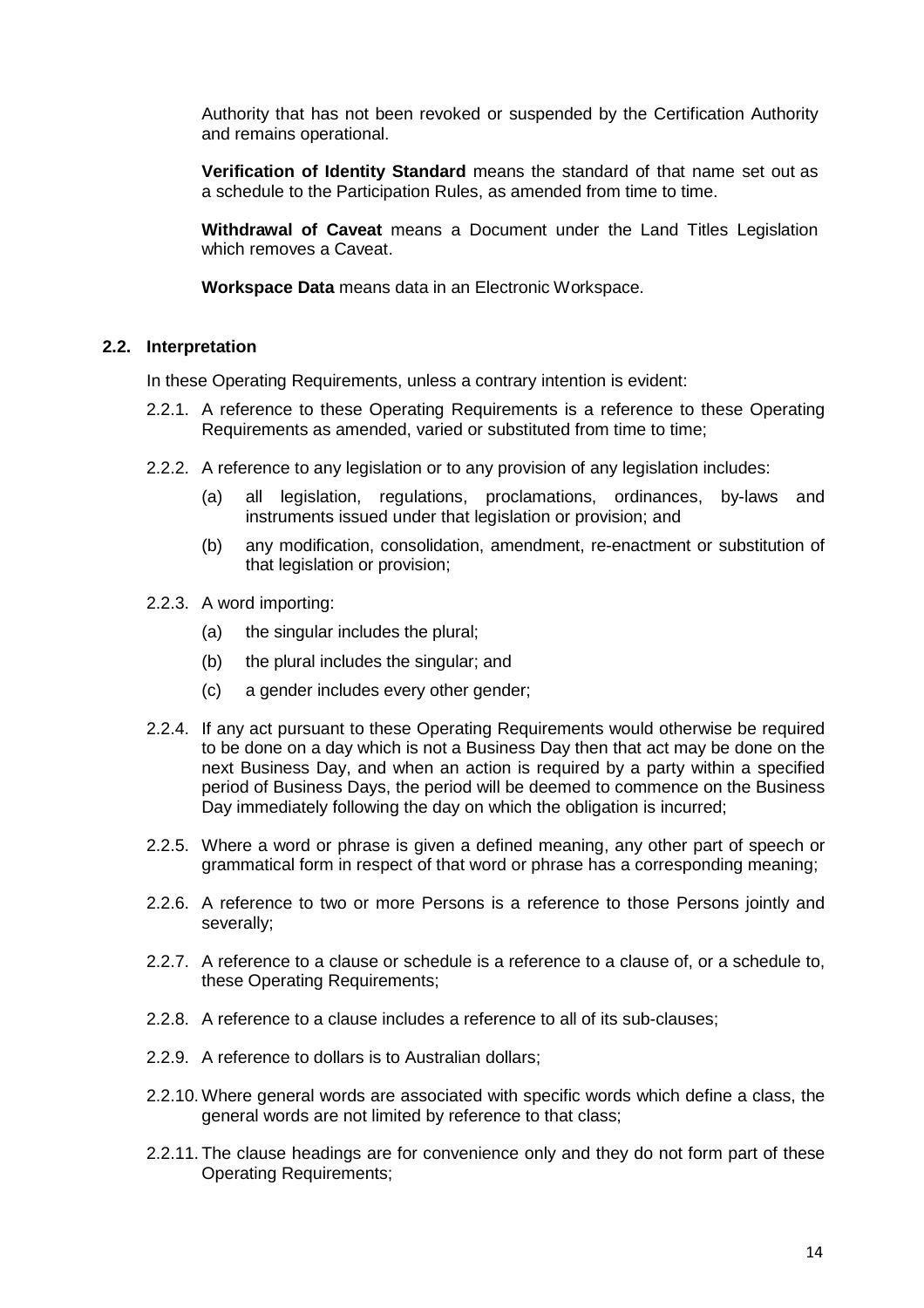Authority that has not been revoked or suspended by the Certification Authority and remains operational.

**Verification of Identity Standard** means the standard of that name set out as a schedule to the Participation Rules, as amended from time to time.

**Withdrawal of Caveat** means a Document under the Land Titles Legislation which removes a Caveat.

**Workspace Data** means data in an Electronic Workspace.

### 2.2. Interpretation

In these Operating Requirements, unless a contrary intention is evident:

2.2.1. A reference to these Operating Requirements is a reference to these Operating Requirements as amended, varied or substituted from time to time;

2.2.2. A reference to any legislation or to any provision of any legislation includes:

(a) all legislation, regulations, proclamations, ordinances, by-laws and instruments issued under that legislation or provision; and

(b) any modification, consolidation, amendment, re-enactment or substitution of that legislation or provision;

2.2.3. A word importing:

(a) the singular includes the plural;

(b) the plural includes the singular; and

(c) a gender includes every other gender;

2.2.4. If any act pursuant to these Operating Requirements would otherwise be required to be done on a day which is not a Business Day then that act may be done on the next Business Day, and when an action is required by a party within a specified period of Business Days, the period will be deemed to commence on the Business Day immediately following the day on which the obligation is incurred;

2.2.5. Where a word or phrase is given a defined meaning, any other part of speech or grammatical form in respect of that word or phrase has a corresponding meaning;

2.2.6. A reference to two or more Persons is a reference to those Persons jointly and severally;

2.2.7. A reference to a clause or schedule is a reference to a clause of, or a schedule to, these Operating Requirements;

2.2.8. A reference to a clause includes a reference to all of its sub-clauses;

2.2.9. A reference to dollars is to Australian dollars;

2.2.10. Where general words are associated with specific words which define a class, the general words are not limited by reference to that class;

2.2.11. The clause headings are for convenience only and they do not form part of these Operating Requirements;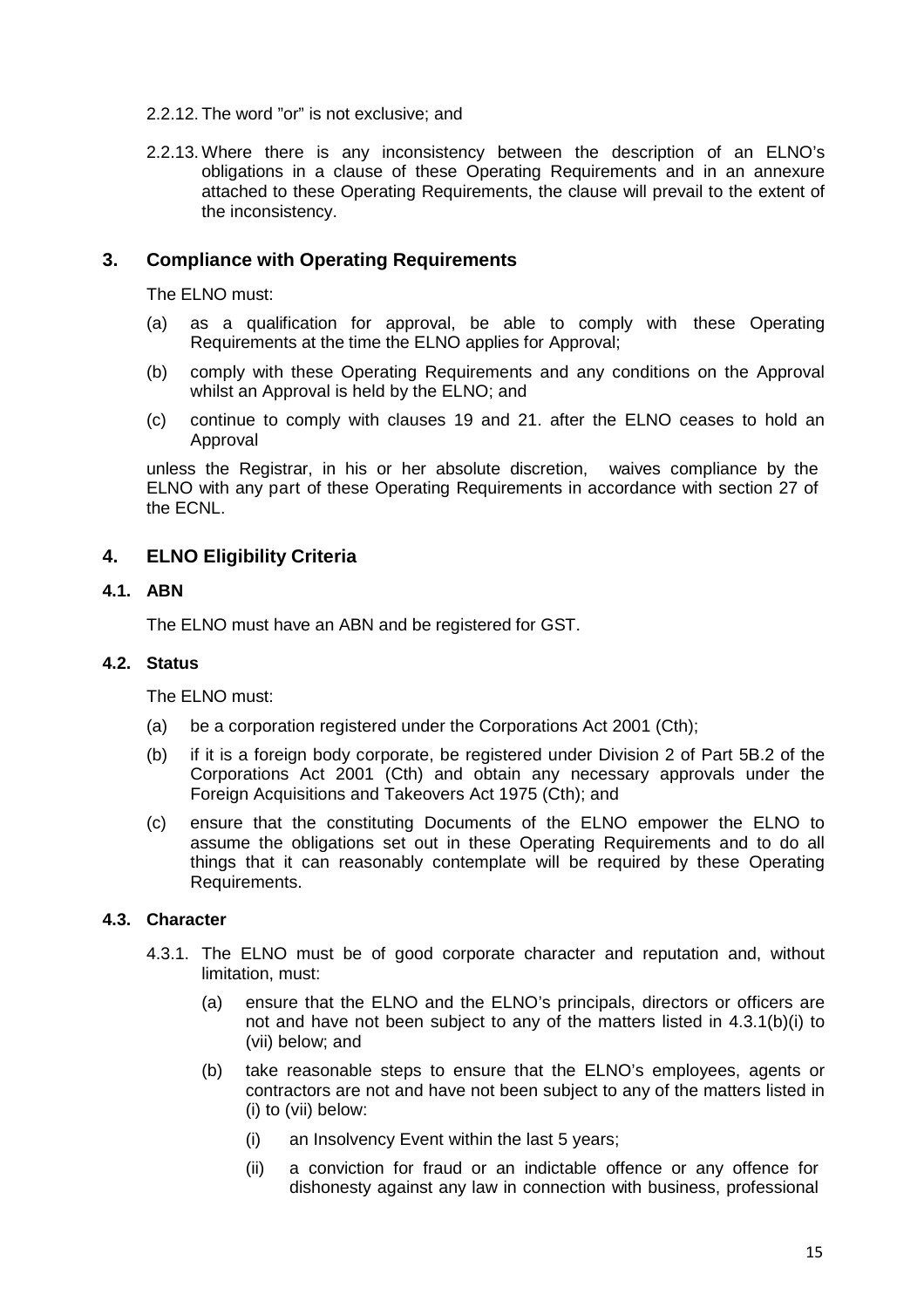2.2.12. The word ”or” is not exclusive; and

2.2.13. Where there is any inconsistency between the description of an ELNO's obligations in a clause of these Operating Requirements and in an annexure attached to these Operating Requirements, the clause will prevail to the extent of the inconsistency.

## 3. Compliance with Operating Requirements

The ELNO must:

(a) as a qualification for approval, be able to comply with these Operating Requirements at the time the ELNO applies for Approval;

(b) comply with these Operating Requirements and any conditions on the Approval whilst an Approval is held by the ELNO; and

(c) continue to comply with clauses 19 and 21. after the ELNO ceases to hold an Approval

unless the Registrar, in his or her absolute discretion, waives compliance by the ELNO with any part of these Operating Requirements in accordance with section 27 of the ECNL.

## 4. ELNO Eligibility Criteria

### 4.1. ABN

The ELNO must have an ABN and be registered for GST.

### 4.2. Status

The ELNO must:

(a) be a corporation registered under the Corporations Act 2001 (Cth);

(b) if it is a foreign body corporate, be registered under Division 2 of Part 5B.2 of the Corporations Act 2001 (Cth) and obtain any necessary approvals under the Foreign Acquisitions and Takeovers Act 1975 (Cth); and

(c) ensure that the constituting Documents of the ELNO empower the ELNO to assume the obligations set out in these Operating Requirements and to do all things that it can reasonably contemplate will be required by these Operating Requirements.

### 4.3. Character

4.3.1. The ELNO must be of good corporate character and reputation and, without limitation, must:

(a) ensure that the ELNO and the ELNO's principals, directors or officers are not and have not been subject to any of the matters listed in 4.3.1(b)(i) to (vii) below; and

(b) take reasonable steps to ensure that the ELNO's employees, agents or contractors are not and have not been subject to any of the matters listed in (i) to (vii) below:

(i) an Insolvency Event within the last 5 years;

(ii) a conviction for fraud or an indictable offence or any offence for dishonesty against any law in connection with business, professional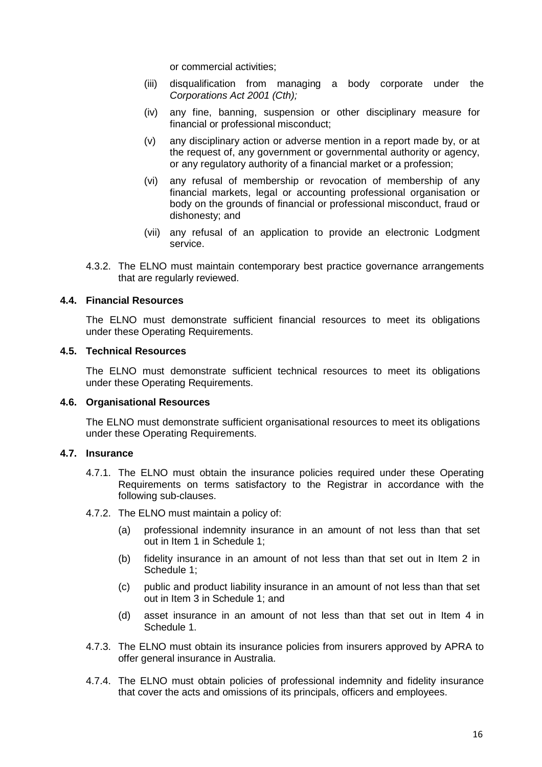or commercial activities;

(iii) disqualification from managing a body corporate under the *Corporations Act 2001 (Cth);*

(iv) any fine, banning, suspension or other disciplinary measure for financial or professional misconduct;

(v) any disciplinary action or adverse mention in a report made by, or at the request of, any government or governmental authority or agency, or any regulatory authority of a financial market or a profession;

(vi) any refusal of membership or revocation of membership of any financial markets, legal or accounting professional organisation or body on the grounds of financial or professional misconduct, fraud or dishonesty; and

(vii) any refusal of an application to provide an electronic Lodgment service.

4.3.2. The ELNO must maintain contemporary best practice governance arrangements that are regularly reviewed.

### 4.4. Financial Resources

The ELNO must demonstrate sufficient financial resources to meet its obligations under these Operating Requirements.

### 4.5. Technical Resources

The ELNO must demonstrate sufficient technical resources to meet its obligations under these Operating Requirements.

### 4.6. Organisational Resources

The ELNO must demonstrate sufficient organisational resources to meet its obligations under these Operating Requirements.

### 4.7. Insurance

4.7.1. The ELNO must obtain the insurance policies required under these Operating Requirements on terms satisfactory to the Registrar in accordance with the following sub-clauses.

4.7.2. The ELNO must maintain a policy of:

(a) professional indemnity insurance in an amount of not less than that set out in Item 1 in Schedule 1;

(b) fidelity insurance in an amount of not less than that set out in Item 2 in Schedule 1;

(c) public and product liability insurance in an amount of not less than that set out in Item 3 in Schedule 1; and

(d) asset insurance in an amount of not less than that set out in Item 4 in Schedule 1.

4.7.3. The ELNO must obtain its insurance policies from insurers approved by APRA to offer general insurance in Australia.

4.7.4. The ELNO must obtain policies of professional indemnity and fidelity insurance that cover the acts and omissions of its principals, officers and employees.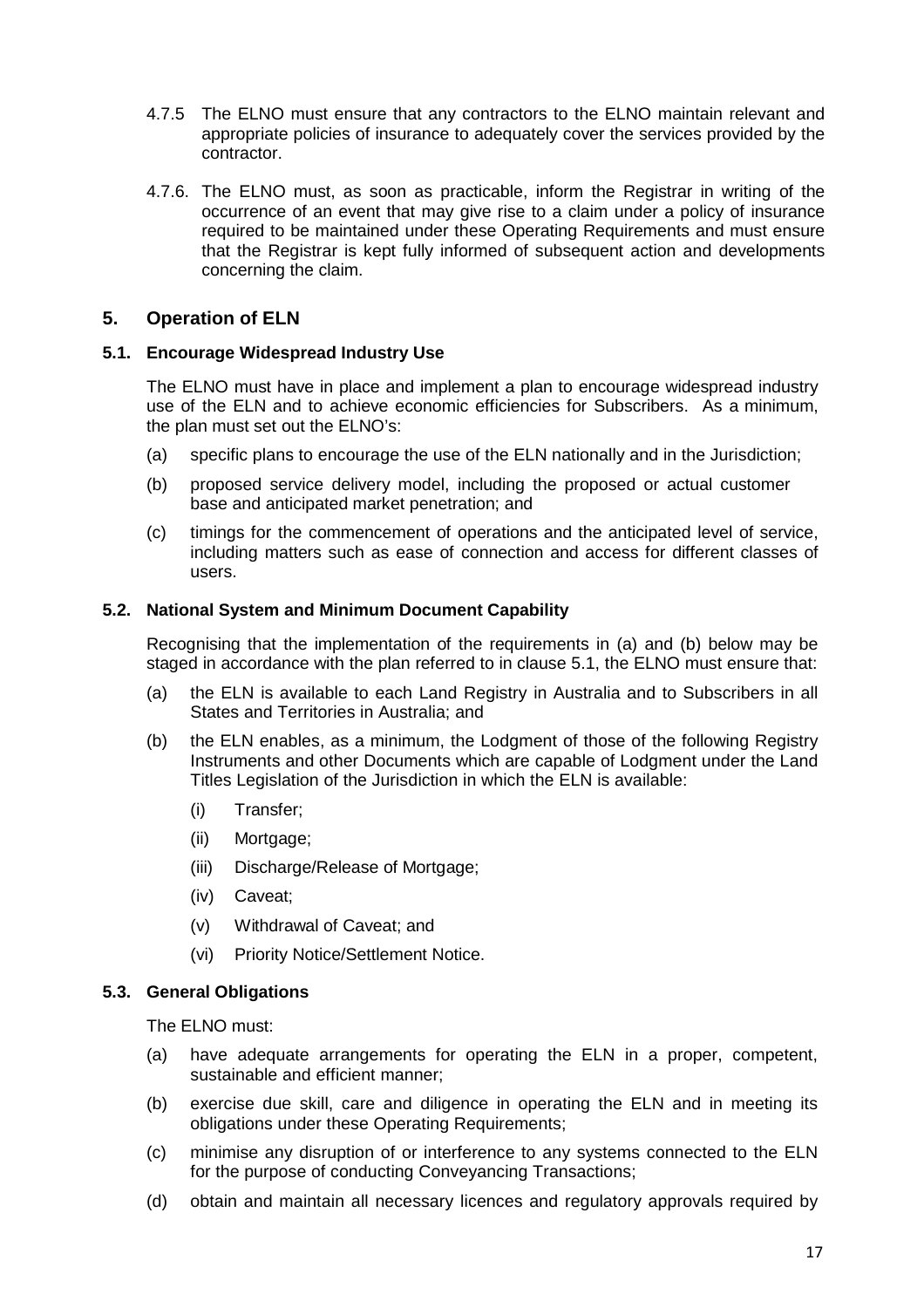4.7.5 The ELNO must ensure that any contractors to the ELNO maintain relevant and appropriate policies of insurance to adequately cover the services provided by the contractor.

4.7.6. The ELNO must, as soon as practicable, inform the Registrar in writing of the occurrence of an event that may give rise to a claim under a policy of insurance required to be maintained under these Operating Requirements and must ensure that the Registrar is kept fully informed of subsequent action and developments concerning the claim.

## 5. Operation of ELN

### 5.1. Encourage Widespread Industry Use

The ELNO must have in place and implement a plan to encourage widespread industry use of the ELN and to achieve economic efficiencies for Subscribers. As a minimum, the plan must set out the ELNO's:

(a) specific plans to encourage the use of the ELN nationally and in the Jurisdiction;

(b) proposed service delivery model, including the proposed or actual customer base and anticipated market penetration; and

(c) timings for the commencement of operations and the anticipated level of service, including matters such as ease of connection and access for different classes of users.

### 5.2. National System and Minimum Document Capability

Recognising that the implementation of the requirements in (a) and (b) below may be staged in accordance with the plan referred to in clause 5.1, the ELNO must ensure that:

(a) the ELN is available to each Land Registry in Australia and to Subscribers in all States and Territories in Australia; and

(b) the ELN enables, as a minimum, the Lodgment of those of the following Registry Instruments and other Documents which are capable of Lodgment under the Land Titles Legislation of the Jurisdiction in which the ELN is available:

   (i) Transfer;

   (ii) Mortgage;

   (iii) Discharge/Release of Mortgage;

   (iv) Caveat;

   (v) Withdrawal of Caveat; and

   (vi) Priority Notice/Settlement Notice.

### 5.3. General Obligations

The ELNO must:

(a) have adequate arrangements for operating the ELN in a proper, competent, sustainable and efficient manner;

(b) exercise due skill, care and diligence in operating the ELN and in meeting its obligations under these Operating Requirements;

(c) minimise any disruption of or interference to any systems connected to the ELN for the purpose of conducting Conveyancing Transactions;

(d) obtain and maintain all necessary licences and regulatory approvals required by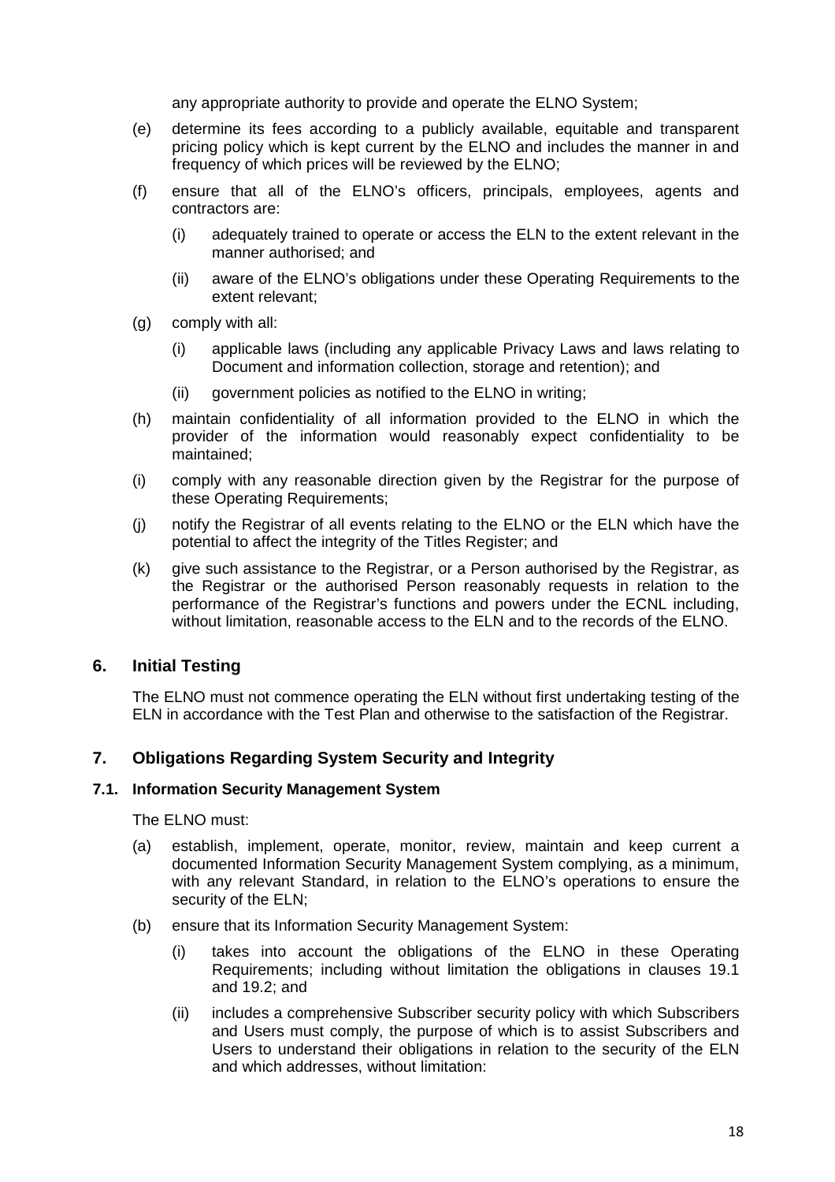any appropriate authority to provide and operate the ELNO System;

(e) determine its fees according to a publicly available, equitable and transparent pricing policy which is kept current by the ELNO and includes the manner in and frequency of which prices will be reviewed by the ELNO;

(f) ensure that all of the ELNO's officers, principals, employees, agents and contractors are:

  (i) adequately trained to operate or access the ELN to the extent relevant in the manner authorised; and

  (ii) aware of the ELNO's obligations under these Operating Requirements to the extent relevant;

(g) comply with all:

  (i) applicable laws (including any applicable Privacy Laws and laws relating to Document and information collection, storage and retention); and

  (ii) government policies as notified to the ELNO in writing;

(h) maintain confidentiality of all information provided to the ELNO in which the provider of the information would reasonably expect confidentiality to be maintained;

(i) comply with any reasonable direction given by the Registrar for the purpose of these Operating Requirements;

(j) notify the Registrar of all events relating to the ELNO or the ELN which have the potential to affect the integrity of the Titles Register; and

(k) give such assistance to the Registrar, or a Person authorised by the Registrar, as the Registrar or the authorised Person reasonably requests in relation to the performance of the Registrar's functions and powers under the ECNL including, without limitation, reasonable access to the ELN and to the records of the ELNO.

## 6. Initial Testing

The ELNO must not commence operating the ELN without first undertaking testing of the ELN in accordance with the Test Plan and otherwise to the satisfaction of the Registrar.

## 7. Obligations Regarding System Security and Integrity

### 7.1. Information Security Management System

The ELNO must:

(a) establish, implement, operate, monitor, review, maintain and keep current a documented Information Security Management System complying, as a minimum, with any relevant Standard, in relation to the ELNO's operations to ensure the security of the ELN;

(b) ensure that its Information Security Management System:

  (i) takes into account the obligations of the ELNO in these Operating Requirements; including without limitation the obligations in clauses 19.1 and 19.2; and

  (ii) includes a comprehensive Subscriber security policy with which Subscribers and Users must comply, the purpose of which is to assist Subscribers and Users to understand their obligations in relation to the security of the ELN and which addresses, without limitation: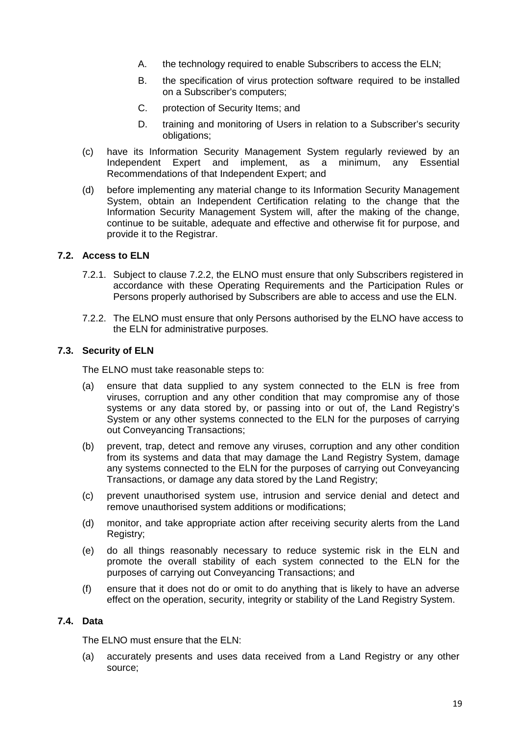A. the technology required to enable Subscribers to access the ELN;

B. the specification of virus protection software required to be installed on a Subscriber's computers;

C. protection of Security Items; and

D. training and monitoring of Users in relation to a Subscriber's security obligations;

(c) have its Information Security Management System regularly reviewed by an Independent Expert and implement, as a minimum, any Essential Recommendations of that Independent Expert; and

(d) before implementing any material change to its Information Security Management System, obtain an Independent Certification relating to the change that the Information Security Management System will, after the making of the change, continue to be suitable, adequate and effective and otherwise fit for purpose, and provide it to the Registrar.

### 7.2. Access to ELN

7.2.1. Subject to clause 7.2.2, the ELNO must ensure that only Subscribers registered in accordance with these Operating Requirements and the Participation Rules or Persons properly authorised by Subscribers are able to access and use the ELN.

7.2.2. The ELNO must ensure that only Persons authorised by the ELNO have access to the ELN for administrative purposes.

### 7.3. Security of ELN

The ELNO must take reasonable steps to:

(a) ensure that data supplied to any system connected to the ELN is free from viruses, corruption and any other condition that may compromise any of those systems or any data stored by, or passing into or out of, the Land Registry's System or any other systems connected to the ELN for the purposes of carrying out Conveyancing Transactions;

(b) prevent, trap, detect and remove any viruses, corruption and any other condition from its systems and data that may damage the Land Registry System, damage any systems connected to the ELN for the purposes of carrying out Conveyancing Transactions, or damage any data stored by the Land Registry;

(c) prevent unauthorised system use, intrusion and service denial and detect and remove unauthorised system additions or modifications;

(d) monitor, and take appropriate action after receiving security alerts from the Land Registry;

(e) do all things reasonably necessary to reduce systemic risk in the ELN and promote the overall stability of each system connected to the ELN for the purposes of carrying out Conveyancing Transactions; and

(f) ensure that it does not do or omit to do anything that is likely to have an adverse effect on the operation, security, integrity or stability of the Land Registry System.

### 7.4. Data

The ELNO must ensure that the ELN:

(a) accurately presents and uses data received from a Land Registry or any other source;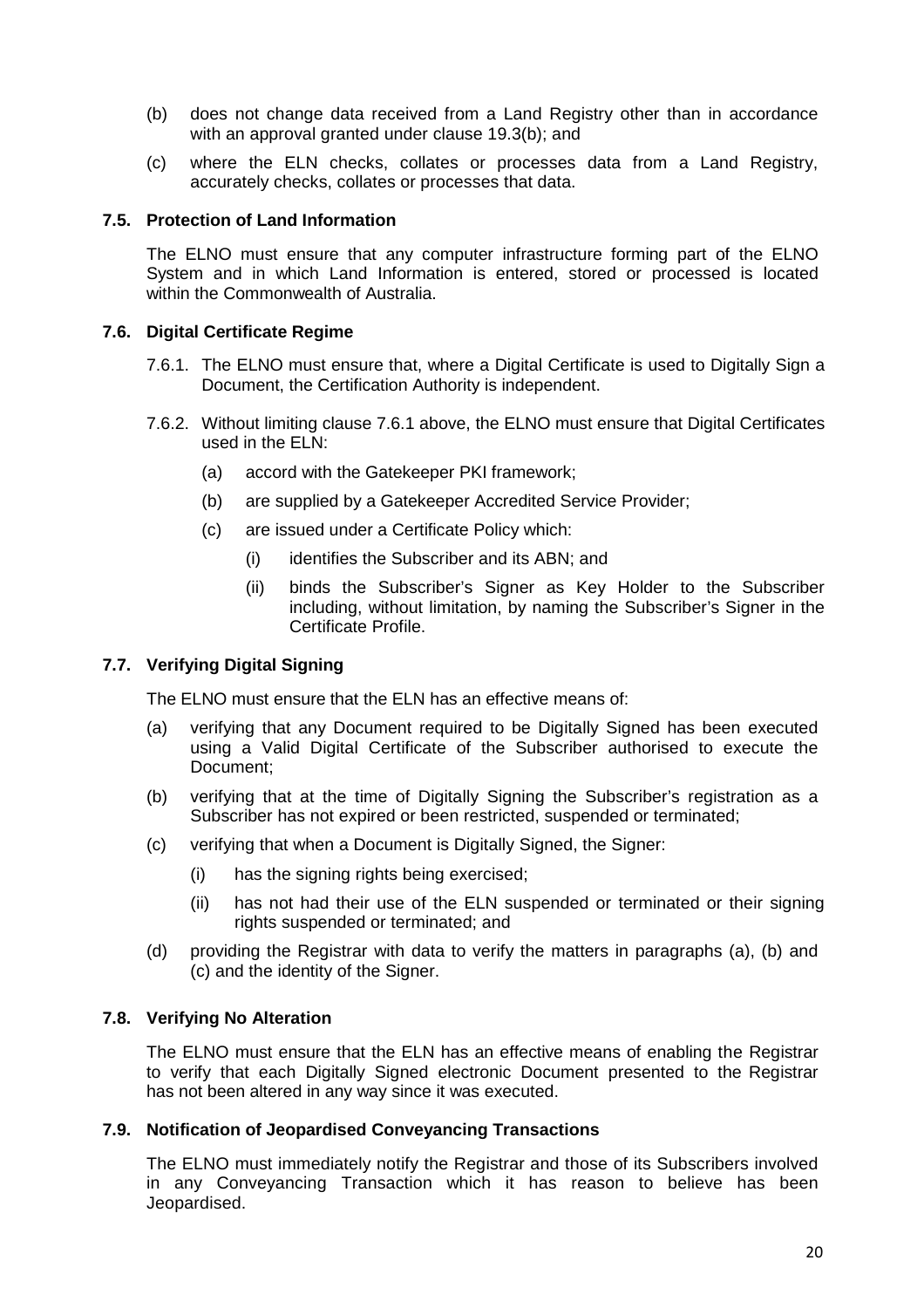(b) does not change data received from a Land Registry other than in accordance with an approval granted under clause 19.3(b); and

(c) where the ELN checks, collates or processes data from a Land Registry, accurately checks, collates or processes that data.

### 7.5. Protection of Land Information

The ELNO must ensure that any computer infrastructure forming part of the ELNO System and in which Land Information is entered, stored or processed is located within the Commonwealth of Australia.

### 7.6. Digital Certificate Regime

7.6.1. The ELNO must ensure that, where a Digital Certificate is used to Digitally Sign a Document, the Certification Authority is independent.

7.6.2. Without limiting clause 7.6.1 above, the ELNO must ensure that Digital Certificates used in the ELN:

- (a) accord with the Gatekeeper PKI framework;
- (b) are supplied by a Gatekeeper Accredited Service Provider;
- (c) are issued under a Certificate Policy which:
  - (i) identifies the Subscriber and its ABN; and
  - (ii) binds the Subscriber's Signer as Key Holder to the Subscriber including, without limitation, by naming the Subscriber's Signer in the Certificate Profile.

### 7.7. Verifying Digital Signing

The ELNO must ensure that the ELN has an effective means of:

- (a) verifying that any Document required to be Digitally Signed has been executed using a Valid Digital Certificate of the Subscriber authorised to execute the Document;
- (b) verifying that at the time of Digitally Signing the Subscriber's registration as a Subscriber has not expired or been restricted, suspended or terminated;
- (c) verifying that when a Document is Digitally Signed, the Signer:
  - (i) has the signing rights being exercised;
  - (ii) has not had their use of the ELN suspended or terminated or their signing rights suspended or terminated; and
- (d) providing the Registrar with data to verify the matters in paragraphs (a), (b) and (c) and the identity of the Signer.

### 7.8. Verifying No Alteration

The ELNO must ensure that the ELN has an effective means of enabling the Registrar to verify that each Digitally Signed electronic Document presented to the Registrar has not been altered in any way since it was executed.

### 7.9. Notification of Jeopardised Conveyancing Transactions

The ELNO must immediately notify the Registrar and those of its Subscribers involved in any Conveyancing Transaction which it has reason to believe has been Jeopardised.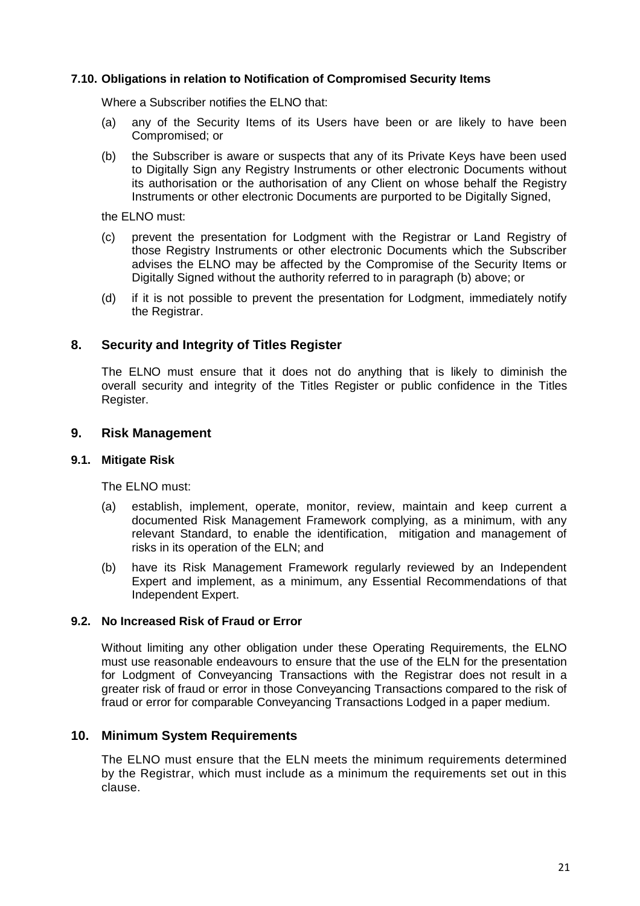### 7.10. Obligations in relation to Notification of Compromised Security Items

Where a Subscriber notifies the ELNO that:

(a) any of the Security Items of its Users have been or are likely to have been Compromised; or

(b) the Subscriber is aware or suspects that any of its Private Keys have been used to Digitally Sign any Registry Instruments or other electronic Documents without its authorisation or the authorisation of any Client on whose behalf the Registry Instruments or other electronic Documents are purported to be Digitally Signed,

the ELNO must:

(c) prevent the presentation for Lodgment with the Registrar or Land Registry of those Registry Instruments or other electronic Documents which the Subscriber advises the ELNO may be affected by the Compromise of the Security Items or Digitally Signed without the authority referred to in paragraph (b) above; or

(d) if it is not possible to prevent the presentation for Lodgment, immediately notify the Registrar.

## 8. Security and Integrity of Titles Register

The ELNO must ensure that it does not do anything that is likely to diminish the overall security and integrity of the Titles Register or public confidence in the Titles Register.

## 9. Risk Management

### 9.1. Mitigate Risk

The ELNO must:

(a) establish, implement, operate, monitor, review, maintain and keep current a documented Risk Management Framework complying, as a minimum, with any relevant Standard, to enable the identification, mitigation and management of risks in its operation of the ELN; and

(b) have its Risk Management Framework regularly reviewed by an Independent Expert and implement, as a minimum, any Essential Recommendations of that Independent Expert.

### 9.2. No Increased Risk of Fraud or Error

Without limiting any other obligation under these Operating Requirements, the ELNO must use reasonable endeavours to ensure that the use of the ELN for the presentation for Lodgment of Conveyancing Transactions with the Registrar does not result in a greater risk of fraud or error in those Conveyancing Transactions compared to the risk of fraud or error for comparable Conveyancing Transactions Lodged in a paper medium.

## 10. Minimum System Requirements

The ELNO must ensure that the ELN meets the minimum requirements determined by the Registrar, which must include as a minimum the requirements set out in this clause.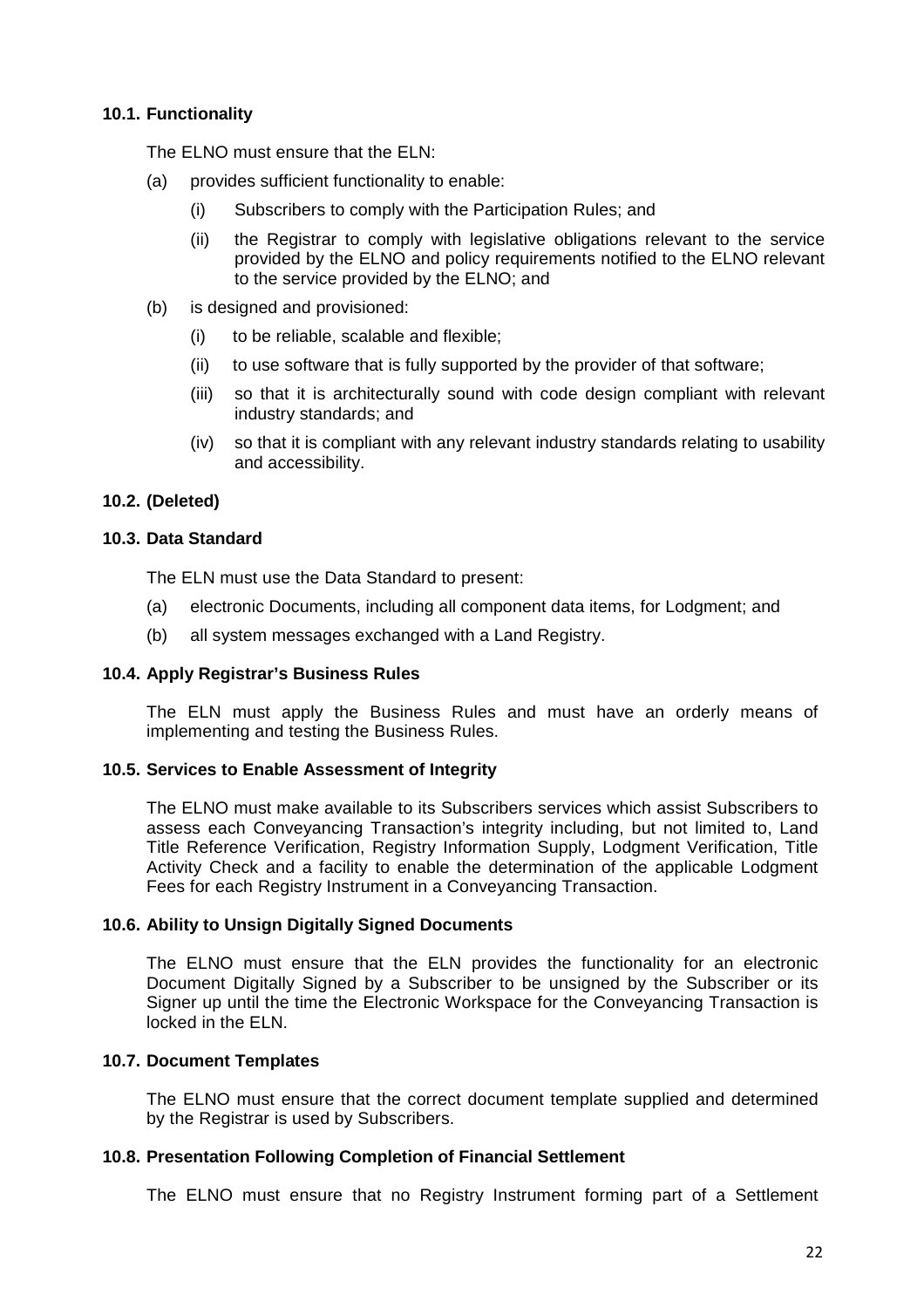### 10.1. Functionality

The ELNO must ensure that the ELN:

(a) provides sufficient functionality to enable:

   (i) Subscribers to comply with the Participation Rules; and

   (ii) the Registrar to comply with legislative obligations relevant to the service provided by the ELNO and policy requirements notified to the ELNO relevant to the service provided by the ELNO; and

(b) is designed and provisioned:

   (i) to be reliable, scalable and flexible;

   (ii) to use software that is fully supported by the provider of that software;

   (iii) so that it is architecturally sound with code design compliant with relevant industry standards; and

   (iv) so that it is compliant with any relevant industry standards relating to usability and accessibility.

### 10.2. (Deleted)

### 10.3. Data Standard

The ELN must use the Data Standard to present:

(a) electronic Documents, including all component data items, for Lodgment; and

(b) all system messages exchanged with a Land Registry.

### 10.4. Apply Registrar's Business Rules

The ELN must apply the Business Rules and must have an orderly means of implementing and testing the Business Rules.

### 10.5. Services to Enable Assessment of Integrity

The ELNO must make available to its Subscribers services which assist Subscribers to assess each Conveyancing Transaction's integrity including, but not limited to, Land Title Reference Verification, Registry Information Supply, Lodgment Verification, Title Activity Check and a facility to enable the determination of the applicable Lodgment Fees for each Registry Instrument in a Conveyancing Transaction.

### 10.6. Ability to Unsign Digitally Signed Documents

The ELNO must ensure that the ELN provides the functionality for an electronic Document Digitally Signed by a Subscriber to be unsigned by the Subscriber or its Signer up until the time the Electronic Workspace for the Conveyancing Transaction is locked in the ELN.

### 10.7. Document Templates

The ELNO must ensure that the correct document template supplied and determined by the Registrar is used by Subscribers.

### 10.8. Presentation Following Completion of Financial Settlement

The ELNO must ensure that no Registry Instrument forming part of a Settlement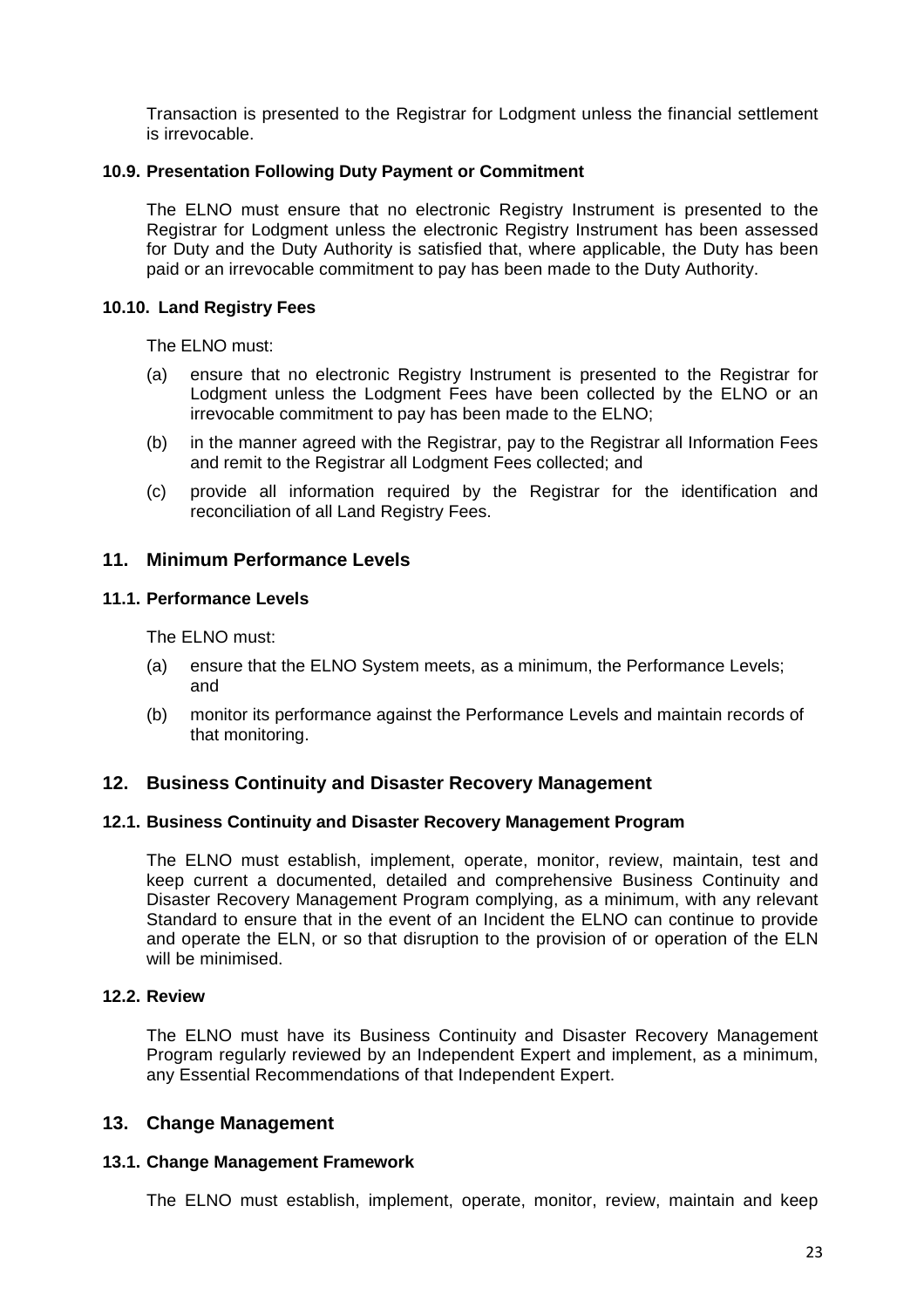Transaction is presented to the Registrar for Lodgment unless the financial settlement is irrevocable.

#### 10.9. Presentation Following Duty Payment or Commitment

The ELNO must ensure that no electronic Registry Instrument is presented to the Registrar for Lodgment unless the electronic Registry Instrument has been assessed for Duty and the Duty Authority is satisfied that, where applicable, the Duty has been paid or an irrevocable commitment to pay has been made to the Duty Authority.

#### 10.10. Land Registry Fees

The ELNO must:

(a) ensure that no electronic Registry Instrument is presented to the Registrar for Lodgment unless the Lodgment Fees have been collected by the ELNO or an irrevocable commitment to pay has been made to the ELNO;

(b) in the manner agreed with the Registrar, pay to the Registrar all Information Fees and remit to the Registrar all Lodgment Fees collected; and

(c) provide all information required by the Registrar for the identification and reconciliation of all Land Registry Fees.

### 11. Minimum Performance Levels

#### 11.1. Performance Levels

The ELNO must:

(a) ensure that the ELNO System meets, as a minimum, the Performance Levels; and

(b) monitor its performance against the Performance Levels and maintain records of that monitoring.

### 12. Business Continuity and Disaster Recovery Management

#### 12.1. Business Continuity and Disaster Recovery Management Program

The ELNO must establish, implement, operate, monitor, review, maintain, test and keep current a documented, detailed and comprehensive Business Continuity and Disaster Recovery Management Program complying, as a minimum, with any relevant Standard to ensure that in the event of an Incident the ELNO can continue to provide and operate the ELN, or so that disruption to the provision of or operation of the ELN will be minimised.

#### 12.2. Review

The ELNO must have its Business Continuity and Disaster Recovery Management Program regularly reviewed by an Independent Expert and implement, as a minimum, any Essential Recommendations of that Independent Expert.

### 13. Change Management

#### 13.1. Change Management Framework

The ELNO must establish, implement, operate, monitor, review, maintain and keep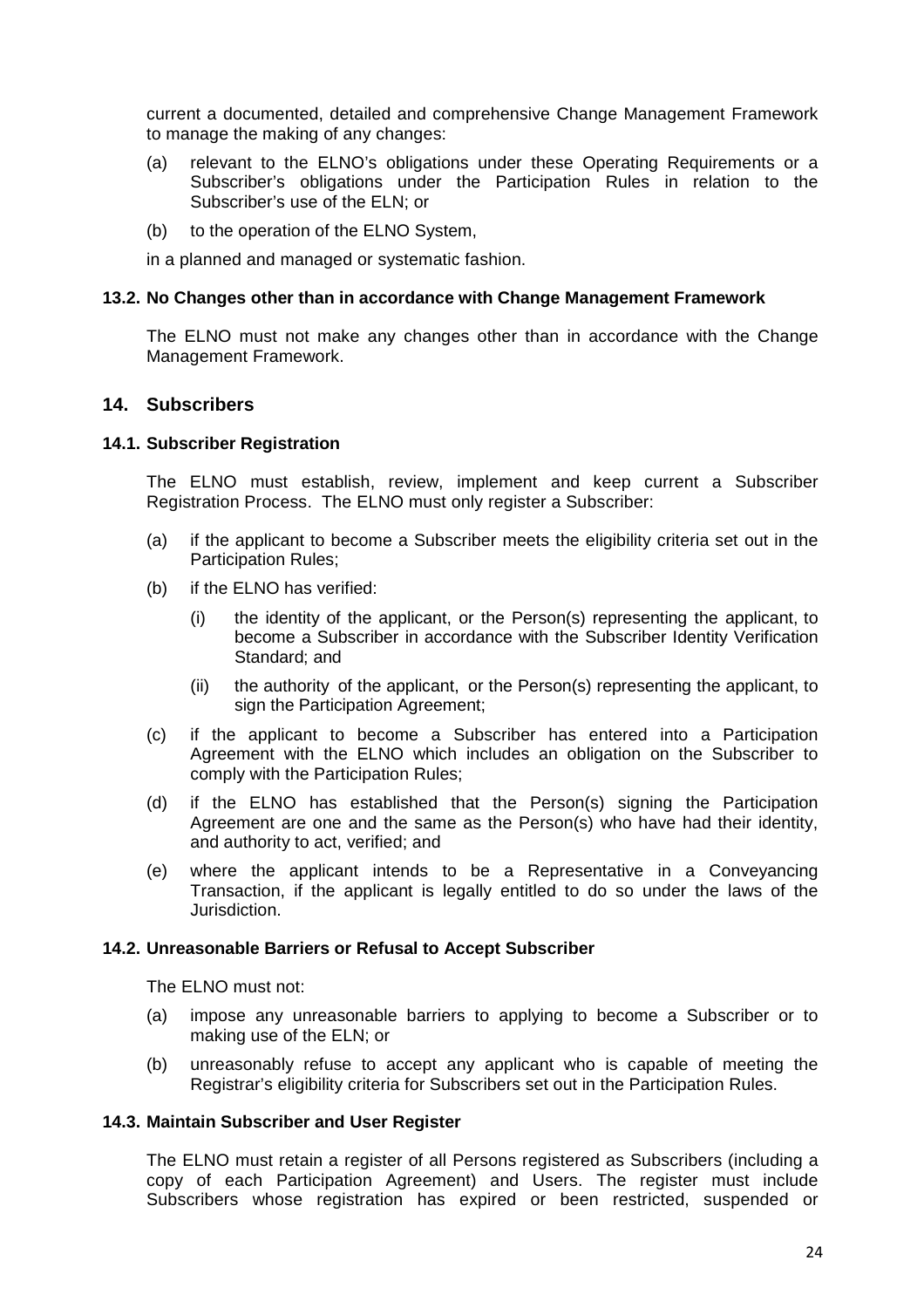current a documented, detailed and comprehensive Change Management Framework to manage the making of any changes:

(a) relevant to the ELNO's obligations under these Operating Requirements or a Subscriber's obligations under the Participation Rules in relation to the Subscriber's use of the ELN; or

(b) to the operation of the ELNO System,

in a planned and managed or systematic fashion.

### 13.2. No Changes other than in accordance with Change Management Framework

The ELNO must not make any changes other than in accordance with the Change Management Framework.

## 14. Subscribers

### 14.1. Subscriber Registration

The ELNO must establish, review, implement and keep current a Subscriber Registration Process. The ELNO must only register a Subscriber:

(a) if the applicant to become a Subscriber meets the eligibility criteria set out in the Participation Rules;

(b) if the ELNO has verified:

  (i) the identity of the applicant, or the Person(s) representing the applicant, to become a Subscriber in accordance with the Subscriber Identity Verification Standard; and

  (ii) the authority of the applicant, or the Person(s) representing the applicant, to sign the Participation Agreement;

(c) if the applicant to become a Subscriber has entered into a Participation Agreement with the ELNO which includes an obligation on the Subscriber to comply with the Participation Rules;

(d) if the ELNO has established that the Person(s) signing the Participation Agreement are one and the same as the Person(s) who have had their identity, and authority to act, verified; and

(e) where the applicant intends to be a Representative in a Conveyancing Transaction, if the applicant is legally entitled to do so under the laws of the Jurisdiction.

### 14.2. Unreasonable Barriers or Refusal to Accept Subscriber

The ELNO must not:

(a) impose any unreasonable barriers to applying to become a Subscriber or to making use of the ELN; or

(b) unreasonably refuse to accept any applicant who is capable of meeting the Registrar's eligibility criteria for Subscribers set out in the Participation Rules.

### 14.3. Maintain Subscriber and User Register

The ELNO must retain a register of all Persons registered as Subscribers (including a copy of each Participation Agreement) and Users. The register must include Subscribers whose registration has expired or been restricted, suspended or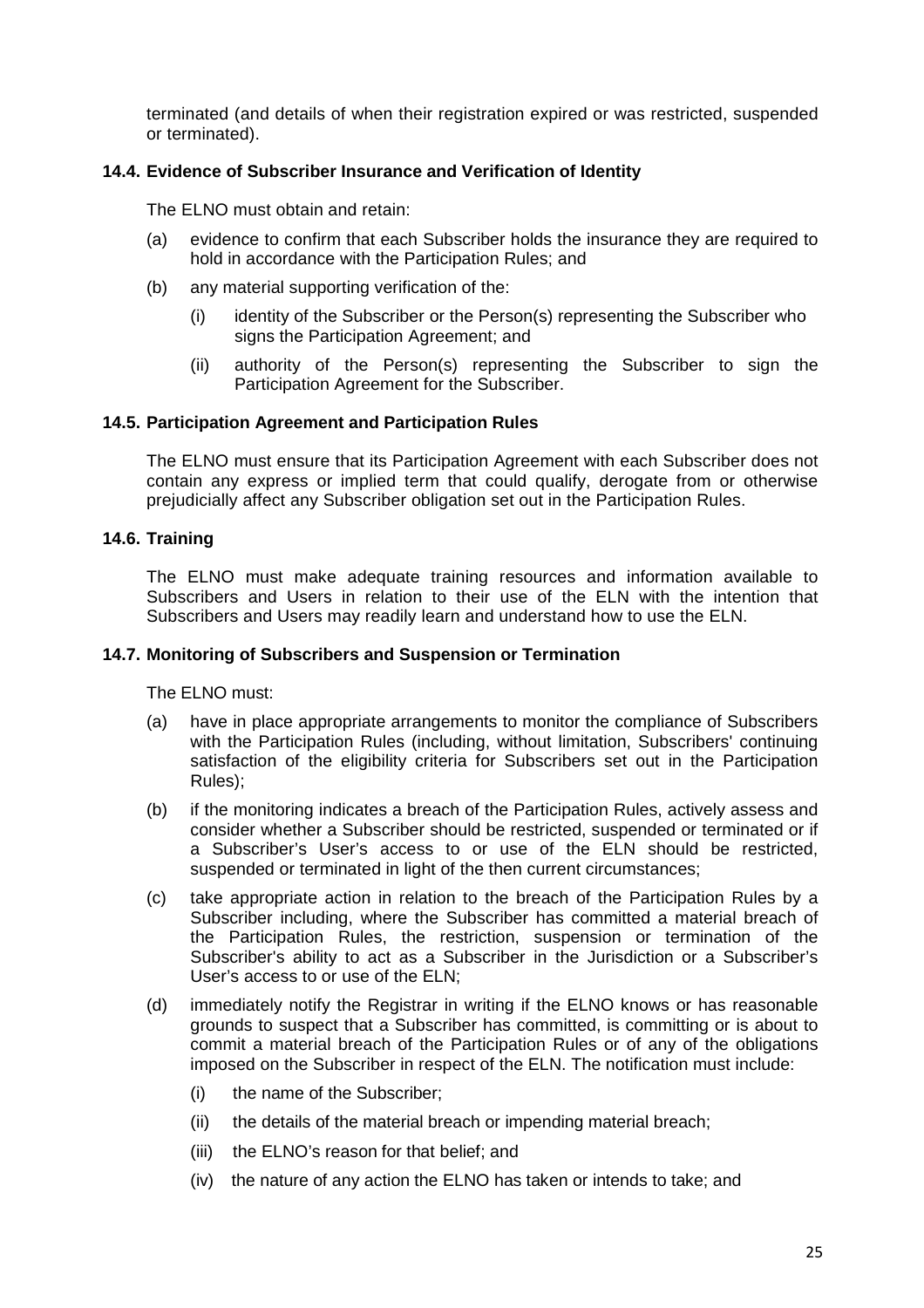terminated (and details of when their registration expired or was restricted, suspended or terminated).

### 14.4. Evidence of Subscriber Insurance and Verification of Identity

The ELNO must obtain and retain:

(a) evidence to confirm that each Subscriber holds the insurance they are required to hold in accordance with the Participation Rules; and

(b) any material supporting verification of the:

 (i) identity of the Subscriber or the Person(s) representing the Subscriber who signs the Participation Agreement; and

 (ii) authority of the Person(s) representing the Subscriber to sign the Participation Agreement for the Subscriber.

### 14.5. Participation Agreement and Participation Rules

The ELNO must ensure that its Participation Agreement with each Subscriber does not contain any express or implied term that could qualify, derogate from or otherwise prejudicially affect any Subscriber obligation set out in the Participation Rules.

### 14.6. Training

The ELNO must make adequate training resources and information available to Subscribers and Users in relation to their use of the ELN with the intention that Subscribers and Users may readily learn and understand how to use the ELN.

### 14.7. Monitoring of Subscribers and Suspension or Termination

The ELNO must:

(a) have in place appropriate arrangements to monitor the compliance of Subscribers with the Participation Rules (including, without limitation, Subscribers' continuing satisfaction of the eligibility criteria for Subscribers set out in the Participation Rules);

(b) if the monitoring indicates a breach of the Participation Rules, actively assess and consider whether a Subscriber should be restricted, suspended or terminated or if a Subscriber's User's access to or use of the ELN should be restricted, suspended or terminated in light of the then current circumstances;

(c) take appropriate action in relation to the breach of the Participation Rules by a Subscriber including, where the Subscriber has committed a material breach of the Participation Rules, the restriction, suspension or termination of the Subscriber's ability to act as a Subscriber in the Jurisdiction or a Subscriber's User's access to or use of the ELN;

(d) immediately notify the Registrar in writing if the ELNO knows or has reasonable grounds to suspect that a Subscriber has committed, is committing or is about to commit a material breach of the Participation Rules or of any of the obligations imposed on the Subscriber in respect of the ELN. The notification must include:

 (i) the name of the Subscriber;

 (ii) the details of the material breach or impending material breach;

 (iii) the ELNO's reason for that belief; and

 (iv) the nature of any action the ELNO has taken or intends to take; and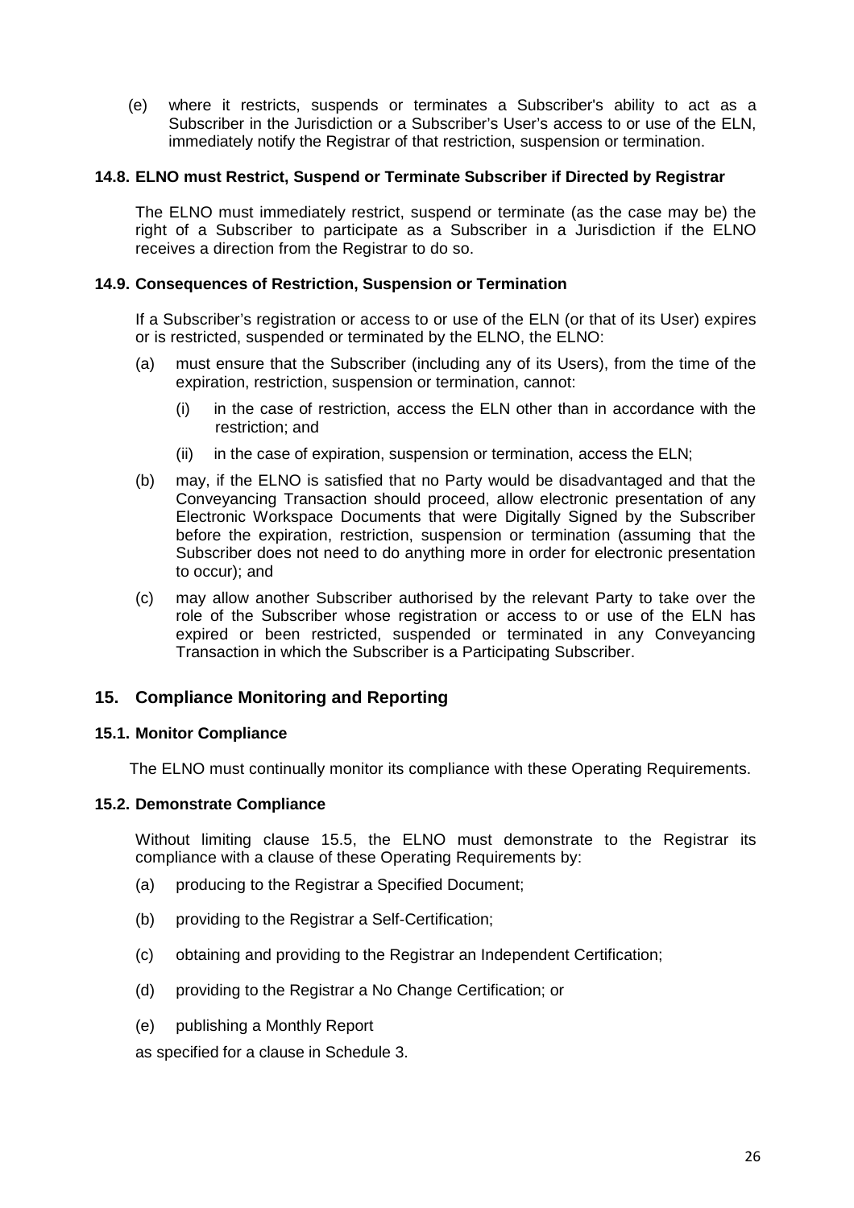(e) where it restricts, suspends or terminates a Subscriber's ability to act as a Subscriber in the Jurisdiction or a Subscriber's User's access to or use of the ELN, immediately notify the Registrar of that restriction, suspension or termination.

### 14.8. ELNO must Restrict, Suspend or Terminate Subscriber if Directed by Registrar

The ELNO must immediately restrict, suspend or terminate (as the case may be) the right of a Subscriber to participate as a Subscriber in a Jurisdiction if the ELNO receives a direction from the Registrar to do so.

### 14.9. Consequences of Restriction, Suspension or Termination

If a Subscriber's registration or access to or use of the ELN (or that of its User) expires or is restricted, suspended or terminated by the ELNO, the ELNO:

(a) must ensure that the Subscriber (including any of its Users), from the time of the expiration, restriction, suspension or termination, cannot:

  (i) in the case of restriction, access the ELN other than in accordance with the restriction; and

  (ii) in the case of expiration, suspension or termination, access the ELN;

(b) may, if the ELNO is satisfied that no Party would be disadvantaged and that the Conveyancing Transaction should proceed, allow electronic presentation of any Electronic Workspace Documents that were Digitally Signed by the Subscriber before the expiration, restriction, suspension or termination (assuming that the Subscriber does not need to do anything more in order for electronic presentation to occur); and

(c) may allow another Subscriber authorised by the relevant Party to take over the role of the Subscriber whose registration or access to or use of the ELN has expired or been restricted, suspended or terminated in any Conveyancing Transaction in which the Subscriber is a Participating Subscriber.

## 15. Compliance Monitoring and Reporting

### 15.1. Monitor Compliance

The ELNO must continually monitor its compliance with these Operating Requirements.

### 15.2. Demonstrate Compliance

Without limiting clause 15.5, the ELNO must demonstrate to the Registrar its compliance with a clause of these Operating Requirements by:

(a) producing to the Registrar a Specified Document;

(b) providing to the Registrar a Self-Certification;

(c) obtaining and providing to the Registrar an Independent Certification;

(d) providing to the Registrar a No Change Certification; or

(e) publishing a Monthly Report

as specified for a clause in Schedule 3.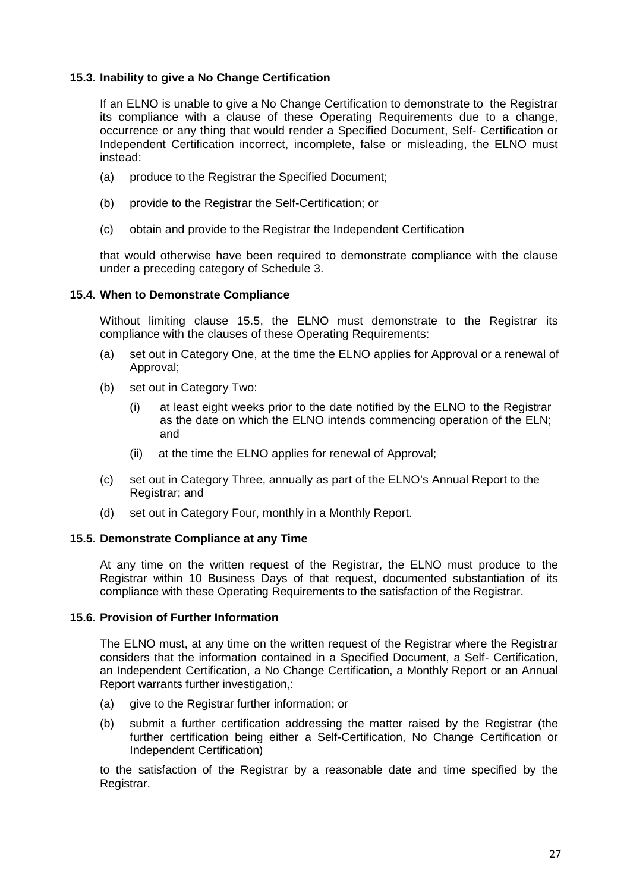### 15.3. Inability to give a No Change Certification

If an ELNO is unable to give a No Change Certification to demonstrate to the Registrar its compliance with a clause of these Operating Requirements due to a change, occurrence or any thing that would render a Specified Document, Self- Certification or Independent Certification incorrect, incomplete, false or misleading, the ELNO must instead:

(a) produce to the Registrar the Specified Document;

(b) provide to the Registrar the Self-Certification; or

(c) obtain and provide to the Registrar the Independent Certification

that would otherwise have been required to demonstrate compliance with the clause under a preceding category of Schedule 3.

### 15.4. When to Demonstrate Compliance

Without limiting clause 15.5, the ELNO must demonstrate to the Registrar its compliance with the clauses of these Operating Requirements:

(a) set out in Category One, at the time the ELNO applies for Approval or a renewal of Approval;

(b) set out in Category Two:

   (i) at least eight weeks prior to the date notified by the ELNO to the Registrar as the date on which the ELNO intends commencing operation of the ELN; and

   (ii) at the time the ELNO applies for renewal of Approval;

(c) set out in Category Three, annually as part of the ELNO's Annual Report to the Registrar; and

(d) set out in Category Four, monthly in a Monthly Report.

### 15.5. Demonstrate Compliance at any Time

At any time on the written request of the Registrar, the ELNO must produce to the Registrar within 10 Business Days of that request, documented substantiation of its compliance with these Operating Requirements to the satisfaction of the Registrar.

### 15.6. Provision of Further Information

The ELNO must, at any time on the written request of the Registrar where the Registrar considers that the information contained in a Specified Document, a Self- Certification, an Independent Certification, a No Change Certification, a Monthly Report or an Annual Report warrants further investigation,:

(a) give to the Registrar further information; or

(b) submit a further certification addressing the matter raised by the Registrar (the further certification being either a Self-Certification, No Change Certification or Independent Certification)

to the satisfaction of the Registrar by a reasonable date and time specified by the Registrar.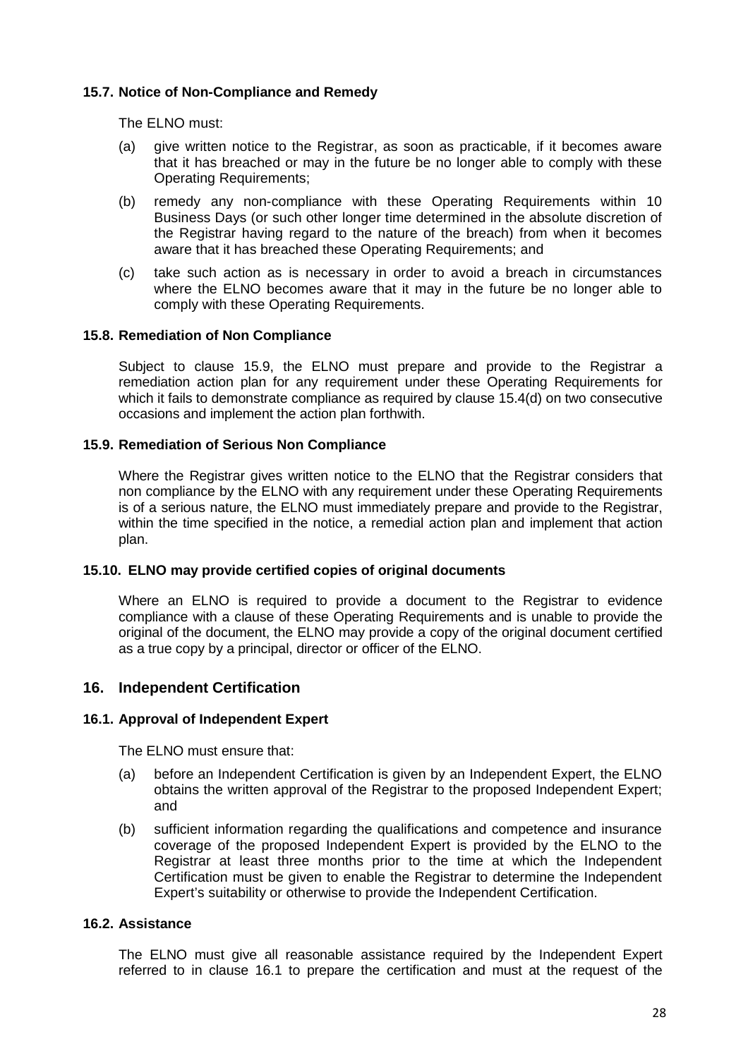### 15.7. Notice of Non-Compliance and Remedy

The ELNO must:

(a) give written notice to the Registrar, as soon as practicable, if it becomes aware that it has breached or may in the future be no longer able to comply with these Operating Requirements;

(b) remedy any non-compliance with these Operating Requirements within 10 Business Days (or such other longer time determined in the absolute discretion of the Registrar having regard to the nature of the breach) from when it becomes aware that it has breached these Operating Requirements; and

(c) take such action as is necessary in order to avoid a breach in circumstances where the ELNO becomes aware that it may in the future be no longer able to comply with these Operating Requirements.

### 15.8. Remediation of Non Compliance

Subject to clause 15.9, the ELNO must prepare and provide to the Registrar a remediation action plan for any requirement under these Operating Requirements for which it fails to demonstrate compliance as required by clause 15.4(d) on two consecutive occasions and implement the action plan forthwith.

### 15.9. Remediation of Serious Non Compliance

Where the Registrar gives written notice to the ELNO that the Registrar considers that non compliance by the ELNO with any requirement under these Operating Requirements is of a serious nature, the ELNO must immediately prepare and provide to the Registrar, within the time specified in the notice, a remedial action plan and implement that action plan.

### 15.10. ELNO may provide certified copies of original documents

Where an ELNO is required to provide a document to the Registrar to evidence compliance with a clause of these Operating Requirements and is unable to provide the original of the document, the ELNO may provide a copy of the original document certified as a true copy by a principal, director or officer of the ELNO.

## 16. Independent Certification

### 16.1. Approval of Independent Expert

The ELNO must ensure that:

(a) before an Independent Certification is given by an Independent Expert, the ELNO obtains the written approval of the Registrar to the proposed Independent Expert; and

(b) sufficient information regarding the qualifications and competence and insurance coverage of the proposed Independent Expert is provided by the ELNO to the Registrar at least three months prior to the time at which the Independent Certification must be given to enable the Registrar to determine the Independent Expert's suitability or otherwise to provide the Independent Certification.

### 16.2. Assistance

The ELNO must give all reasonable assistance required by the Independent Expert referred to in clause 16.1 to prepare the certification and must at the request of the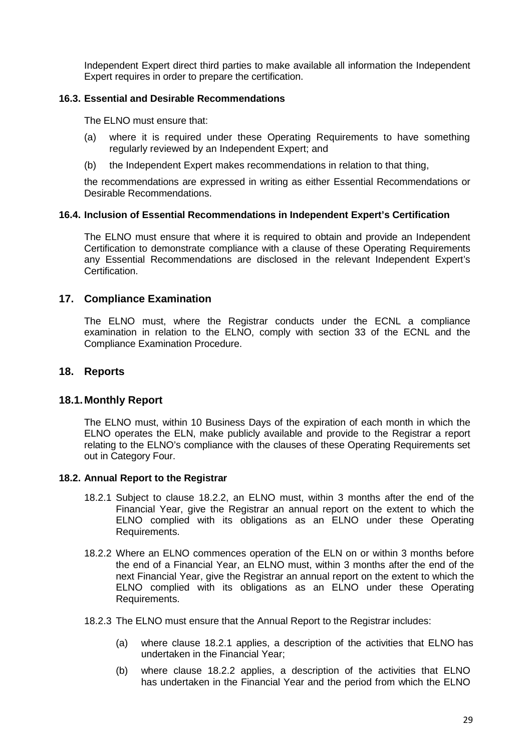Independent Expert direct third parties to make available all information the Independent Expert requires in order to prepare the certification.

### 16.3. Essential and Desirable Recommendations

The ELNO must ensure that:

(a) where it is required under these Operating Requirements to have something regularly reviewed by an Independent Expert; and

(b) the Independent Expert makes recommendations in relation to that thing,

the recommendations are expressed in writing as either Essential Recommendations or Desirable Recommendations.

### 16.4. Inclusion of Essential Recommendations in Independent Expert's Certification

The ELNO must ensure that where it is required to obtain and provide an Independent Certification to demonstrate compliance with a clause of these Operating Requirements any Essential Recommendations are disclosed in the relevant Independent Expert's Certification.

## 17. Compliance Examination

The ELNO must, where the Registrar conducts under the ECNL a compliance examination in relation to the ELNO, comply with section 33 of the ECNL and the Compliance Examination Procedure.

## 18. Reports

## 18.1. Monthly Report

The ELNO must, within 10 Business Days of the expiration of each month in which the ELNO operates the ELN, make publicly available and provide to the Registrar a report relating to the ELNO's compliance with the clauses of these Operating Requirements set out in Category Four.

### 18.2. Annual Report to the Registrar

18.2.1 Subject to clause 18.2.2, an ELNO must, within 3 months after the end of the Financial Year, give the Registrar an annual report on the extent to which the ELNO complied with its obligations as an ELNO under these Operating Requirements.

18.2.2 Where an ELNO commences operation of the ELN on or within 3 months before the end of a Financial Year, an ELNO must, within 3 months after the end of the next Financial Year, give the Registrar an annual report on the extent to which the ELNO complied with its obligations as an ELNO under these Operating Requirements.

18.2.3 The ELNO must ensure that the Annual Report to the Registrar includes:

(a) where clause 18.2.1 applies, a description of the activities that ELNO has undertaken in the Financial Year;

(b) where clause 18.2.2 applies, a description of the activities that ELNO has undertaken in the Financial Year and the period from which the ELNO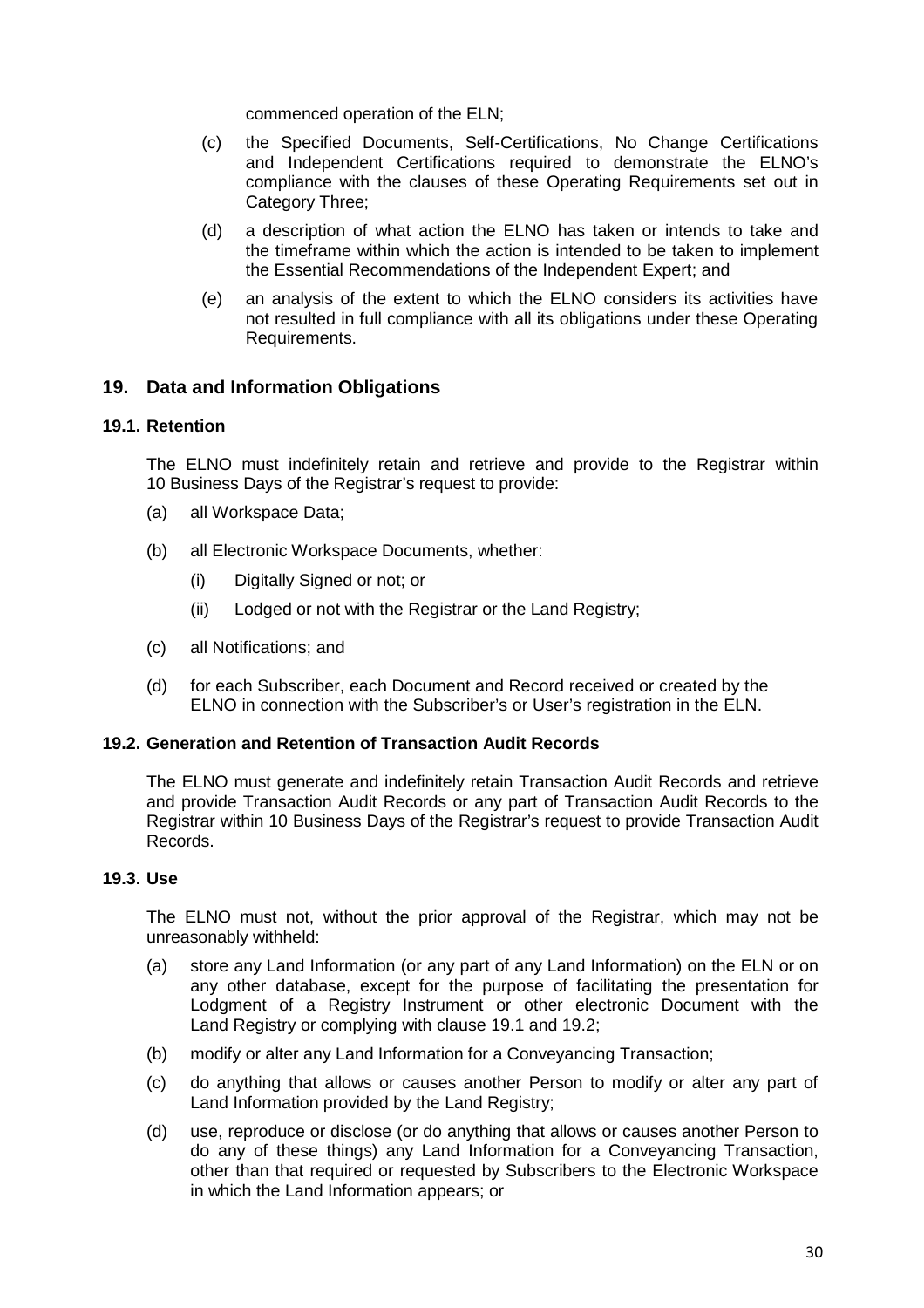commenced operation of the ELN;

(c) the Specified Documents, Self-Certifications, No Change Certifications and Independent Certifications required to demonstrate the ELNO's compliance with the clauses of these Operating Requirements set out in Category Three;

(d) a description of what action the ELNO has taken or intends to take and the timeframe within which the action is intended to be taken to implement the Essential Recommendations of the Independent Expert; and

(e) an analysis of the extent to which the ELNO considers its activities have not resulted in full compliance with all its obligations under these Operating Requirements.

## 19. Data and Information Obligations

### 19.1. Retention

The ELNO must indefinitely retain and retrieve and provide to the Registrar within 10 Business Days of the Registrar's request to provide:

(a) all Workspace Data;

(b) all Electronic Workspace Documents, whether:

  (i) Digitally Signed or not; or

  (ii) Lodged or not with the Registrar or the Land Registry;

(c) all Notifications; and

(d) for each Subscriber, each Document and Record received or created by the ELNO in connection with the Subscriber's or User's registration in the ELN.

### 19.2. Generation and Retention of Transaction Audit Records

The ELNO must generate and indefinitely retain Transaction Audit Records and retrieve and provide Transaction Audit Records or any part of Transaction Audit Records to the Registrar within 10 Business Days of the Registrar's request to provide Transaction Audit Records.

### 19.3. Use

The ELNO must not, without the prior approval of the Registrar, which may not be unreasonably withheld:

(a) store any Land Information (or any part of any Land Information) on the ELN or on any other database, except for the purpose of facilitating the presentation for Lodgment of a Registry Instrument or other electronic Document with the Land Registry or complying with clause 19.1 and 19.2;

(b) modify or alter any Land Information for a Conveyancing Transaction;

(c) do anything that allows or causes another Person to modify or alter any part of Land Information provided by the Land Registry;

(d) use, reproduce or disclose (or do anything that allows or causes another Person to do any of these things) any Land Information for a Conveyancing Transaction, other than that required or requested by Subscribers to the Electronic Workspace in which the Land Information appears; or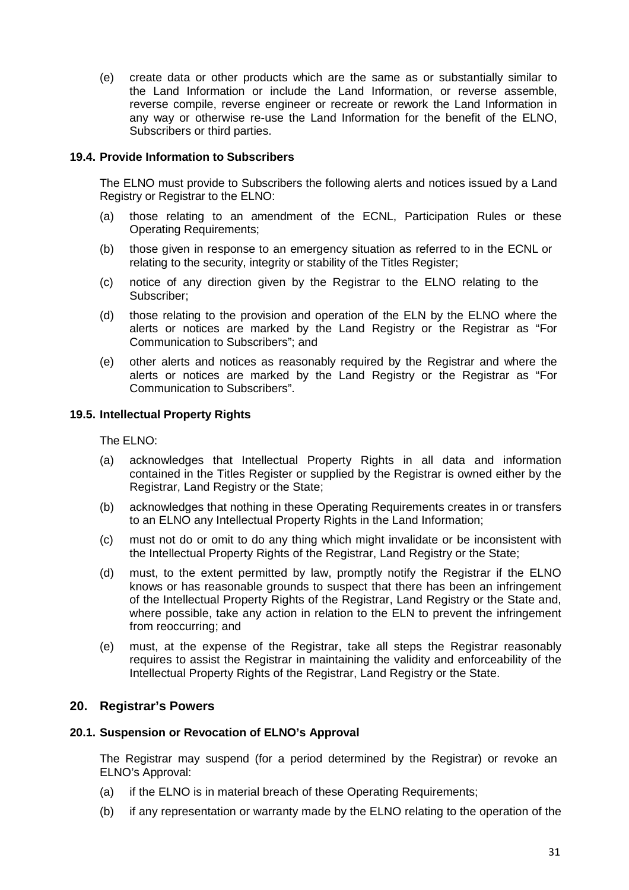(e) create data or other products which are the same as or substantially similar to the Land Information or include the Land Information, or reverse assemble, reverse compile, reverse engineer or recreate or rework the Land Information in any way or otherwise re-use the Land Information for the benefit of the ELNO, Subscribers or third parties.

### 19.4. Provide Information to Subscribers

The ELNO must provide to Subscribers the following alerts and notices issued by a Land Registry or Registrar to the ELNO:

(a) those relating to an amendment of the ECNL, Participation Rules or these Operating Requirements;

(b) those given in response to an emergency situation as referred to in the ECNL or relating to the security, integrity or stability of the Titles Register;

(c) notice of any direction given by the Registrar to the ELNO relating to the Subscriber;

(d) those relating to the provision and operation of the ELN by the ELNO where the alerts or notices are marked by the Land Registry or the Registrar as "For Communication to Subscribers"; and

(e) other alerts and notices as reasonably required by the Registrar and where the alerts or notices are marked by the Land Registry or the Registrar as "For Communication to Subscribers".

### 19.5. Intellectual Property Rights

The ELNO:

(a) acknowledges that Intellectual Property Rights in all data and information contained in the Titles Register or supplied by the Registrar is owned either by the Registrar, Land Registry or the State;

(b) acknowledges that nothing in these Operating Requirements creates in or transfers to an ELNO any Intellectual Property Rights in the Land Information;

(c) must not do or omit to do any thing which might invalidate or be inconsistent with the Intellectual Property Rights of the Registrar, Land Registry or the State;

(d) must, to the extent permitted by law, promptly notify the Registrar if the ELNO knows or has reasonable grounds to suspect that there has been an infringement of the Intellectual Property Rights of the Registrar, Land Registry or the State and, where possible, take any action in relation to the ELN to prevent the infringement from reoccurring; and

(e) must, at the expense of the Registrar, take all steps the Registrar reasonably requires to assist the Registrar in maintaining the validity and enforceability of the Intellectual Property Rights of the Registrar, Land Registry or the State.

## 20. Registrar's Powers

### 20.1. Suspension or Revocation of ELNO's Approval

The Registrar may suspend (for a period determined by the Registrar) or revoke an ELNO's Approval:

(a) if the ELNO is in material breach of these Operating Requirements;

(b) if any representation or warranty made by the ELNO relating to the operation of the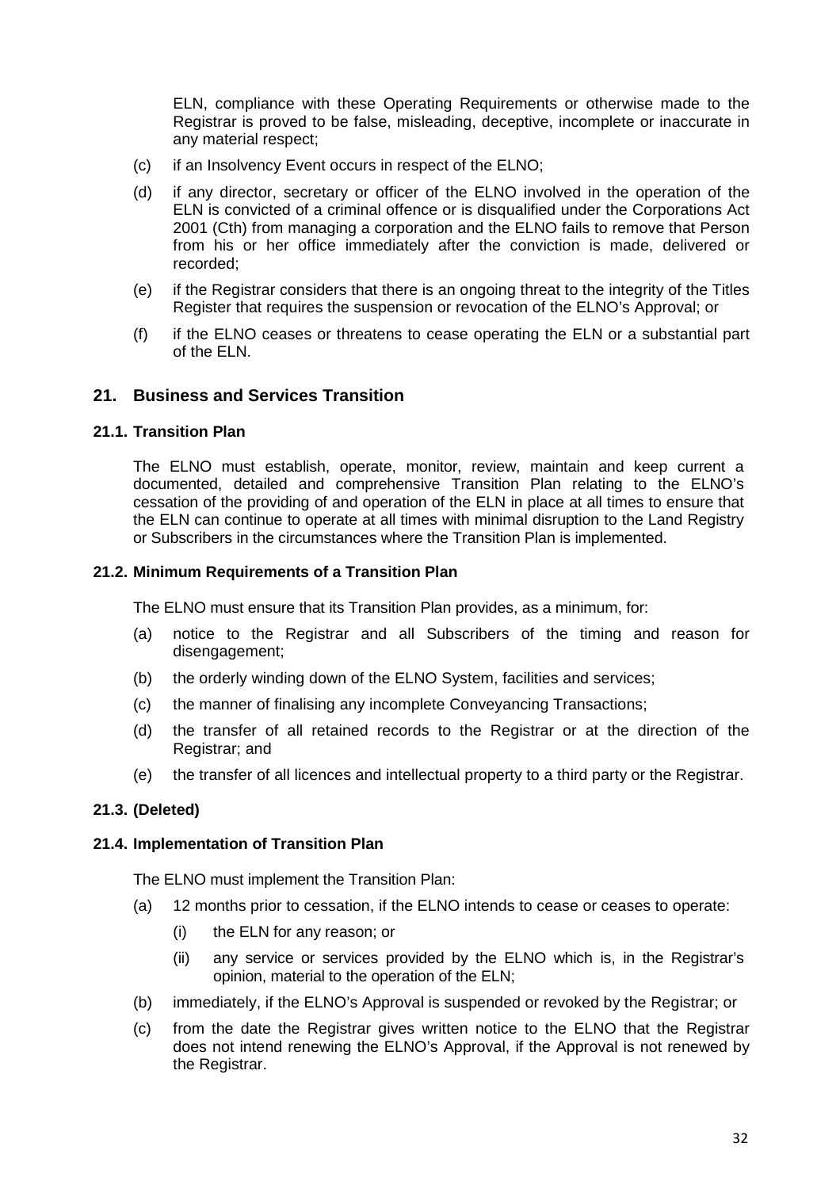ELN, compliance with these Operating Requirements or otherwise made to the Registrar is proved to be false, misleading, deceptive, incomplete or inaccurate in any material respect;

(c) if an Insolvency Event occurs in respect of the ELNO;

(d) if any director, secretary or officer of the ELNO involved in the operation of the ELN is convicted of a criminal offence or is disqualified under the Corporations Act 2001 (Cth) from managing a corporation and the ELNO fails to remove that Person from his or her office immediately after the conviction is made, delivered or recorded;

(e) if the Registrar considers that there is an ongoing threat to the integrity of the Titles Register that requires the suspension or revocation of the ELNO's Approval; or

(f) if the ELNO ceases or threatens to cease operating the ELN or a substantial part of the ELN.

## 21. Business and Services Transition

### 21.1. Transition Plan

The ELNO must establish, operate, monitor, review, maintain and keep current a documented, detailed and comprehensive Transition Plan relating to the ELNO's cessation of the providing of and operation of the ELN in place at all times to ensure that the ELN can continue to operate at all times with minimal disruption to the Land Registry or Subscribers in the circumstances where the Transition Plan is implemented.

### 21.2. Minimum Requirements of a Transition Plan

The ELNO must ensure that its Transition Plan provides, as a minimum, for:

(a) notice to the Registrar and all Subscribers of the timing and reason for disengagement;

(b) the orderly winding down of the ELNO System, facilities and services;

(c) the manner of finalising any incomplete Conveyancing Transactions;

(d) the transfer of all retained records to the Registrar or at the direction of the Registrar; and

(e) the transfer of all licences and intellectual property to a third party or the Registrar.

### 21.3. (Deleted)

### 21.4. Implementation of Transition Plan

The ELNO must implement the Transition Plan:

(a) 12 months prior to cessation, if the ELNO intends to cease or ceases to operate:

  (i) the ELN for any reason; or

  (ii) any service or services provided by the ELNO which is, in the Registrar's opinion, material to the operation of the ELN;

(b) immediately, if the ELNO's Approval is suspended or revoked by the Registrar; or

(c) from the date the Registrar gives written notice to the ELNO that the Registrar does not intend renewing the ELNO's Approval, if the Approval is not renewed by the Registrar.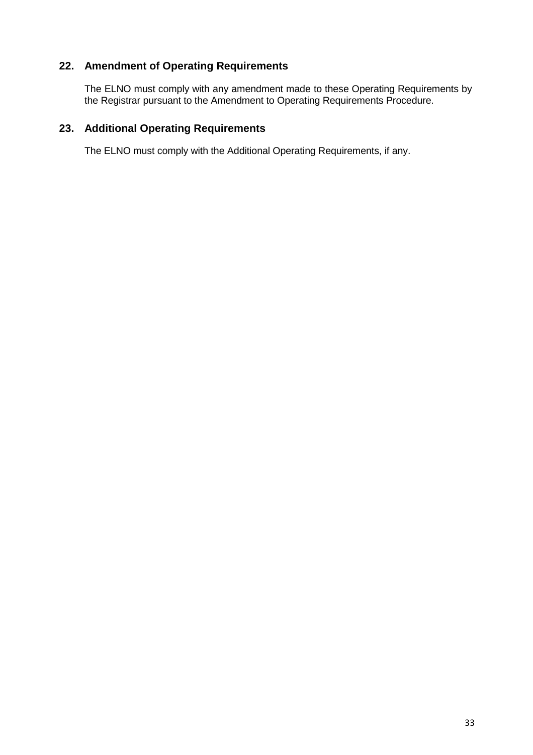## 22. Amendment of Operating Requirements

The ELNO must comply with any amendment made to these Operating Requirements by the Registrar pursuant to the Amendment to Operating Requirements Procedure.

## 23. Additional Operating Requirements

The ELNO must comply with the Additional Operating Requirements, if any.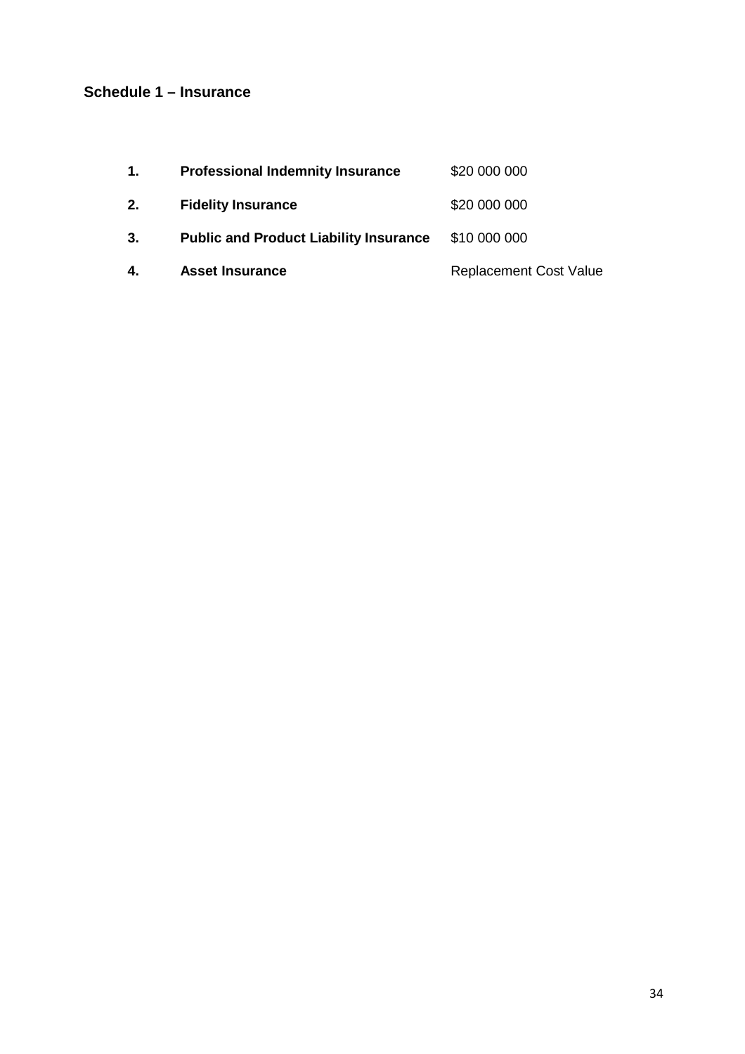## Schedule 1 – Insurance

| | | |
|---|---|---|
| **1.** | **Professional Indemnity Insurance** | $20 000 000 |
| **2.** | **Fidelity Insurance** | $20 000 000 |
| **3.** | **Public and Product Liability Insurance** | $10 000 000 |
| **4.** | **Asset Insurance** | Replacement Cost Value |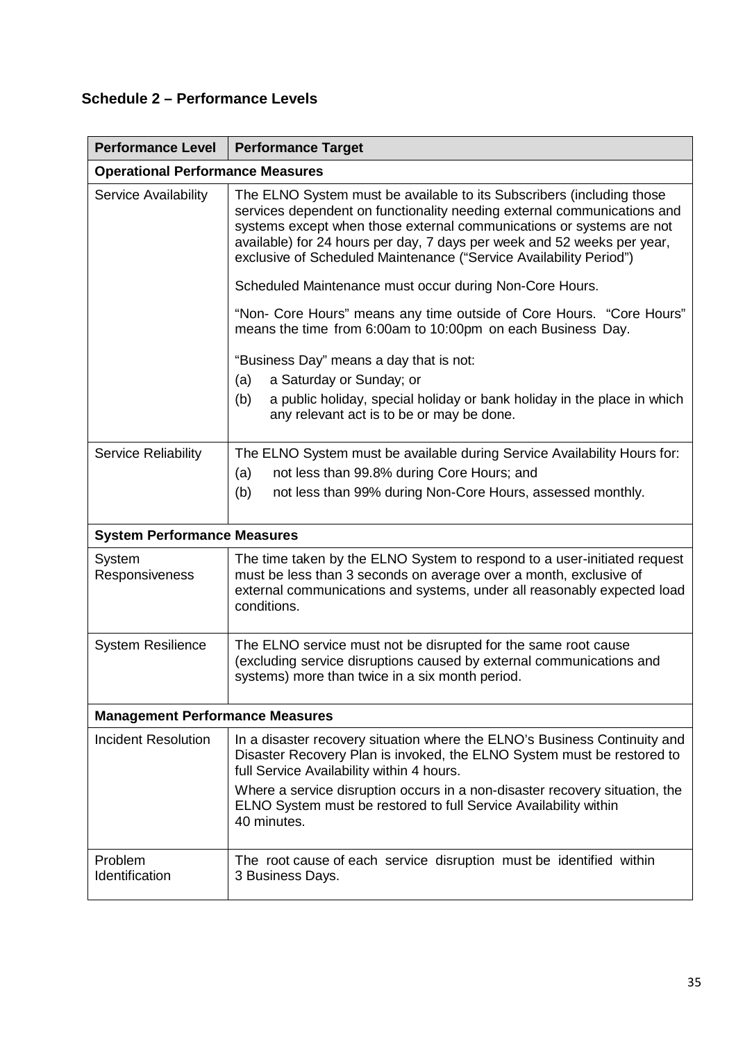## Schedule 2 – Performance Levels

| Performance Level | Performance Target |
|---|---|
| **Operational Performance Measures** | |
| Service Availability | The ELNO System must be available to its Subscribers (including those services dependent on functionality needing external communications and systems except when those external communications or systems are not available) for 24 hours per day, 7 days per week and 52 weeks per year, exclusive of Scheduled Maintenance ("Service Availability Period")<br><br>Scheduled Maintenance must occur during Non-Core Hours.<br><br>"Non- Core Hours" means any time outside of Core Hours. "Core Hours" means the time from 6:00am to 10:00pm on each Business Day.<br><br>"Business Day" means a day that is not:<br>(a) a Saturday or Sunday; or<br>(b) a public holiday, special holiday or bank holiday in the place in which any relevant act is to be or may be done. |
| Service Reliability | The ELNO System must be available during Service Availability Hours for:<br>(a) not less than 99.8% during Core Hours; and<br>(b) not less than 99% during Non-Core Hours, assessed monthly. |
| **System Performance Measures** | |
| System Responsiveness | The time taken by the ELNO System to respond to a user-initiated request must be less than 3 seconds on average over a month, exclusive of external communications and systems, under all reasonably expected load conditions. |
| System Resilience | The ELNO service must not be disrupted for the same root cause (excluding service disruptions caused by external communications and systems) more than twice in a six month period. |
| **Management Performance Measures** | |
| Incident Resolution | In a disaster recovery situation where the ELNO's Business Continuity and Disaster Recovery Plan is invoked, the ELNO System must be restored to full Service Availability within 4 hours.<br><br>Where a service disruption occurs in a non-disaster recovery situation, the ELNO System must be restored to full Service Availability within 40 minutes. |
| Problem Identification | The root cause of each service disruption must be identified within 3 Business Days. |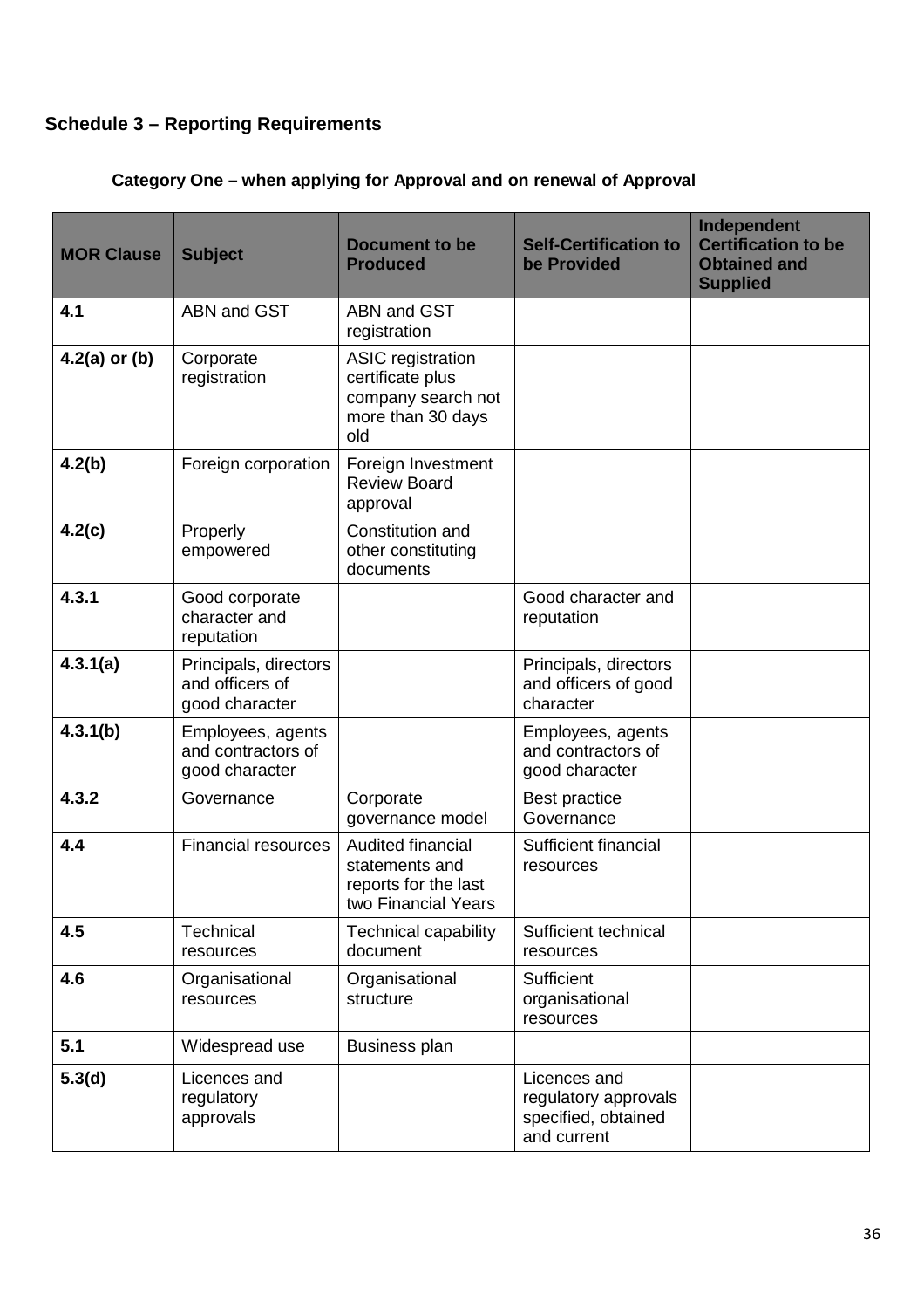## Schedule 3 – Reporting Requirements

### Category One – when applying for Approval and on renewal of Approval

| MOR Clause | Subject | Document to be Produced | Self-Certification to be Provided | Independent Certification to be Obtained and Supplied |
|---|---|---|---|---|
| **4.1** | ABN and GST | ABN and GST registration | | |
| **4.2(a) or (b)** | Corporate registration | ASIC registration certificate plus company search not more than 30 days old | | |
| **4.2(b)** | Foreign corporation | Foreign Investment Review Board approval | | |
| **4.2(c)** | Properly empowered | Constitution and other constituting documents | | |
| **4.3.1** | Good corporate character and reputation | | Good character and reputation | |
| **4.3.1(a)** | Principals, directors and officers of good character | | Principals, directors and officers of good character | |
| **4.3.1(b)** | Employees, agents and contractors of good character | | Employees, agents and contractors of good character | |
| **4.3.2** | Governance | Corporate governance model | Best practice Governance | |
| **4.4** | Financial resources | Audited financial statements and reports for the last two Financial Years | Sufficient financial resources | |
| **4.5** | Technical resources | Technical capability document | Sufficient technical resources | |
| **4.6** | Organisational resources | Organisational structure | Sufficient organisational resources | |
| **5.1** | Widespread use | Business plan | | |
| **5.3(d)** | Licences and regulatory approvals | | Licences and regulatory approvals specified, obtained and current | |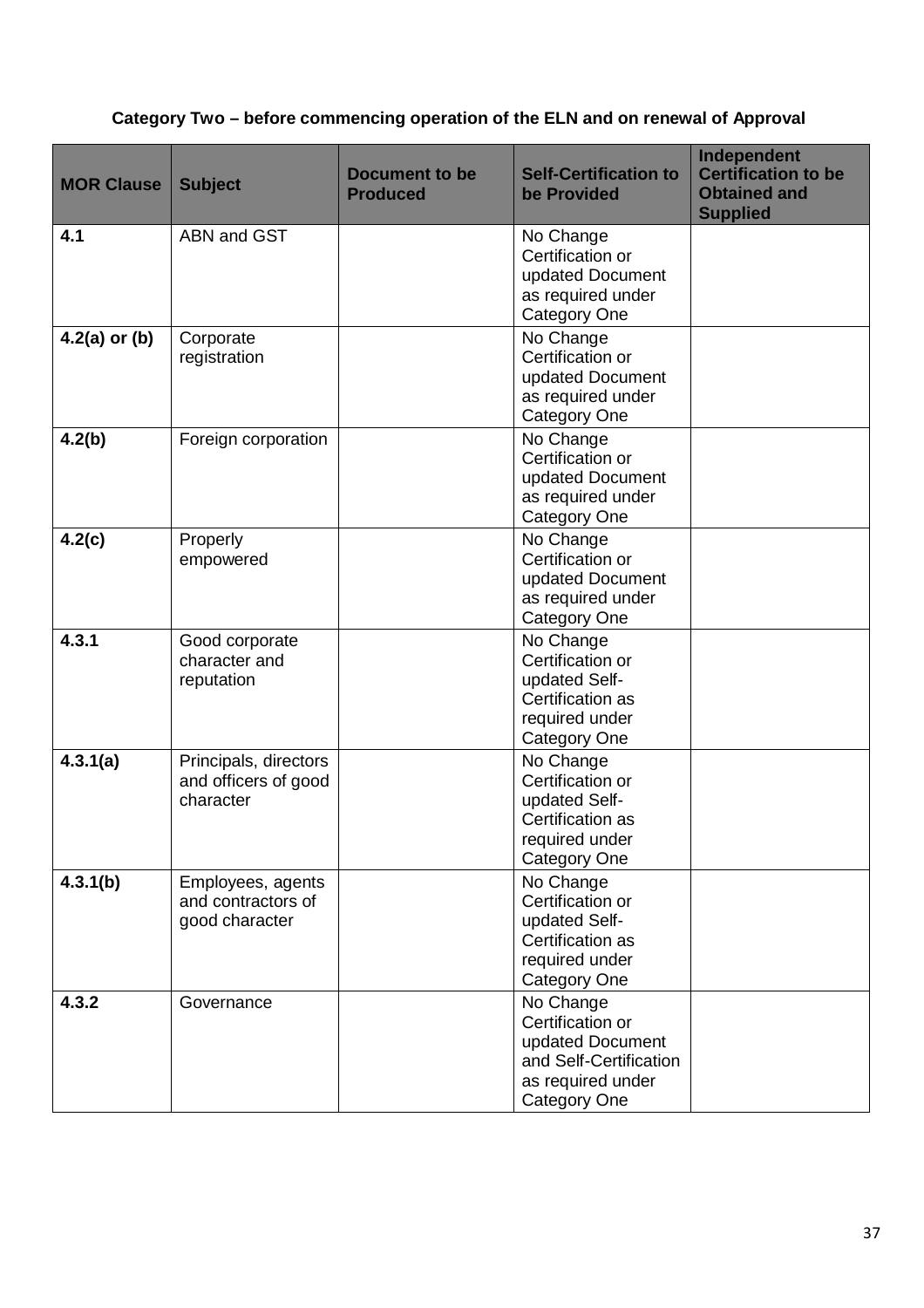**Category Two – before commencing operation of the ELN and on renewal of Approval**

| MOR Clause | Subject | Document to be Produced | Self-Certification to be Provided | Independent Certification to be Obtained and Supplied |
|---|---|---|---|---|
| **4.1** | ABN and GST | | No Change Certification or updated Document as required under Category One | |
| **4.2(a) or (b)** | Corporate registration | | No Change Certification or updated Document as required under Category One | |
| **4.2(b)** | Foreign corporation | | No Change Certification or updated Document as required under Category One | |
| **4.2(c)** | Properly empowered | | No Change Certification or updated Document as required under Category One | |
| **4.3.1** | Good corporate character and reputation | | No Change Certification or updated Self-Certification as required under Category One | |
| **4.3.1(a)** | Principals, directors and officers of good character | | No Change Certification or updated Self-Certification as required under Category One | |
| **4.3.1(b)** | Employees, agents and contractors of good character | | No Change Certification or updated Self-Certification as required under Category One | |
| **4.3.2** | Governance | | No Change Certification or updated Document and Self-Certification as required under Category One | |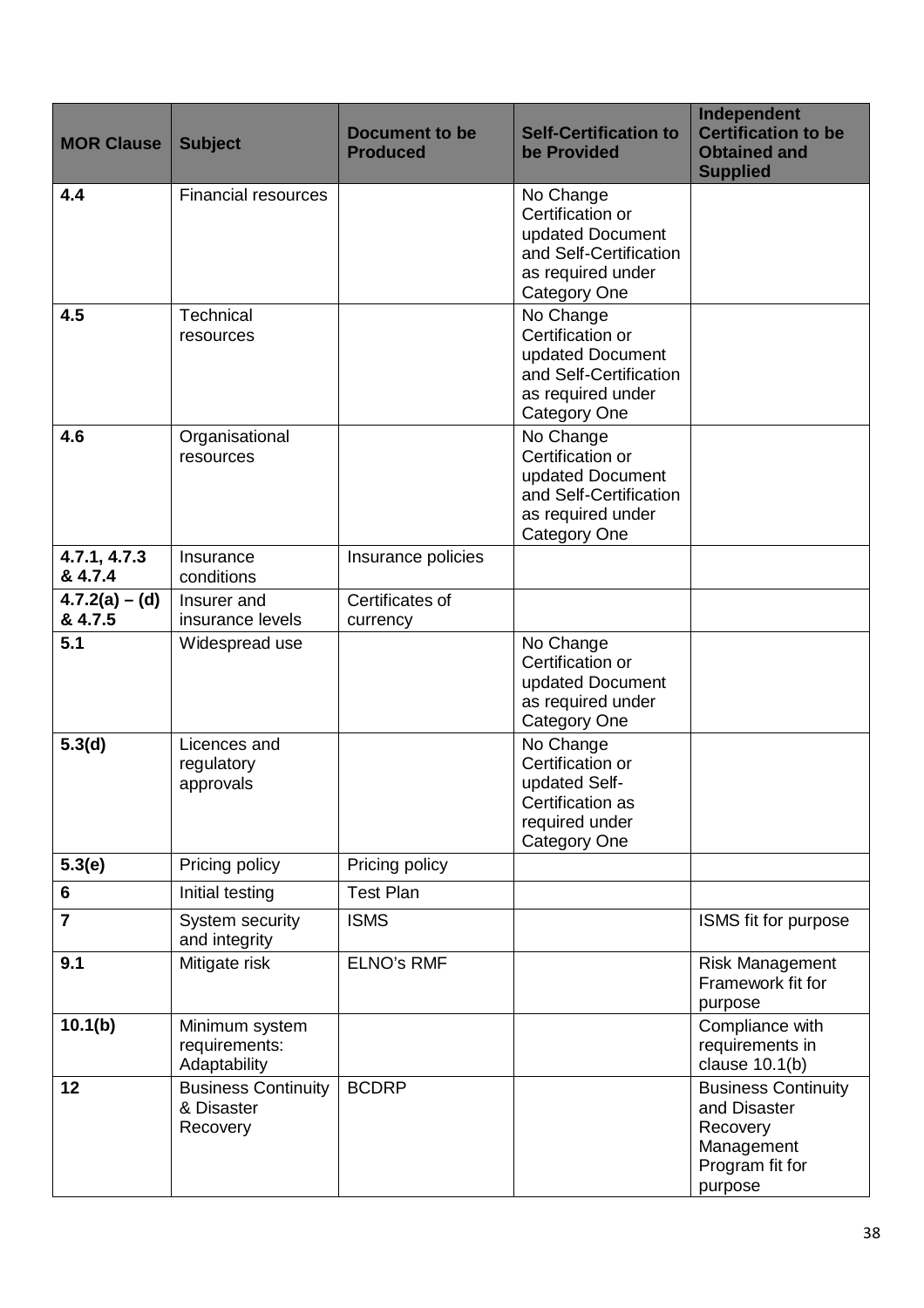| MOR Clause | Subject | Document to be Produced | Self-Certification to be Provided | Independent Certification to be Obtained and Supplied |
|---|---|---|---|---|
| **4.4** | Financial resources | | No Change Certification or updated Document and Self-Certification as required under Category One | |
| **4.5** | Technical resources | | No Change Certification or updated Document and Self-Certification as required under Category One | |
| **4.6** | Organisational resources | | No Change Certification or updated Document and Self-Certification as required under Category One | |
| **4.7.1, 4.7.3 & 4.7.4** | Insurance conditions | Insurance policies | | |
| **4.7.2(a) – (d) & 4.7.5** | Insurer and insurance levels | Certificates of currency | | |
| **5.1** | Widespread use | | No Change Certification or updated Document as required under Category One | |
| **5.3(d)** | Licences and regulatory approvals | | No Change Certification or updated Self-Certification as required under Category One | |
| **5.3(e)** | Pricing policy | Pricing policy | | |
| **6** | Initial testing | Test Plan | | |
| **7** | System security and integrity | ISMS | | ISMS fit for purpose |
| **9.1** | Mitigate risk | ELNO's RMF | | Risk Management Framework fit for purpose |
| **10.1(b)** | Minimum system requirements: Adaptability | | | Compliance with requirements in clause 10.1(b) |
| **12** | Business Continuity & Disaster Recovery | BCDRP | | Business Continuity and Disaster Recovery Management Program fit for purpose |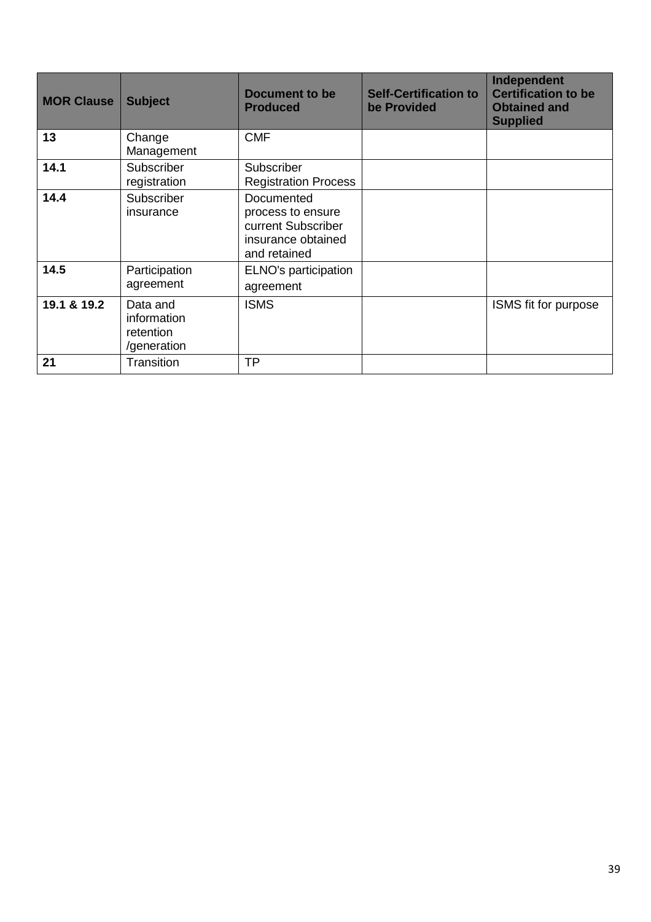| MOR Clause | Subject | Document to be Produced | Self-Certification to be Provided | Independent Certification to be Obtained and Supplied |
|---|---|---|---|---|
| **13** | Change Management | CMF | | |
| **14.1** | Subscriber registration | Subscriber Registration Process | | |
| **14.4** | Subscriber insurance | Documented process to ensure current Subscriber insurance obtained and retained | | |
| **14.5** | Participation agreement | ELNO's participation agreement | | |
| **19.1 & 19.2** | Data and information retention /generation | ISMS | | ISMS fit for purpose |
| **21** | Transition | TP | | |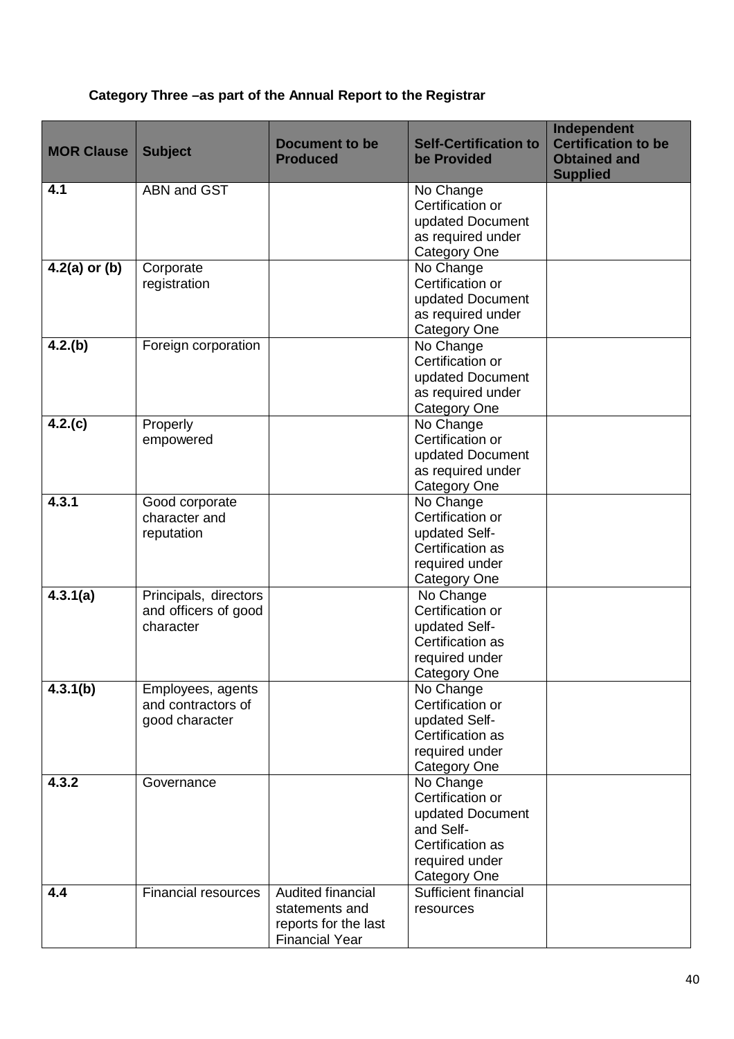**Category Three –as part of the Annual Report to the Registrar**

| MOR Clause | Subject | Document to be Produced | Self-Certification to be Provided | Independent Certification to be Obtained and Supplied |
|---|---|---|---|---|
| **4.1** | ABN and GST | | No Change Certification or updated Document as required under Category One | |
| **4.2(a) or (b)** | Corporate registration | | No Change Certification or updated Document as required under Category One | |
| **4.2.(b)** | Foreign corporation | | No Change Certification or updated Document as required under Category One | |
| **4.2.(c)** | Properly empowered | | No Change Certification or updated Document as required under Category One | |
| **4.3.1** | Good corporate character and reputation | | No Change Certification or updated Self-Certification as required under Category One | |
| **4.3.1(a)** | Principals, directors and officers of good character | | No Change Certification or updated Self-Certification as required under Category One | |
| **4.3.1(b)** | Employees, agents and contractors of good character | | No Change Certification or updated Self-Certification as required under Category One | |
| **4.3.2** | Governance | | No Change Certification or updated Document and Self-Certification as required under Category One | |
| **4.4** | Financial resources | Audited financial statements and reports for the last Financial Year | Sufficient financial resources | |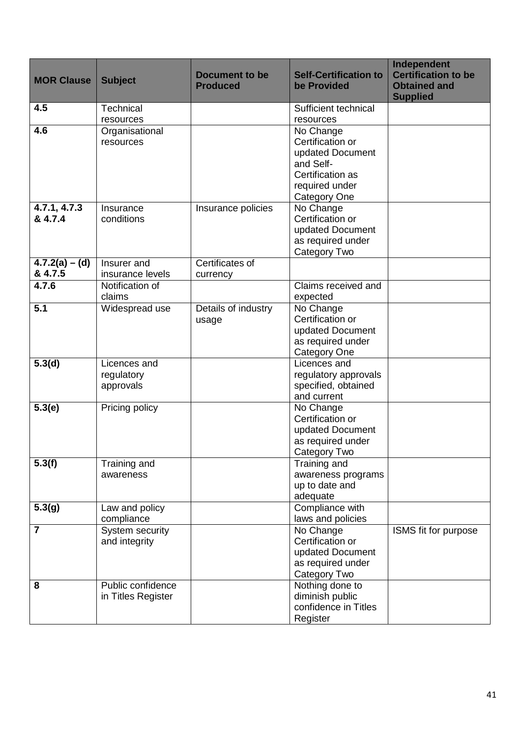| MOR Clause | Subject | Document to be Produced | Self-Certification to be Provided | Independent Certification to be Obtained and Supplied |
|---|---|---|---|---|
| **4.5** | Technical resources | | Sufficient technical resources | |
| **4.6** | Organisational resources | | No Change Certification or updated Document and Self-Certification as required under Category One | |
| **4.7.1, 4.7.3 & 4.7.4** | Insurance conditions | Insurance policies | No Change Certification or updated Document as required under Category Two | |
| **4.7.2(a) – (d) & 4.7.5** | Insurer and insurance levels | Certificates of currency | | |
| **4.7.6** | Notification of claims | | Claims received and expected | |
| **5.1** | Widespread use | Details of industry usage | No Change Certification or updated Document as required under Category One | |
| **5.3(d)** | Licences and regulatory approvals | | Licences and regulatory approvals specified, obtained and current | |
| **5.3(e)** | Pricing policy | | No Change Certification or updated Document as required under Category Two | |
| **5.3(f)** | Training and awareness | | Training and awareness programs up to date and adequate | |
| **5.3(g)** | Law and policy compliance | | Compliance with laws and policies | |
| **7** | System security and integrity | | No Change Certification or updated Document as required under Category Two | ISMS fit for purpose |
| **8** | Public confidence in Titles Register | | Nothing done to diminish public confidence in Titles Register | |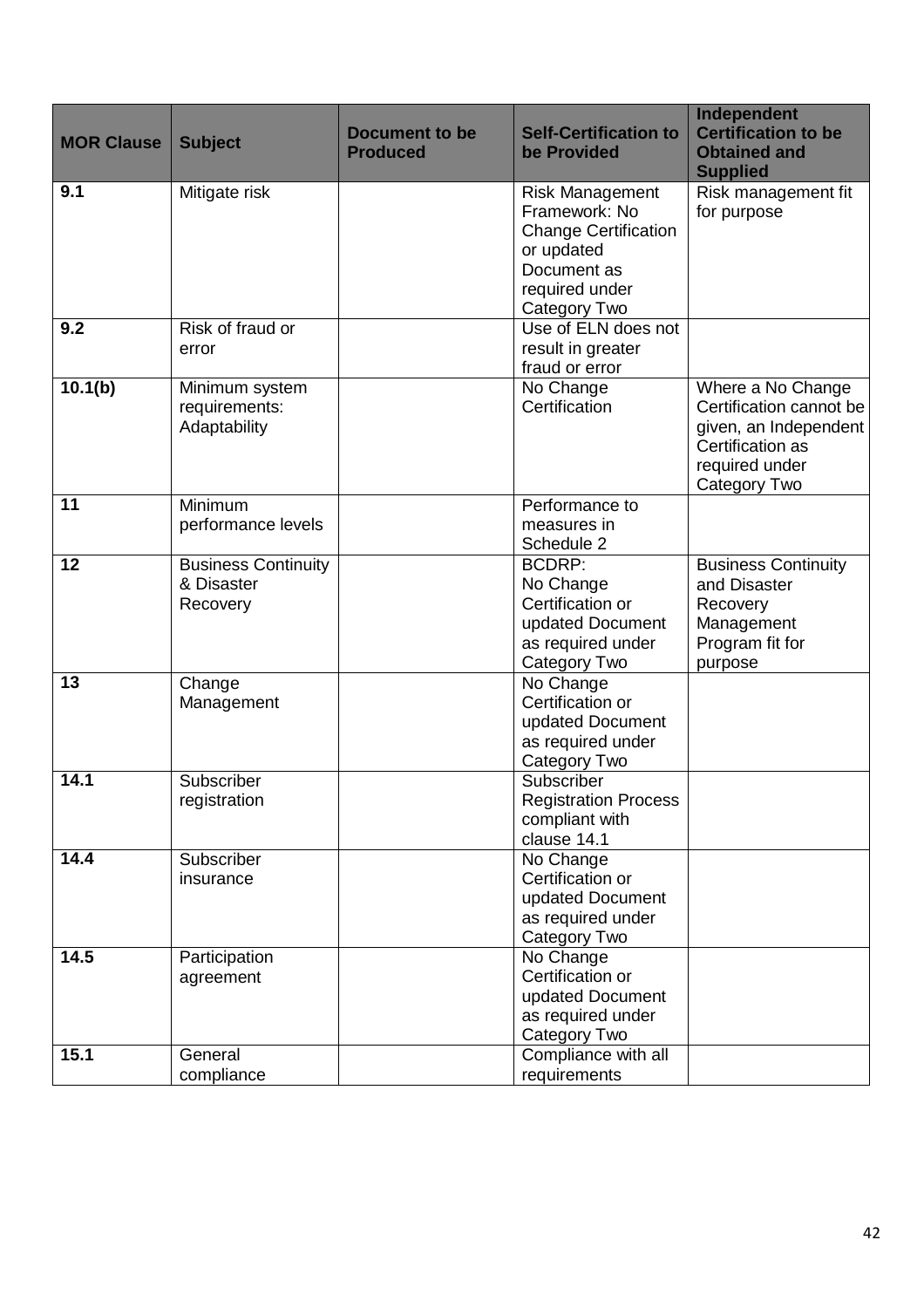| MOR Clause | Subject | Document to be Produced | Self-Certification to be Provided | Independent Certification to be Obtained and Supplied |
|---|---|---|---|---|
| **9.1** | Mitigate risk | | Risk Management Framework: No Change Certification or updated Document as required under Category Two | Risk management fit for purpose |
| **9.2** | Risk of fraud or error | | Use of ELN does not result in greater fraud or error | |
| **10.1(b)** | Minimum system requirements: Adaptability | | No Change Certification | Where a No Change Certification cannot be given, an Independent Certification as required under Category Two |
| **11** | Minimum performance levels | | Performance to measures in Schedule 2 | |
| **12** | Business Continuity & Disaster Recovery | | BCDRP: No Change Certification or updated Document as required under Category Two | Business Continuity and Disaster Recovery Management Program fit for purpose |
| **13** | Change Management | | No Change Certification or updated Document as required under Category Two | |
| **14.1** | Subscriber registration | | Subscriber Registration Process compliant with clause 14.1 | |
| **14.4** | Subscriber insurance | | No Change Certification or updated Document as required under Category Two | |
| **14.5** | Participation agreement | | No Change Certification or updated Document as required under Category Two | |
| **15.1** | General compliance | | Compliance with all requirements | |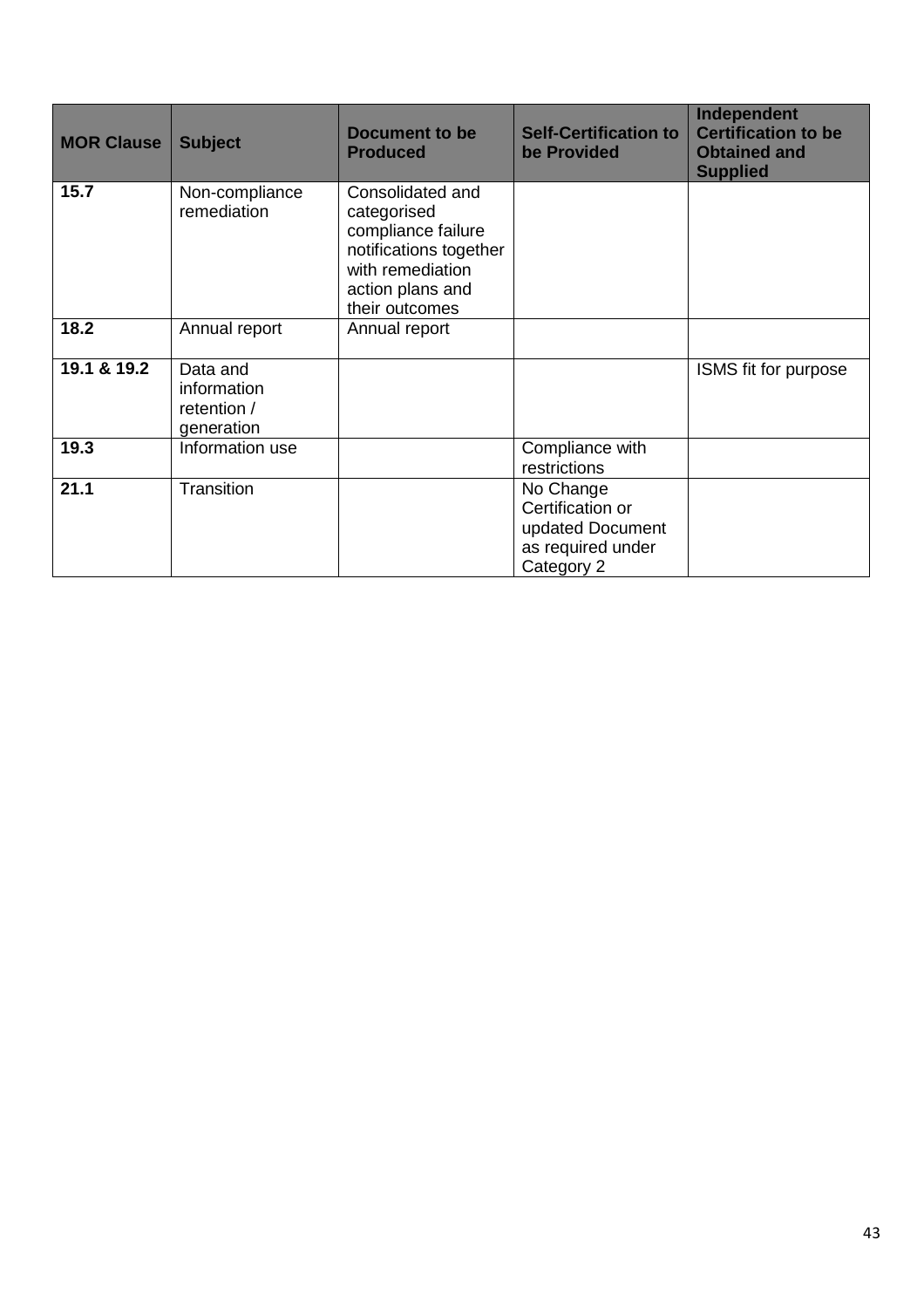| MOR Clause | Subject | Document to be Produced | Self-Certification to be Provided | Independent Certification to be Obtained and Supplied |
|---|---|---|---|---|
| **15.7** | Non-compliance remediation | Consolidated and categorised compliance failure notifications together with remediation action plans and their outcomes | | |
| **18.2** | Annual report | Annual report | | |
| **19.1 & 19.2** | Data and information retention / generation | | | ISMS fit for purpose |
| **19.3** | Information use | | Compliance with restrictions | |
| **21.1** | Transition | | No Change Certification or updated Document as required under Category 2 | |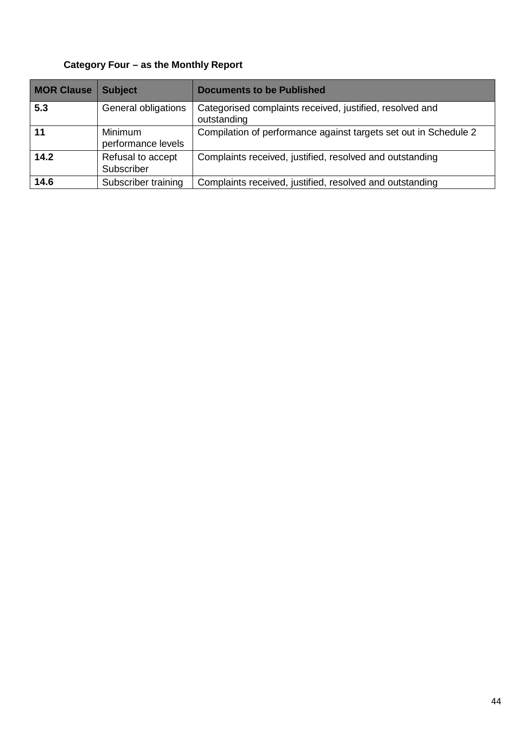**Category Four – as the Monthly Report**

| MOR Clause | Subject | Documents to be Published |
|---|---|---|
| **5.3** | General obligations | Categorised complaints received, justified, resolved and outstanding |
| **11** | Minimum performance levels | Compilation of performance against targets set out in Schedule 2 |
| **14.2** | Refusal to accept Subscriber | Complaints received, justified, resolved and outstanding |
| **14.6** | Subscriber training | Complaints received, justified, resolved and outstanding |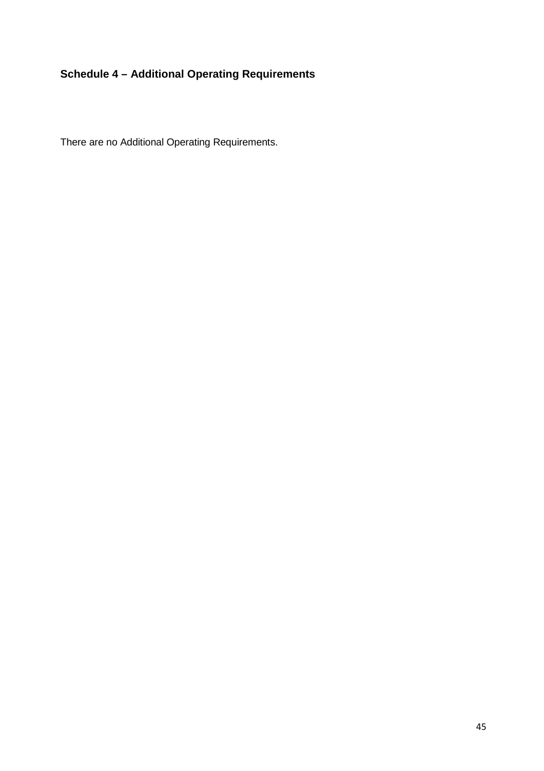## Schedule 4 – Additional Operating Requirements

There are no Additional Operating Requirements.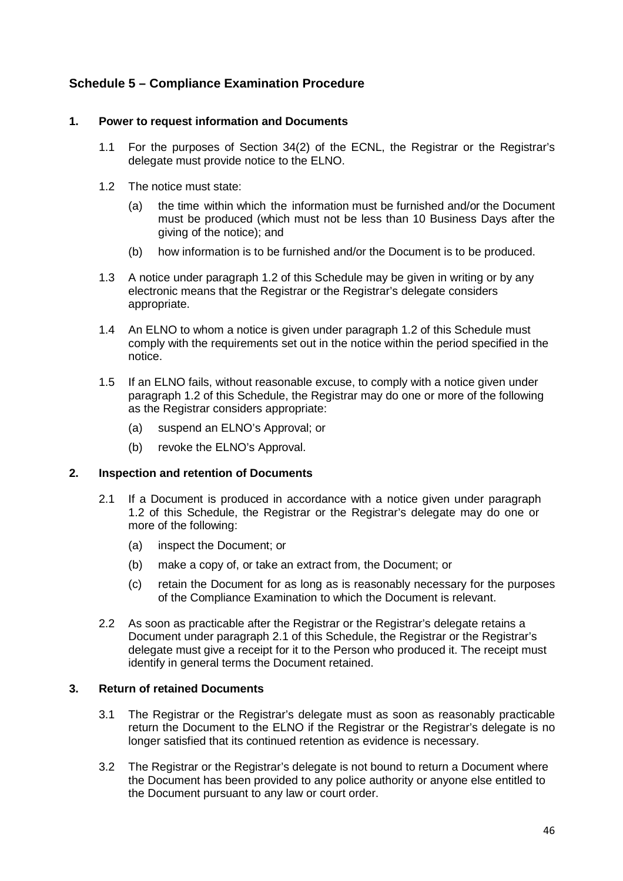## Schedule 5 – Compliance Examination Procedure

### 1. Power to request information and Documents

1.1 For the purposes of Section 34(2) of the ECNL, the Registrar or the Registrar's delegate must provide notice to the ELNO.

1.2 The notice must state:

(a) the time within which the information must be furnished and/or the Document must be produced (which must not be less than 10 Business Days after the giving of the notice); and

(b) how information is to be furnished and/or the Document is to be produced.

1.3 A notice under paragraph 1.2 of this Schedule may be given in writing or by any electronic means that the Registrar or the Registrar's delegate considers appropriate.

1.4 An ELNO to whom a notice is given under paragraph 1.2 of this Schedule must comply with the requirements set out in the notice within the period specified in the notice.

1.5 If an ELNO fails, without reasonable excuse, to comply with a notice given under paragraph 1.2 of this Schedule, the Registrar may do one or more of the following as the Registrar considers appropriate:

(a) suspend an ELNO's Approval; or

(b) revoke the ELNO's Approval.

### 2. Inspection and retention of Documents

2.1 If a Document is produced in accordance with a notice given under paragraph 1.2 of this Schedule, the Registrar or the Registrar's delegate may do one or more of the following:

(a) inspect the Document; or

(b) make a copy of, or take an extract from, the Document; or

(c) retain the Document for as long as is reasonably necessary for the purposes of the Compliance Examination to which the Document is relevant.

2.2 As soon as practicable after the Registrar or the Registrar's delegate retains a Document under paragraph 2.1 of this Schedule, the Registrar or the Registrar's delegate must give a receipt for it to the Person who produced it. The receipt must identify in general terms the Document retained.

### 3. Return of retained Documents

3.1 The Registrar or the Registrar's delegate must as soon as reasonably practicable return the Document to the ELNO if the Registrar or the Registrar's delegate is no longer satisfied that its continued retention as evidence is necessary.

3.2 The Registrar or the Registrar's delegate is not bound to return a Document where the Document has been provided to any police authority or anyone else entitled to the Document pursuant to any law or court order.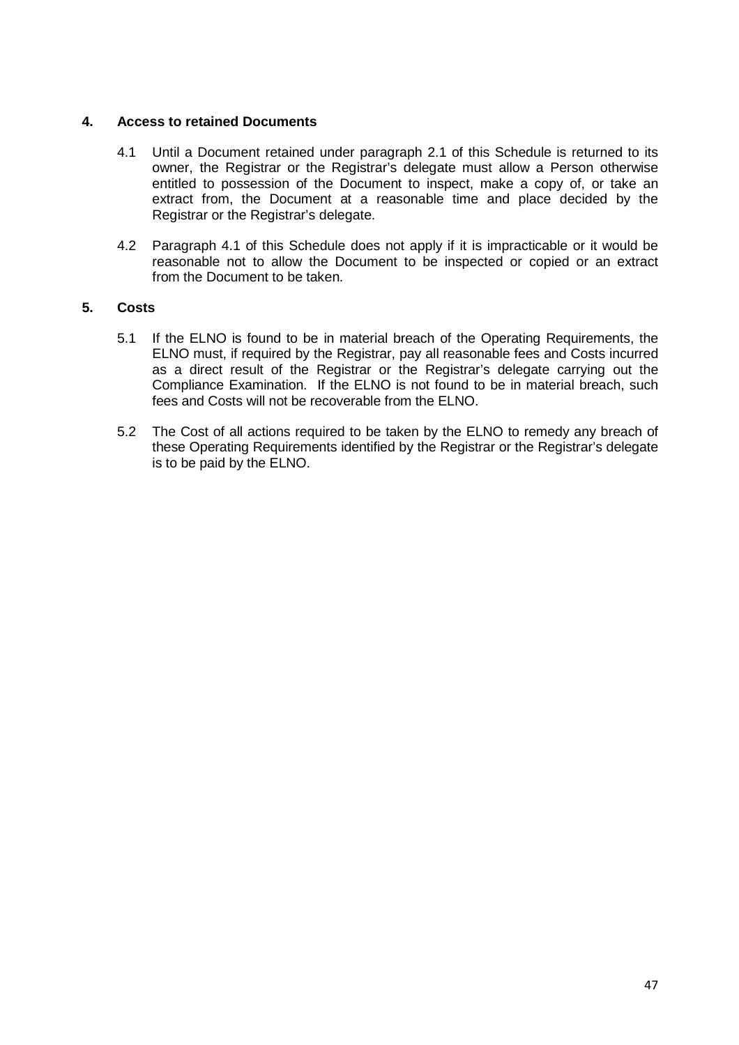## 4. Access to retained Documents

4.1 Until a Document retained under paragraph 2.1 of this Schedule is returned to its owner, the Registrar or the Registrar's delegate must allow a Person otherwise entitled to possession of the Document to inspect, make a copy of, or take an extract from, the Document at a reasonable time and place decided by the Registrar or the Registrar's delegate.

4.2 Paragraph 4.1 of this Schedule does not apply if it is impracticable or it would be reasonable not to allow the Document to be inspected or copied or an extract from the Document to be taken.

## 5. Costs

5.1 If the ELNO is found to be in material breach of the Operating Requirements, the ELNO must, if required by the Registrar, pay all reasonable fees and Costs incurred as a direct result of the Registrar or the Registrar's delegate carrying out the Compliance Examination. If the ELNO is not found to be in material breach, such fees and Costs will not be recoverable from the ELNO.

5.2 The Cost of all actions required to be taken by the ELNO to remedy any breach of these Operating Requirements identified by the Registrar or the Registrar's delegate is to be paid by the ELNO.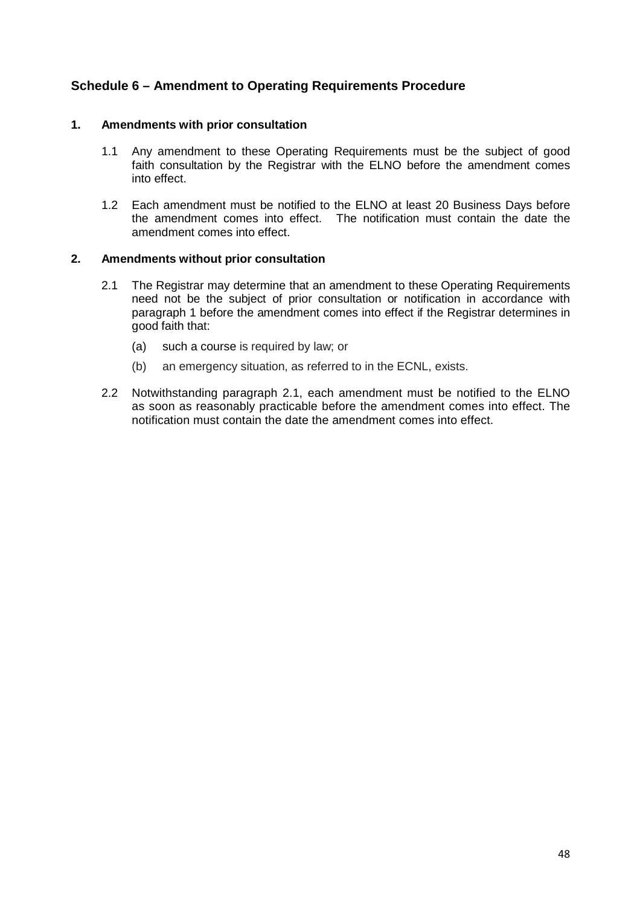## Schedule 6 – Amendment to Operating Requirements Procedure

### 1. Amendments with prior consultation

1.1 Any amendment to these Operating Requirements must be the subject of good faith consultation by the Registrar with the ELNO before the amendment comes into effect.

1.2 Each amendment must be notified to the ELNO at least 20 Business Days before the amendment comes into effect. The notification must contain the date the amendment comes into effect.

### 2. Amendments without prior consultation

2.1 The Registrar may determine that an amendment to these Operating Requirements need not be the subject of prior consultation or notification in accordance with paragraph 1 before the amendment comes into effect if the Registrar determines in good faith that:

(a) such a course is required by law; or

(b) an emergency situation, as referred to in the ECNL, exists.

2.2 Notwithstanding paragraph 2.1, each amendment must be notified to the ELNO as soon as reasonably practicable before the amendment comes into effect. The notification must contain the date the amendment comes into effect.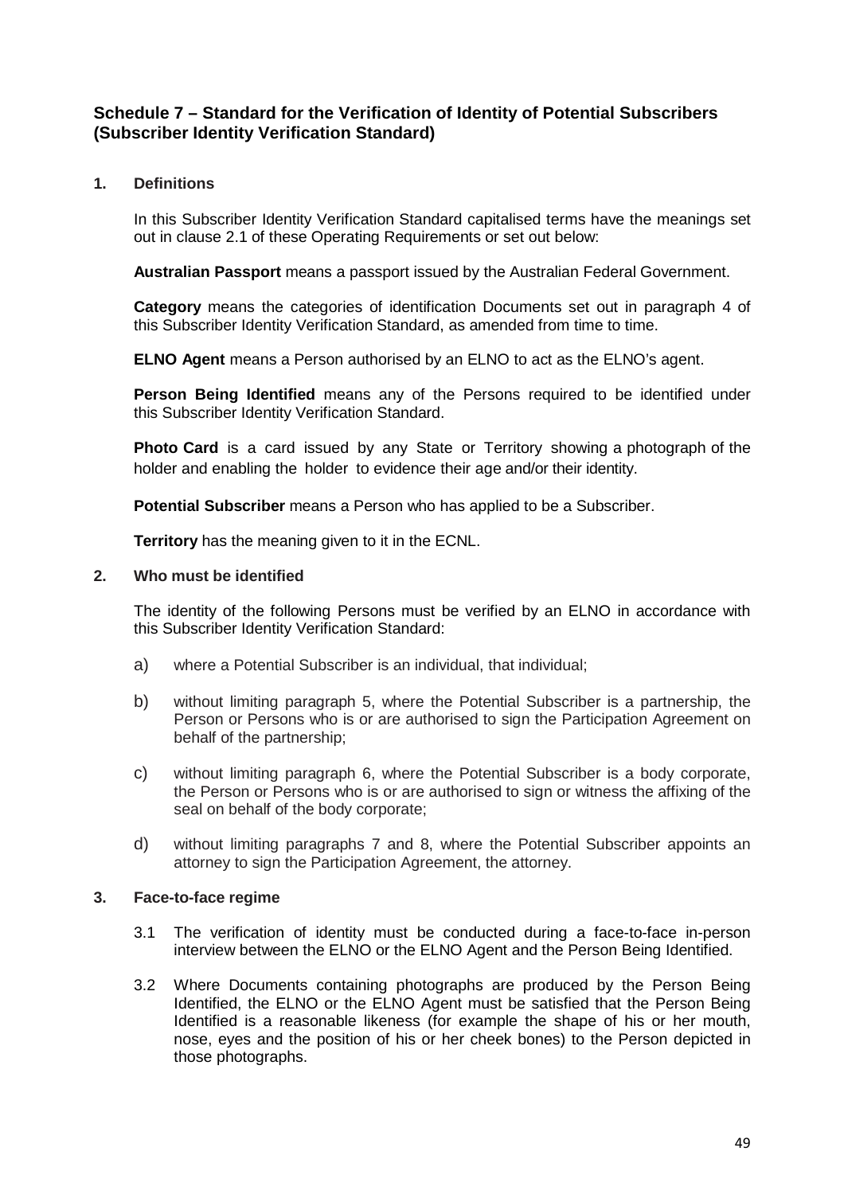## Schedule 7 – Standard for the Verification of Identity of Potential Subscribers (Subscriber Identity Verification Standard)

### 1. Definitions

In this Subscriber Identity Verification Standard capitalised terms have the meanings set out in clause 2.1 of these Operating Requirements or set out below:

**Australian Passport** means a passport issued by the Australian Federal Government.

**Category** means the categories of identification Documents set out in paragraph 4 of this Subscriber Identity Verification Standard, as amended from time to time.

**ELNO Agent** means a Person authorised by an ELNO to act as the ELNO's agent.

**Person Being Identified** means any of the Persons required to be identified under this Subscriber Identity Verification Standard.

**Photo Card** is a card issued by any State or Territory showing a photograph of the holder and enabling the holder to evidence their age and/or their identity.

**Potential Subscriber** means a Person who has applied to be a Subscriber.

**Territory** has the meaning given to it in the ECNL.

### 2. Who must be identified

The identity of the following Persons must be verified by an ELNO in accordance with this Subscriber Identity Verification Standard:

a) where a Potential Subscriber is an individual, that individual;

b) without limiting paragraph 5, where the Potential Subscriber is a partnership, the Person or Persons who is or are authorised to sign the Participation Agreement on behalf of the partnership;

c) without limiting paragraph 6, where the Potential Subscriber is a body corporate, the Person or Persons who is or are authorised to sign or witness the affixing of the seal on behalf of the body corporate;

d) without limiting paragraphs 7 and 8, where the Potential Subscriber appoints an attorney to sign the Participation Agreement, the attorney.

### 3. Face-to-face regime

3.1 The verification of identity must be conducted during a face-to-face in-person interview between the ELNO or the ELNO Agent and the Person Being Identified.

3.2 Where Documents containing photographs are produced by the Person Being Identified, the ELNO or the ELNO Agent must be satisfied that the Person Being Identified is a reasonable likeness (for example the shape of his or her mouth, nose, eyes and the position of his or her cheek bones) to the Person depicted in those photographs.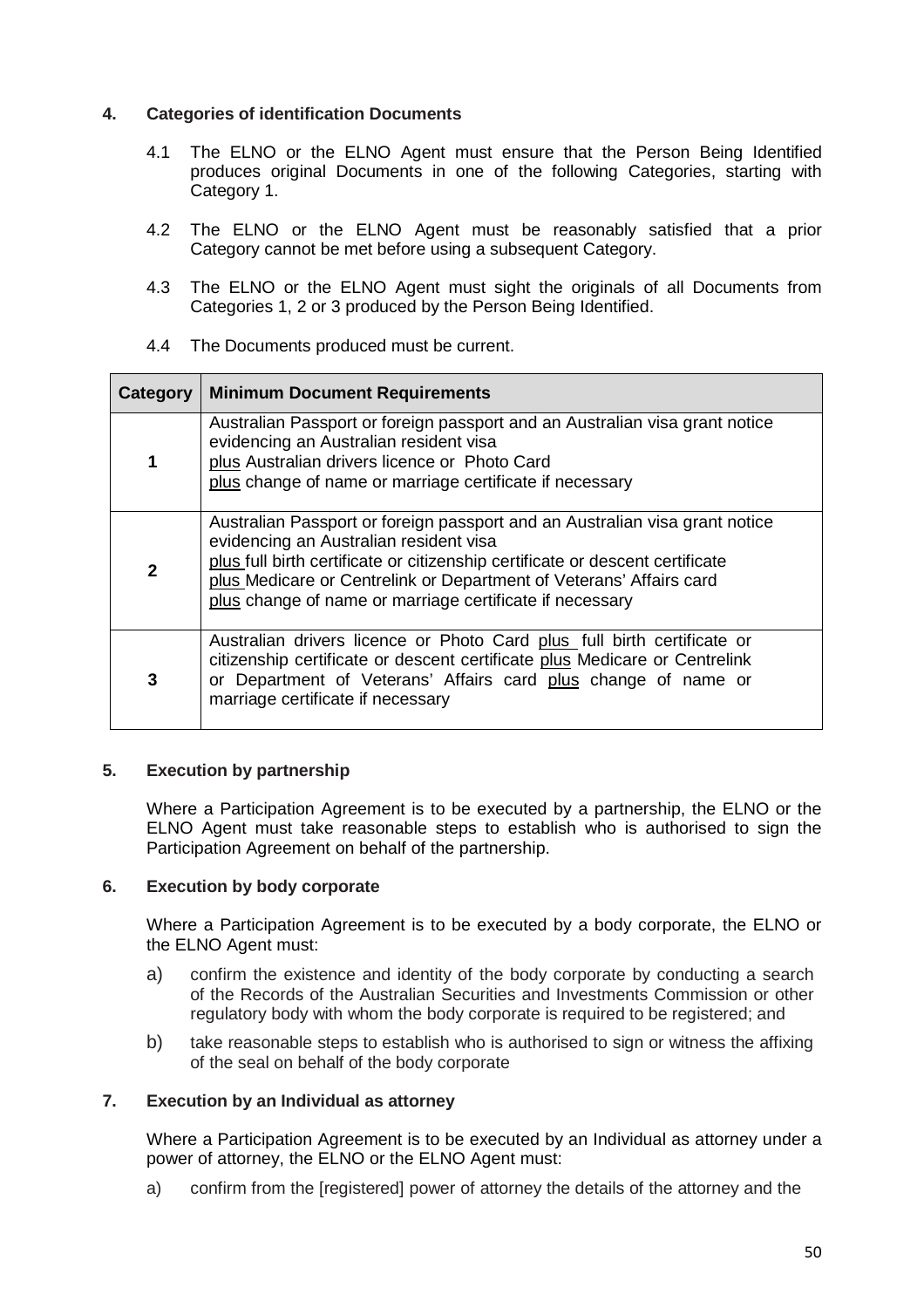### 4. Categories of identification Documents

4.1 The ELNO or the ELNO Agent must ensure that the Person Being Identified produces original Documents in one of the following Categories, starting with Category 1.

4.2 The ELNO or the ELNO Agent must be reasonably satisfied that a prior Category cannot be met before using a subsequent Category.

4.3 The ELNO or the ELNO Agent must sight the originals of all Documents from Categories 1, 2 or 3 produced by the Person Being Identified.

4.4 The Documents produced must be current.

| Category | Minimum Document Requirements |
|---|---|
| 1 | Australian Passport or foreign passport and an Australian visa grant notice evidencing an Australian resident visa<br>plus Australian drivers licence or Photo Card<br>plus change of name or marriage certificate if necessary |
| 2 | Australian Passport or foreign passport and an Australian visa grant notice evidencing an Australian resident visa<br>plus full birth certificate or citizenship certificate or descent certificate<br>plus Medicare or Centrelink or Department of Veterans' Affairs card<br>plus change of name or marriage certificate if necessary |
| 3 | Australian drivers licence or Photo Card plus full birth certificate or citizenship certificate or descent certificate plus Medicare or Centrelink or Department of Veterans' Affairs card plus change of name or marriage certificate if necessary |

### 5. Execution by partnership

Where a Participation Agreement is to be executed by a partnership, the ELNO or the ELNO Agent must take reasonable steps to establish who is authorised to sign the Participation Agreement on behalf of the partnership.

### 6. Execution by body corporate

Where a Participation Agreement is to be executed by a body corporate, the ELNO or the ELNO Agent must:

a) confirm the existence and identity of the body corporate by conducting a search of the Records of the Australian Securities and Investments Commission or other regulatory body with whom the body corporate is required to be registered; and

b) take reasonable steps to establish who is authorised to sign or witness the affixing of the seal on behalf of the body corporate

### 7. Execution by an Individual as attorney

Where a Participation Agreement is to be executed by an Individual as attorney under a power of attorney, the ELNO or the ELNO Agent must:

a) confirm from the [registered] power of attorney the details of the attorney and the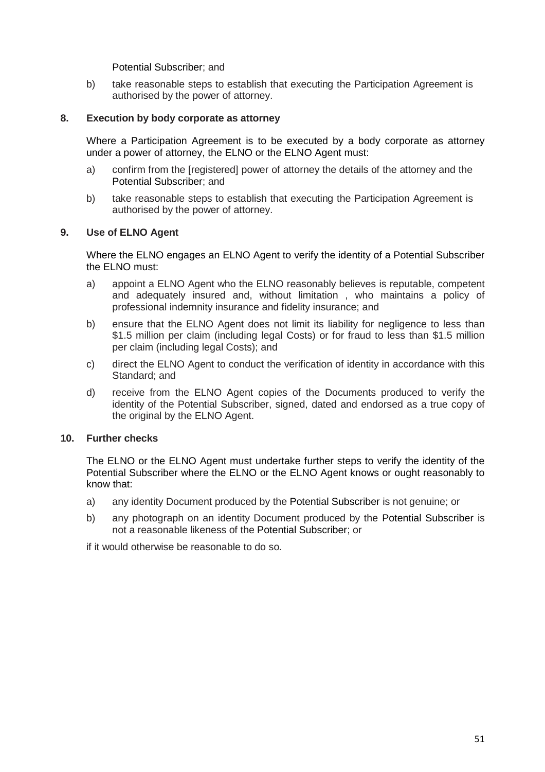Potential Subscriber; and

b) take reasonable steps to establish that executing the Participation Agreement is authorised by the power of attorney.

**8. Execution by body corporate as attorney**

Where a Participation Agreement is to be executed by a body corporate as attorney under a power of attorney, the ELNO or the ELNO Agent must:

a) confirm from the [registered] power of attorney the details of the attorney and the Potential Subscriber; and

b) take reasonable steps to establish that executing the Participation Agreement is authorised by the power of attorney.

**9. Use of ELNO Agent**

Where the ELNO engages an ELNO Agent to verify the identity of a Potential Subscriber the ELNO must:

a) appoint a ELNO Agent who the ELNO reasonably believes is reputable, competent and adequately insured and, without limitation , who maintains a policy of professional indemnity insurance and fidelity insurance; and

b) ensure that the ELNO Agent does not limit its liability for negligence to less than $1.5 million per claim (including legal Costs) or for fraud to less than $1.5 million per claim (including legal Costs); and

c) direct the ELNO Agent to conduct the verification of identity in accordance with this Standard; and

d) receive from the ELNO Agent copies of the Documents produced to verify the identity of the Potential Subscriber, signed, dated and endorsed as a true copy of the original by the ELNO Agent.

**10. Further checks**

The ELNO or the ELNO Agent must undertake further steps to verify the identity of the Potential Subscriber where the ELNO or the ELNO Agent knows or ought reasonably to know that:

a) any identity Document produced by the Potential Subscriber is not genuine; or

b) any photograph on an identity Document produced by the Potential Subscriber is not a reasonable likeness of the Potential Subscriber; or

if it would otherwise be reasonable to do so.